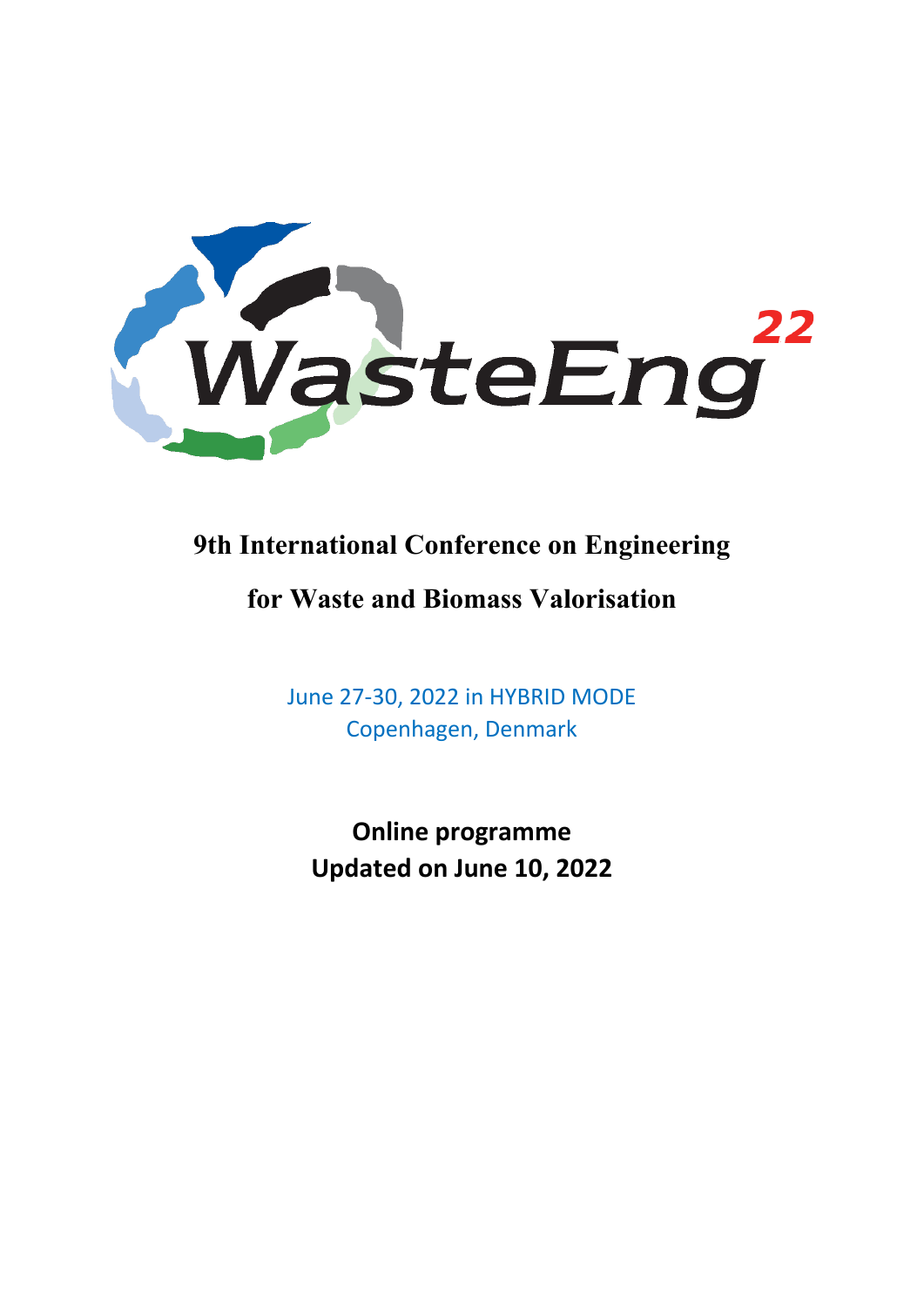WasteEng22

# 9th International Conference on Engineering for Waste and Biomass Valorisation

June 27-30, 2022 in HYBRID MODE
Copenhagen, Denmark

**Online programme**
**Updated on June 10, 2022**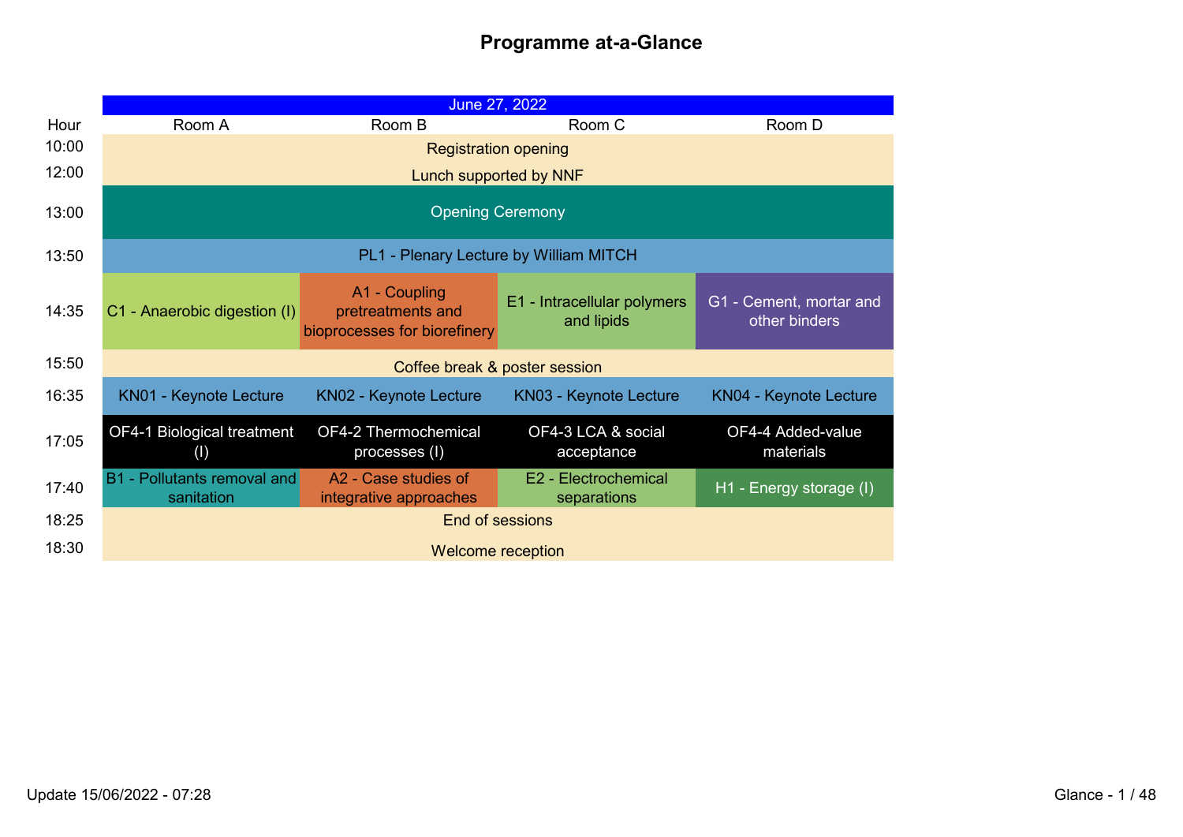# Programme at-a-Glance

| June 27, 2022 | | | | |
|---|---|---|---|---|
| Hour | Room A | Room B | Room C | Room D |
| 10:00 | Registration opening | | | |
| 12:00 | Lunch supported by NNF | | | |
| 13:00 | Opening Ceremony | | | |
| 13:50 | PL1 - Plenary Lecture by William MITCH | | | |
| 14:35 | C1 - Anaerobic digestion (I) | A1 - Coupling pretreatments and bioprocesses for biorefinery | E1 - Intracellular polymers and lipids | G1 - Cement, mortar and other binders |
| 15:50 | Coffee break & poster session | | | |
| 16:35 | KN01 - Keynote Lecture | KN02 - Keynote Lecture | KN03 - Keynote Lecture | KN04 - Keynote Lecture |
| 17:05 | OF4-1 Biological treatment (I) | OF4-2 Thermochemical processes (I) | OF4-3 LCA & social acceptance | OF4-4 Added-value materials |
| 17:40 | B1 - Pollutants removal and sanitation | A2 - Case studies of integrative approaches | E2 - Electrochemical separations | H1 - Energy storage (I) |
| 18:25 | End of sessions | | | |
| 18:30 | Welcome reception | | | |

Update 15/06/2022 - 07:28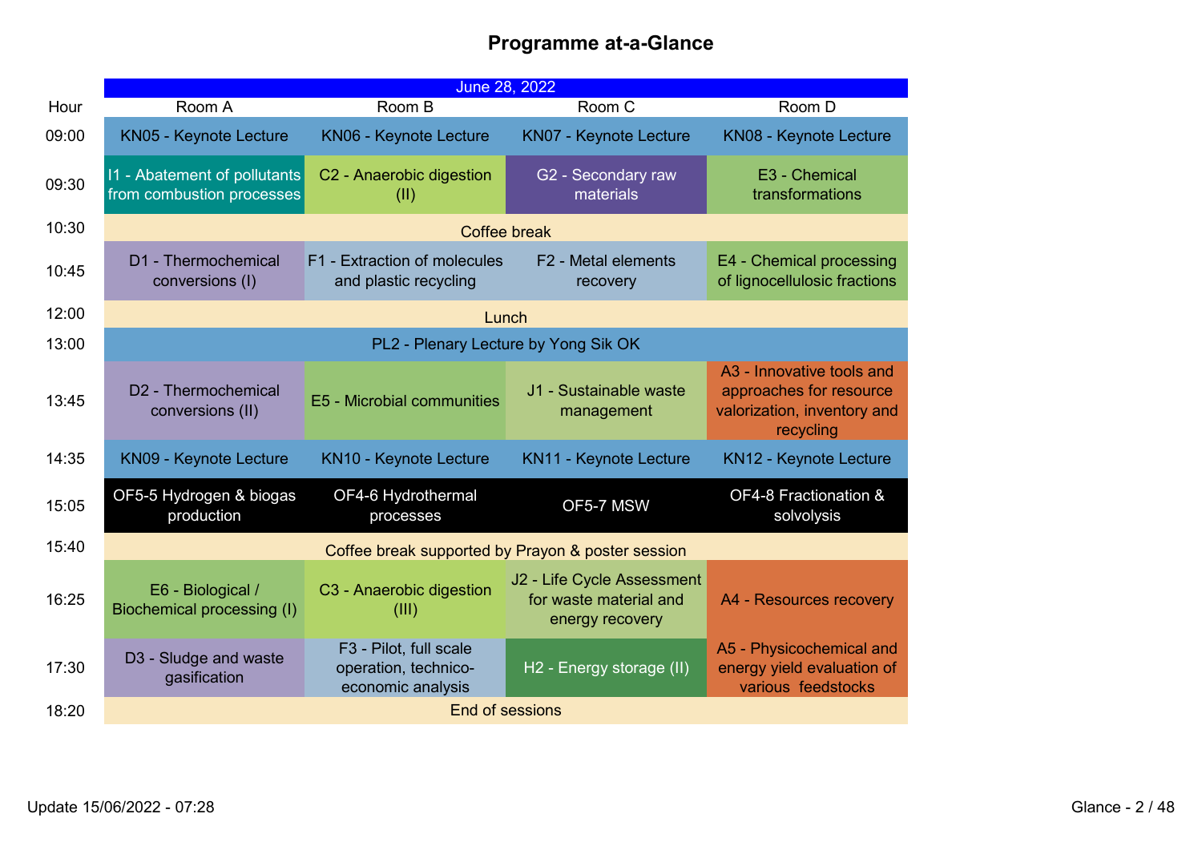# Programme at-a-Glance

| June 28, 2022 | | | | |
|---|---|---|---|---|
| Hour | Room A | Room B | Room C | Room D |
| 09:00 | KN05 - Keynote Lecture | KN06 - Keynote Lecture | KN07 - Keynote Lecture | KN08 - Keynote Lecture |
| 09:30 | I1 - Abatement of pollutants from combustion processes | C2 - Anaerobic digestion (II) | G2 - Secondary raw materials | E3 - Chemical transformations |
| 10:30 | Coffee break | | | |
| 10:45 | D1 - Thermochemical conversions (I) | F1 - Extraction of molecules and plastic recycling | F2 - Metal elements recovery | E4 - Chemical processing of lignocellulosic fractions |
| 12:00 | Lunch | | | |
| 13:00 | PL2 - Plenary Lecture by Yong Sik OK | | | |
| 13:45 | D2 - Thermochemical conversions (II) | E5 - Microbial communities | J1 - Sustainable waste management | A3 - Innovative tools and approaches for resource valorization, inventory and recycling |
| 14:35 | KN09 - Keynote Lecture | KN10 - Keynote Lecture | KN11 - Keynote Lecture | KN12 - Keynote Lecture |
| 15:05 | OF5-5 Hydrogen & biogas production | OF4-6 Hydrothermal processes | OF5-7 MSW | OF4-8 Fractionation & solvolysis |
| 15:40 | Coffee break supported by Prayon & poster session | | | |
| 16:25 | E6 - Biological / Biochemical processing (I) | C3 - Anaerobic digestion (III) | J2 - Life Cycle Assessment for waste material and energy recovery | A4 - Resources recovery |
| 17:30 | D3 - Sludge and waste gasification | F3 - Pilot, full scale operation, technico-economic analysis | H2 - Energy storage (II) | A5 - Physicochemical and energy yield evaluation of various feedstocks |
| 18:20 | End of sessions | | | |

Update 15/06/2022 - 07:28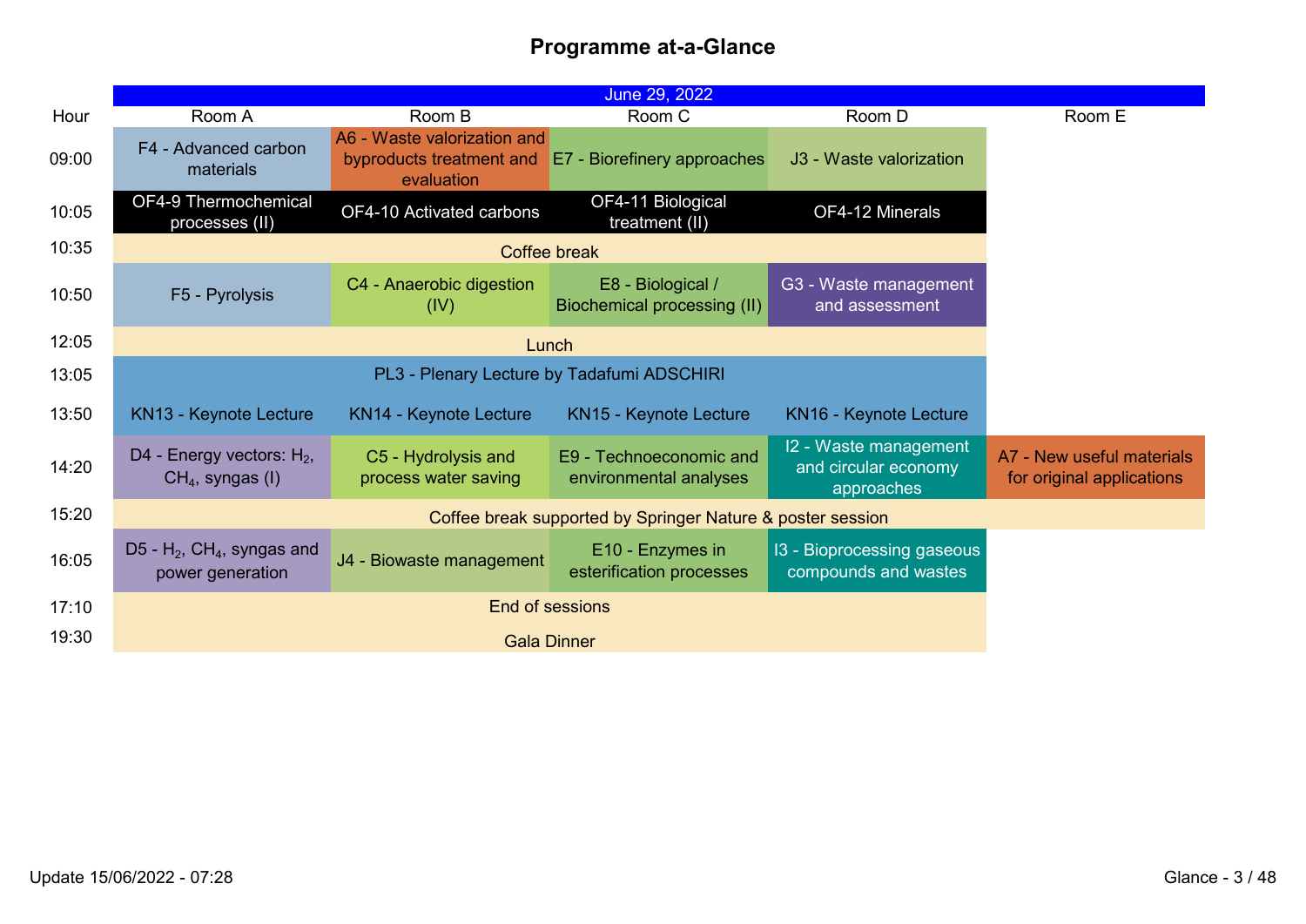# Programme at-a-Glance

| Hour | Room A | Room B | Room C | Room D | Room E |
|---|---|---|---|---|---|
| | June 29, 2022 | | | | |
| 09:00 | F4 - Advanced carbon materials | A6 - Waste valorization and byproducts treatment and evaluation | E7 - Biorefinery approaches | J3 - Waste valorization | |
| 10:05 | OF4-9 Thermochemical processes (II) | OF4-10 Activated carbons | OF4-11 Biological treatment (II) | OF4-12 Minerals | |
| 10:35 | Coffee break | | | | |
| 10:50 | F5 - Pyrolysis | C4 - Anaerobic digestion (IV) | E8 - Biological / Biochemical processing (II) | G3 - Waste management and assessment | |
| 12:05 | Lunch | | | | |
| 13:05 | PL3 - Plenary Lecture by Tadafumi ADSCHIRI | | | | |
| 13:50 | KN13 - Keynote Lecture | KN14 - Keynote Lecture | KN15 - Keynote Lecture | KN16 - Keynote Lecture | |
| 14:20 | D4 - Energy vectors: $H_2$, $CH_4$, syngas (I) | C5 - Hydrolysis and process water saving | E9 - Technoeconomic and environmental analyses | I2 - Waste management and circular economy approaches | A7 - New useful materials for original applications |
| 15:20 | Coffee break supported by Springer Nature & poster session | | | | |
| 16:05 | D5 - $H_2$, $CH_4$, syngas and power generation | J4 - Biowaste management | E10 - Enzymes in esterification processes | I3 - Bioprocessing gaseous compounds and wastes | |
| 17:10 | End of sessions | | | | |
| 19:30 | Gala Dinner | | | | |

Update 15/06/2022 - 07:28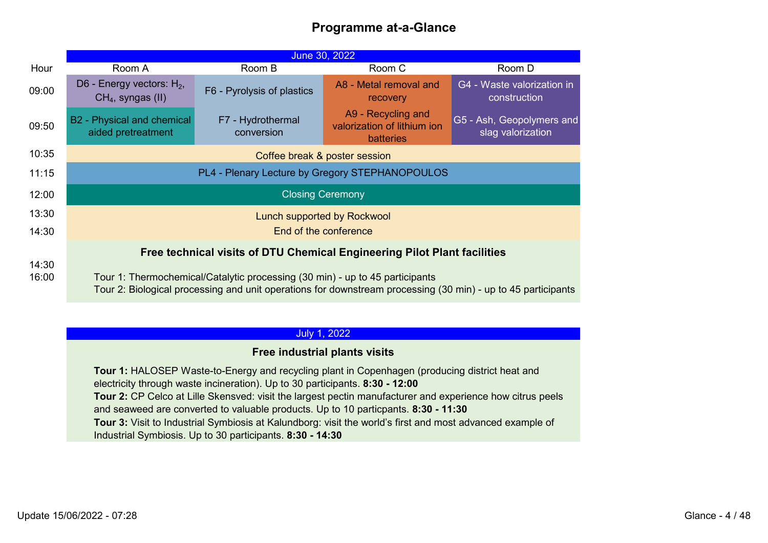# Programme at-a-Glance

## June 30, 2022

| Hour | Room A | Room B | Room C | Room D |
|---|---|---|---|---|
| 09:00 | D6 - Energy vectors: $H_2$, $CH_4$, syngas (II) | F6 - Pyrolysis of plastics | A8 - Metal removal and recovery | G4 - Waste valorization in construction |
| 09:50 | B2 - Physical and chemical aided pretreatment | F7 - Hydrothermal conversion | A9 - Recycling and valorization of lithium ion batteries | G5 - Ash, Geopolymers and slag valorization |
| 10:35 | Coffee break & poster session | | | |
| 11:15 | PL4 - Plenary Lecture by Gregory STEPHANOPOULOS | | | |
| 12:00 | Closing Ceremony | | | |
| 13:30 | Lunch supported by Rockwool | | | |
| 14:30 | End of the conference | | | |
| 14:30<br>16:00 | **Free technical visits of DTU Chemical Engineering Pilot Plant facilities**<br>Tour 1: Thermochemical/Catalytic processing (30 min) - up to 45 participants<br>Tour 2: Biological processing and unit operations for downstream processing (30 min) - up to 45 participants | | | |

## July 1, 2022

**Free industrial plants visits**

**Tour 1:** HALOSEP Waste-to-Energy and recycling plant in Copenhagen (producing district heat and electricity through waste incineration). Up to 30 participants. **8:30 - 12:00**

**Tour 2:** CP Celco at Lille Skensved: visit the largest pectin manufacturer and experience how citrus peels and seaweed are converted to valuable products. Up to 10 particpants. **8:30 - 11:30**

**Tour 3:** Visit to Industrial Symbiosis at Kalundborg: visit the world's first and most advanced example of Industrial Symbiosis. Up to 30 participants. **8:30 - 14:30**

Update 15/06/2022 - 07:28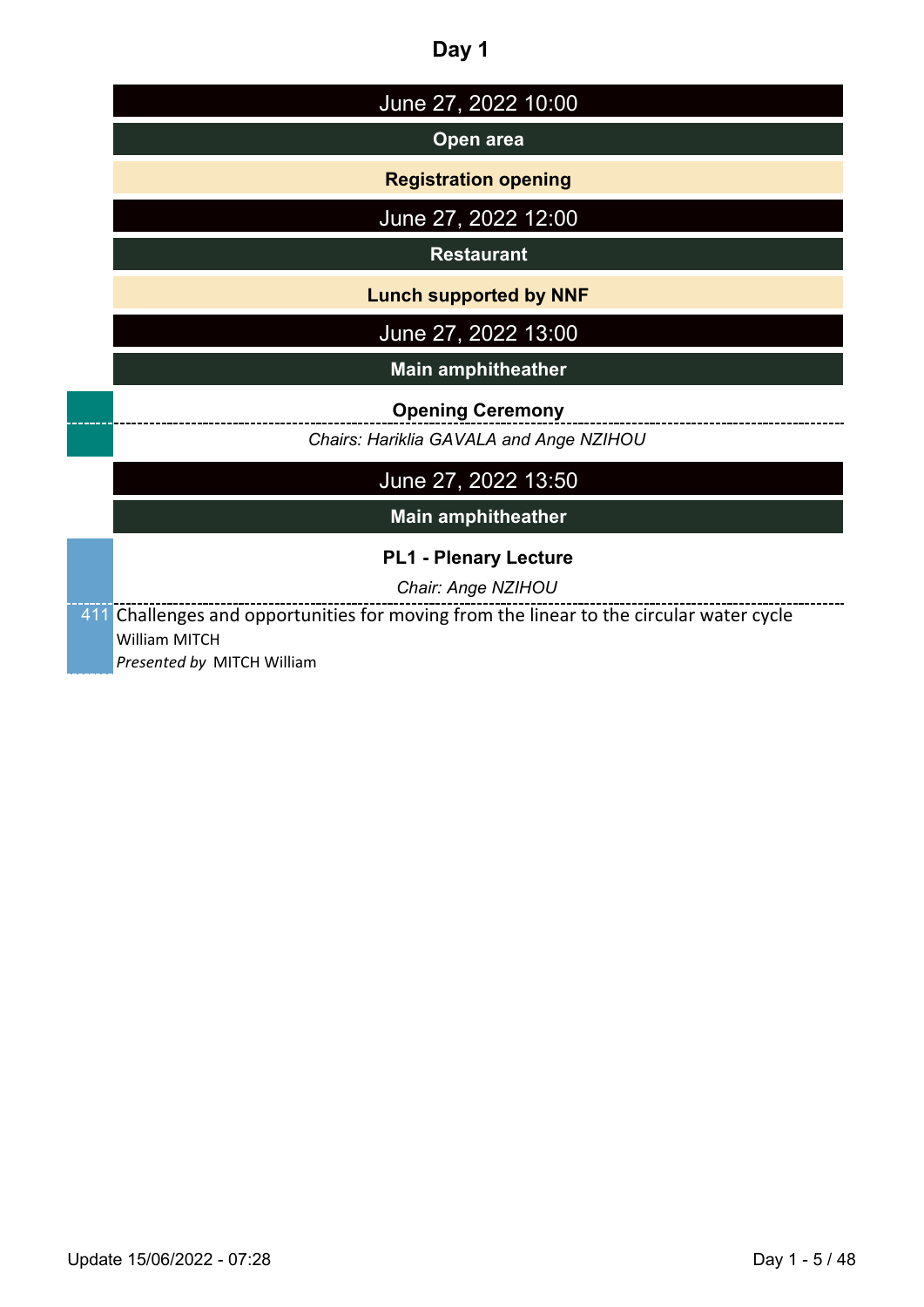# Day 1

**June 27, 2022 10:00**

**Open area**

**Registration opening**

**June 27, 2022 12:00**

**Restaurant**

**Lunch supported by NNF**

**June 27, 2022 13:00**

**Main amphitheather**

**Opening Ceremony**

*Chairs: Hariklia GAVALA and Ange NZIHOU*

**June 27, 2022 13:50**

**Main amphitheather**

**PL1 - Plenary Lecture**

*Chair: Ange NZIHOU*

411 Challenges and opportunities for moving from the linear to the circular water cycle
William MITCH
*Presented by* MITCH William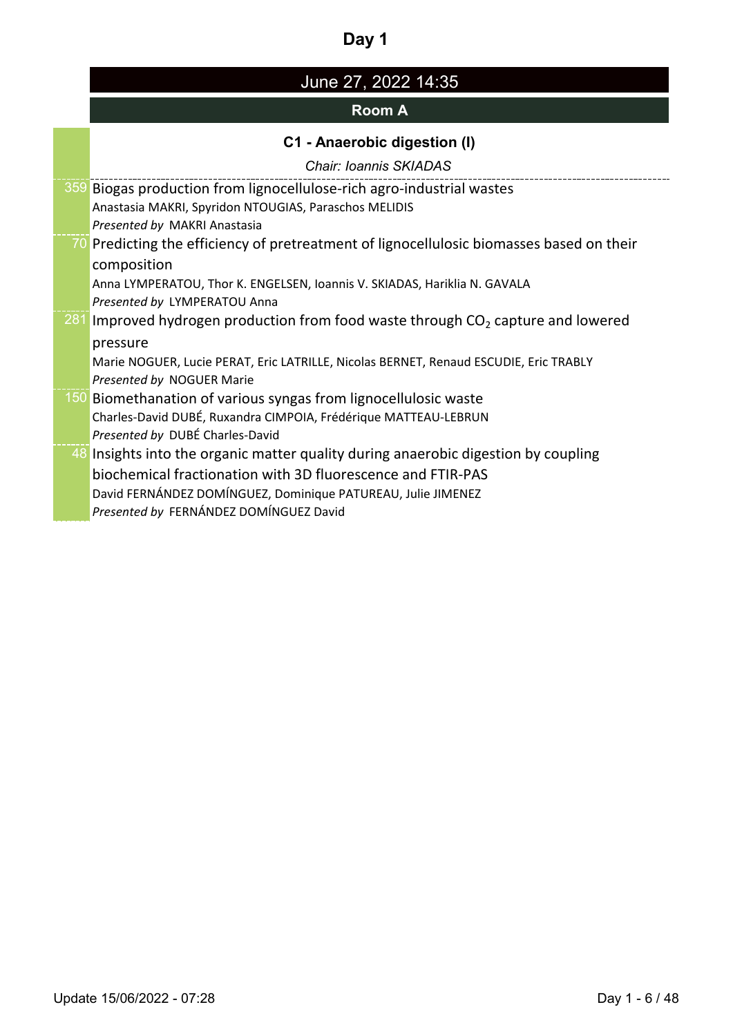# Day 1

## June 27, 2022 14:35

### Room A

### C1 - Anaerobic digestion (I)

*Chair: Ioannis SKIADAS*

359 Biogas production from lignocellulose-rich agro-industrial wastes
Anastasia MAKRI, Spyridon NTOUGIAS, Paraschos MELIDIS
*Presented by* MAKRI Anastasia

70 Predicting the efficiency of pretreatment of lignocellulosic biomasses based on their composition
Anna LYMPERATOU, Thor K. ENGELSEN, Ioannis V. SKIADAS, Hariklia N. GAVALA
*Presented by* LYMPERATOU Anna

281 Improved hydrogen production from food waste through $CO_2$ capture and lowered pressure
Marie NOGUER, Lucie PERAT, Eric LATRILLE, Nicolas BERNET, Renaud ESCUDIE, Eric TRABLY
*Presented by* NOGUER Marie

150 Biomethanation of various syngas from lignocellulosic waste
Charles-David DUBÉ, Ruxandra CIMPOIA, Frédérique MATTEAU-LEBRUN
*Presented by* DUBÉ Charles-David

48 Insights into the organic matter quality during anaerobic digestion by coupling biochemical fractionation with 3D fluorescence and FTIR-PAS
David FERNÁNDEZ DOMÍNGUEZ, Dominique PATUREAU, Julie JIMENEZ
*Presented by* FERNÁNDEZ DOMÍNGUEZ David

Update 15/06/2022 - 07:28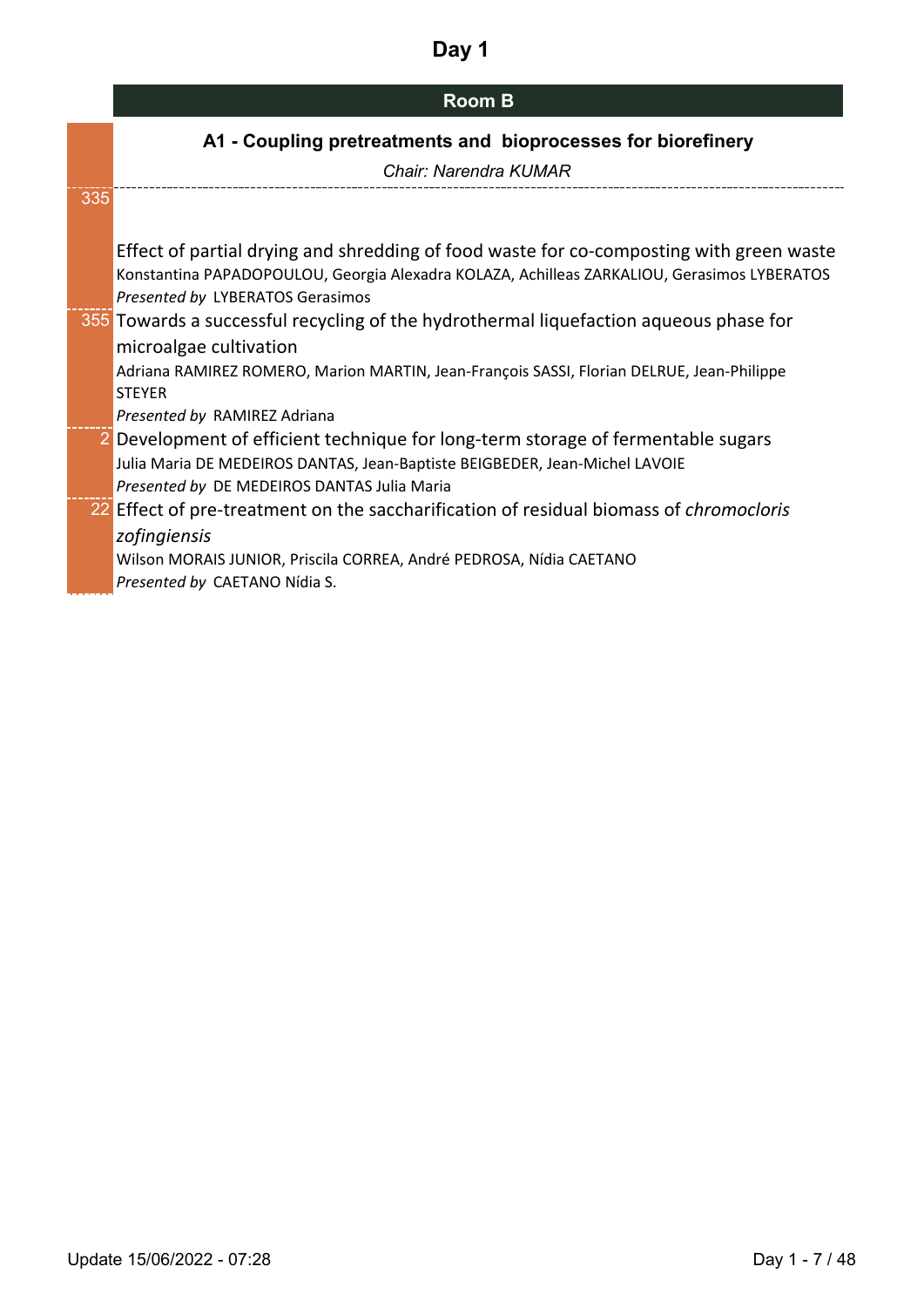# Day 1

## Room B

### A1 - Coupling pretreatments and bioprocesses for biorefinery

*Chair: Narendra KUMAR*

---

**335** Effect of partial drying and shredding of food waste for co-composting with green waste

Konstantina PAPADOPOULOU, Georgia Alexadra KOLAZA, Achilleas ZARKALIOU, Gerasimos LYBERATOS

*Presented by* LYBERATOS Gerasimos

---

**355** Towards a successful recycling of the hydrothermal liquefaction aqueous phase for microalgae cultivation

Adriana RAMIREZ ROMERO, Marion MARTIN, Jean-François SASSI, Florian DELRUE, Jean-Philippe STEYER

*Presented by* RAMIREZ Adriana

---

**2** Development of efficient technique for long-term storage of fermentable sugars

Julia Maria DE MEDEIROS DANTAS, Jean-Baptiste BEIGBEDER, Jean-Michel LAVOIE

*Presented by* DE MEDEIROS DANTAS Julia Maria

---

**22** Effect of pre-treatment on the saccharification of residual biomass of *chromocloris zofingiensis*

Wilson MORAIS JUNIOR, Priscila CORREA, André PEDROSA, Nídia CAETANO

*Presented by* CAETANO Nídia S.

Update 15/06/2022 - 07:28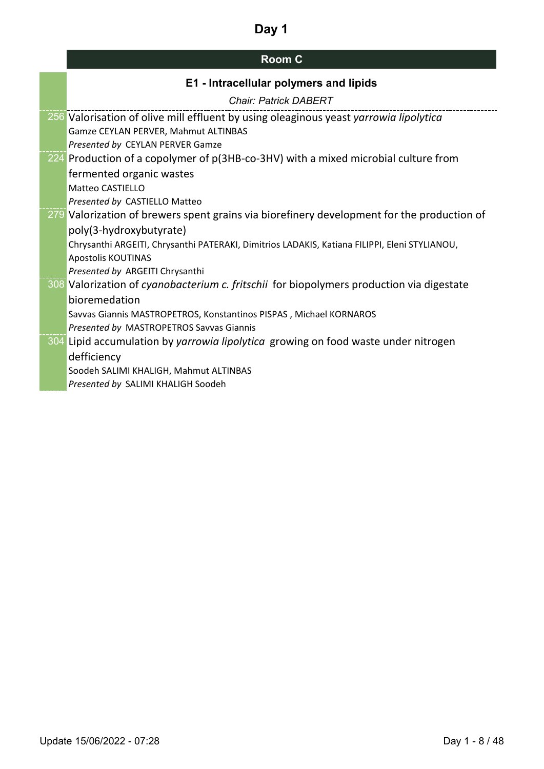# Day 1

## Room C

### E1 - Intracellular polymers and lipids

*Chair: Patrick DABERT*

256 Valorisation of olive mill effluent by using oleaginous yeast *yarrowia lipolytica*
Gamze CEYLAN PERVER, Mahmut ALTINBAS
*Presented by* CEYLAN PERVER Gamze

224 Production of a copolymer of p(3HB-co-3HV) with a mixed microbial culture from fermented organic wastes
Matteo CASTIELLO
*Presented by* CASTIELLO Matteo

279 Valorization of brewers spent grains via biorefinery development for the production of poly(3-hydroxybutyrate)
Chrysanthi ARGEITI, Chrysanthi PATERAKI, Dimitrios LADAKIS, Katiana FILIPPI, Eleni STYLIANOU, Apostolis KOUTINAS
*Presented by* ARGEITI Chrysanthi

308 Valorization of *cyanobacterium c. fritschii* for biopolymers production via digestate bioremediation
Savvas Giannis MASTROPETROS, Konstantinos PISPAS , Michael KORNAROS
*Presented by* MASTROPETROS Savvas Giannis

304 Lipid accumulation by *yarrowia lipolytica* growing on food waste under nitrogen defficiency
Soodeh SALIMI KHALIGH, Mahmut ALTINBAS
*Presented by* SALIMI KHALIGH Soodeh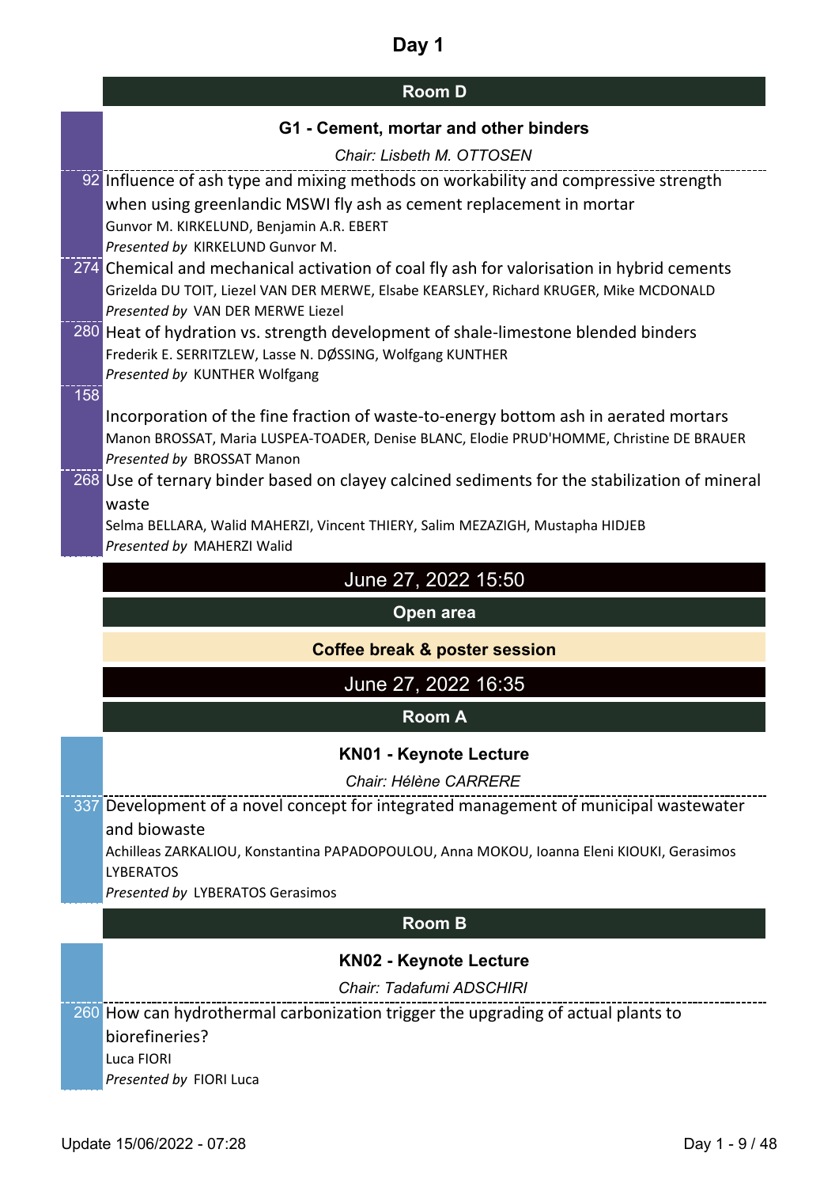# Day 1

## Room D

### G1 - Cement, mortar and other binders

*Chair: Lisbeth M. OTTOSEN*

92 Influence of ash type and mixing methods on workability and compressive strength when using greenlandic MSWI fly ash as cement replacement in mortar
Gunvor M. KIRKELUND, Benjamin A.R. EBERT
*Presented by* KIRKELUND Gunvor M.

274 Chemical and mechanical activation of coal fly ash for valorisation in hybrid cements
Grizelda DU TOIT, Liezel VAN DER MERWE, Elsabe KEARSLEY, Richard KRUGER, Mike MCDONALD
*Presented by* VAN DER MERWE Liezel

280 Heat of hydration vs. strength development of shale-limestone blended binders
Frederik E. SERRITZLEW, Lasse N. DØSSING, Wolfgang KUNTHER
*Presented by* KUNTHER Wolfgang

158 Incorporation of the fine fraction of waste-to-energy bottom ash in aerated mortars
Manon BROSSAT, Maria LUSPEA-TOADER, Denise BLANC, Elodie PRUD'HOMME, Christine DE BRAUER
*Presented by* BROSSAT Manon

268 Use of ternary binder based on clayey calcined sediments for the stabilization of mineral waste
Selma BELLARA, Walid MAHERZI, Vincent THIERY, Salim MEZAZIGH, Mustapha HIDJEB
*Presented by* MAHERZI Walid

## June 27, 2022 15:50

### Open area

**Coffee break & poster session**

## June 27, 2022 16:35

### Room A

#### KN01 - Keynote Lecture

*Chair: Hélène CARRERE*

337 Development of a novel concept for integrated management of municipal wastewater and biowaste
Achilleas ZARKALIOU, Konstantina PAPADOPOULOU, Anna MOKOU, Ioanna Eleni KIOUKI, Gerasimos LYBERATOS
*Presented by* LYBERATOS Gerasimos

### Room B

#### KN02 - Keynote Lecture

*Chair: Tadafumi ADSCHIRI*

260 How can hydrothermal carbonization trigger the upgrading of actual plants to biorefineries?
Luca FIORI
*Presented by* FIORI Luca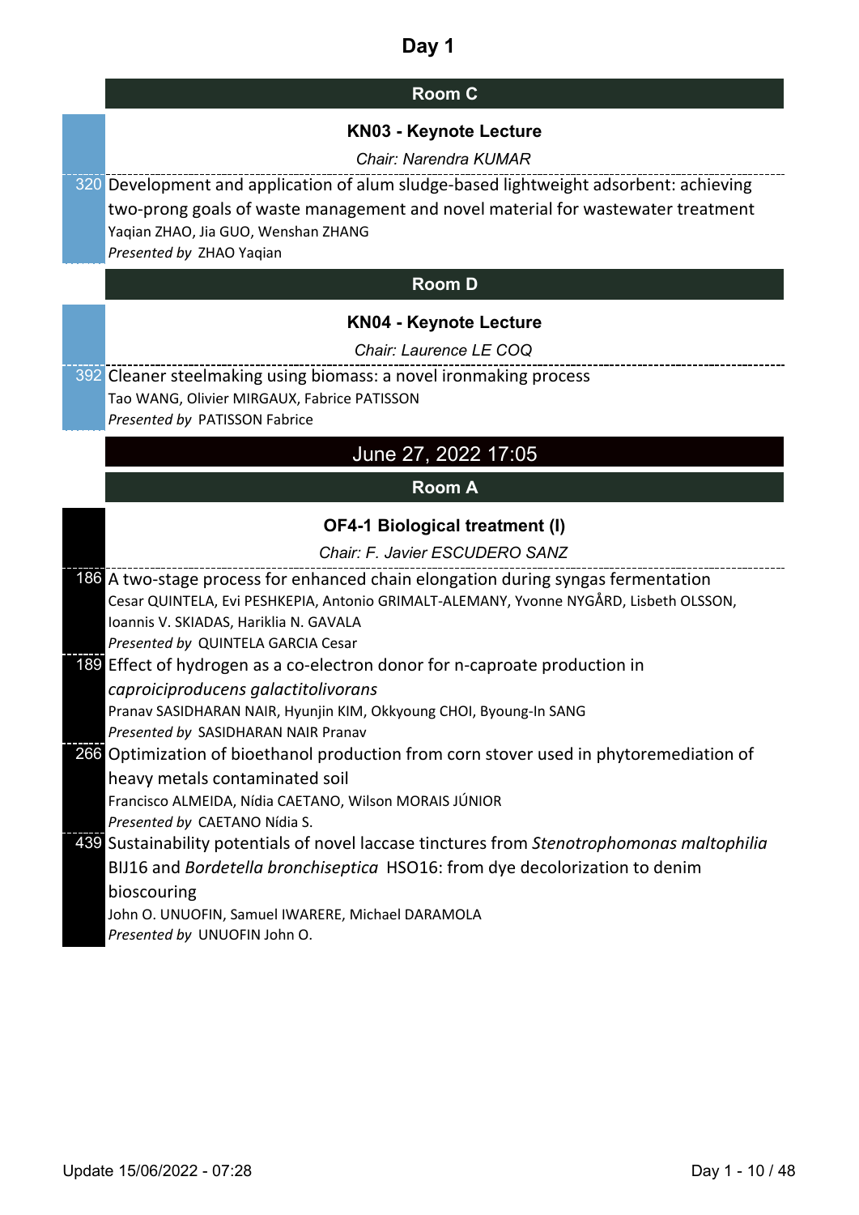# Day 1

## Room C

### KN03 - Keynote Lecture

*Chair: Narendra KUMAR*

320 Development and application of alum sludge-based lightweight adsorbent: achieving two-prong goals of waste management and novel material for wastewater treatment
Yaqian ZHAO, Jia GUO, Wenshan ZHANG
*Presented by* ZHAO Yaqian

## Room D

### KN04 - Keynote Lecture

*Chair: Laurence LE COQ*

392 Cleaner steelmaking using biomass: a novel ironmaking process
Tao WANG, Olivier MIRGAUX, Fabrice PATISSON
*Presented by* PATISSON Fabrice

## June 27, 2022 17:05

## Room A

### OF4-1 Biological treatment (I)

*Chair: F. Javier ESCUDERO SANZ*

186 A two-stage process for enhanced chain elongation during syngas fermentation
Cesar QUINTELA, Evi PESHKEPIA, Antonio GRIMALT-ALEMANY, Yvonne NYGÅRD, Lisbeth OLSSON, Ioannis V. SKIADAS, Hariklia N. GAVALA
*Presented by* QUINTELA GARCIA Cesar

189 Effect of hydrogen as a co-electron donor for n-caproate production in *caproiciproducens galactitolivorans*
Pranav SASIDHARAN NAIR, Hyunjin KIM, Okkyoung CHOI, Byoung-In SANG
*Presented by* SASIDHARAN NAIR Pranav

266 Optimization of bioethanol production from corn stover used in phytoremediation of heavy metals contaminated soil
Francisco ALMEIDA, Nídia CAETANO, Wilson MORAIS JÚNIOR
*Presented by* CAETANO Nídia S.

439 Sustainability potentials of novel laccase tinctures from *Stenotrophomonas maltophilia* BIJ16 and *Bordetella bronchiseptica* HSO16: from dye decolorization to denim bioscouring
John O. UNUOFIN, Samuel IWARERE, Michael DARAMOLA
*Presented by* UNUOFIN John O.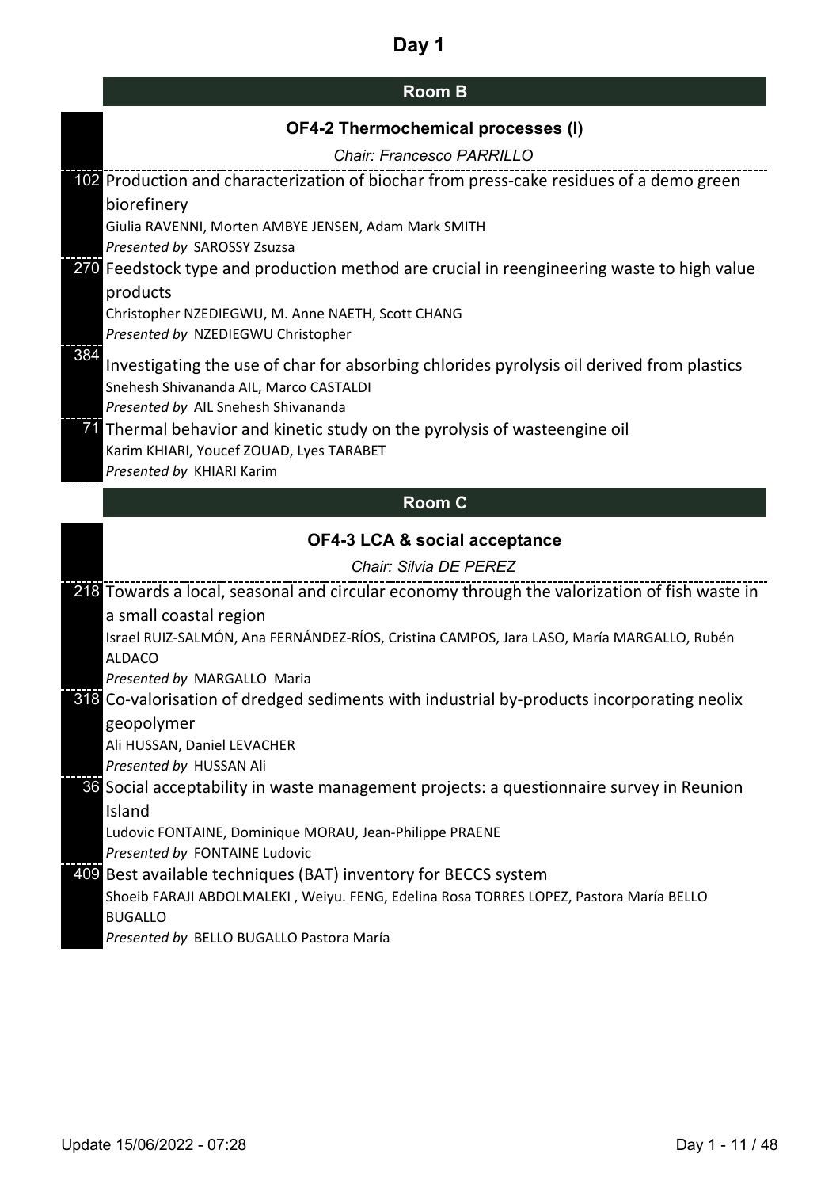# Day 1

## Room B

### OF4-2 Thermochemical processes (I)

*Chair: Francesco PARRILLO*

**102** Production and characterization of biochar from press-cake residues of a demo green biorefinery
Giulia RAVENNI, Morten AMBYE JENSEN, Adam Mark SMITH
*Presented by* SAROSSY Zsuzsa

**270** Feedstock type and production method are crucial in reengineering waste to high value products
Christopher NZEDIEGWU, M. Anne NAETH, Scott CHANG
*Presented by* NZEDIEGWU Christopher

**384** Investigating the use of char for absorbing chlorides pyrolysis oil derived from plastics
Snehesh Shivananda AIL, Marco CASTALDI
*Presented by* AIL Snehesh Shivananda

**71** Thermal behavior and kinetic study on the pyrolysis of wasteengine oil
Karim KHIARI, Youcef ZOUAD, Lyes TARABET
*Presented by* KHIARI Karim

## Room C

### OF4-3 LCA & social acceptance

*Chair: Silvia DE PEREZ*

**218** Towards a local, seasonal and circular economy through the valorization of fish waste in a small coastal region
Israel RUIZ-SALMÓN, Ana FERNÁNDEZ-RÍOS, Cristina CAMPOS, Jara LASO, María MARGALLO, Rubén ALDACO
*Presented by* MARGALLO Maria

**318** Co-valorisation of dredged sediments with industrial by-products incorporating neolix geopolymer
Ali HUSSAN, Daniel LEVACHER
*Presented by* HUSSAN Ali

**36** Social acceptability in waste management projects: a questionnaire survey in Reunion Island
Ludovic FONTAINE, Dominique MORAU, Jean-Philippe PRAENE
*Presented by* FONTAINE Ludovic

**409** Best available techniques (BAT) inventory for BECCS system
Shoeib FARAJI ABDOLMALEKI , Weiyu. FENG, Edelina Rosa TORRES LOPEZ, Pastora María BELLO BUGALLO
*Presented by* BELLO BUGALLO Pastora María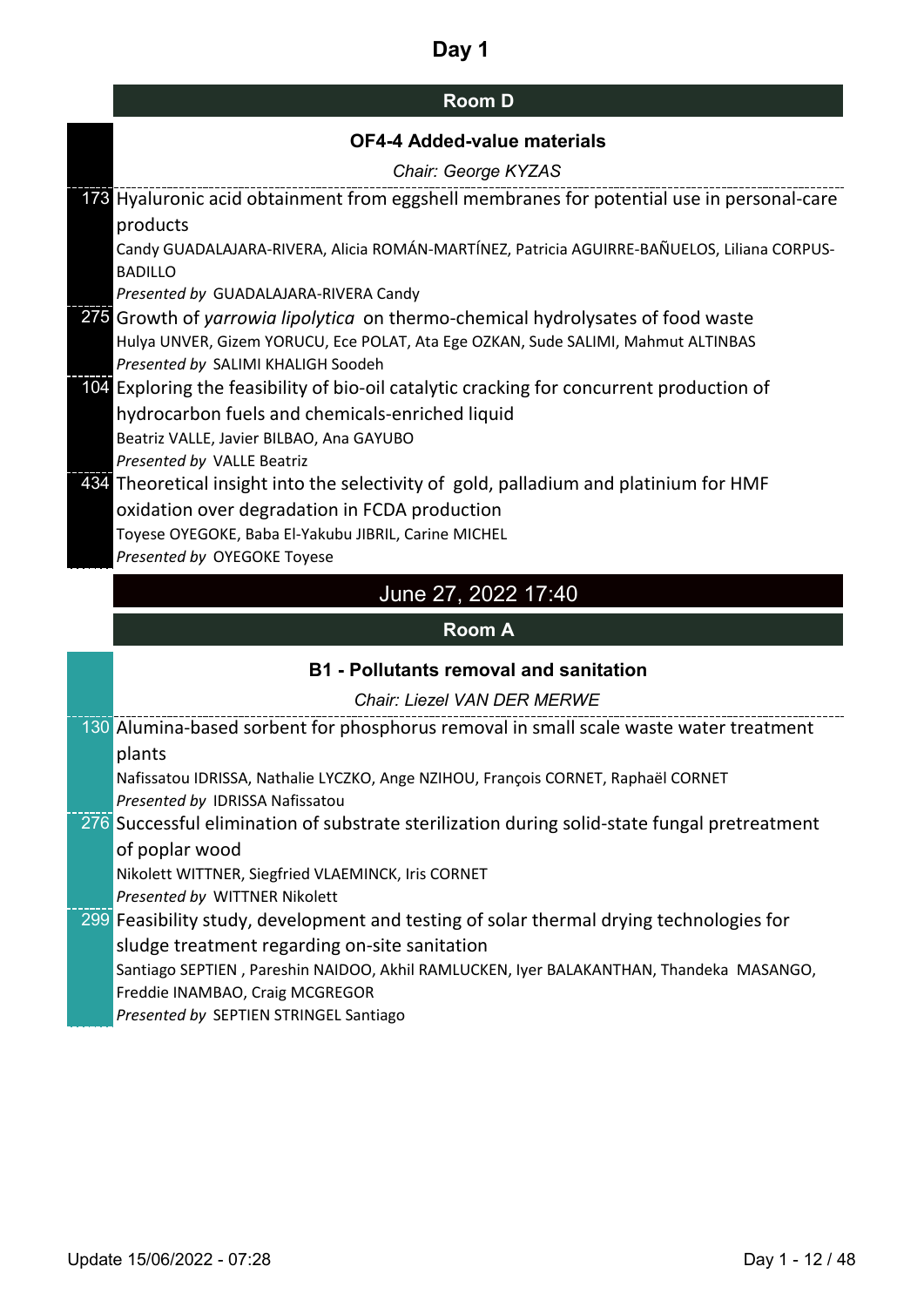# Day 1

## Room D

### OF4-4 Added-value materials

*Chair: George KYZAS*

**173** Hyaluronic acid obtainment from eggshell membranes for potential use in personal-care products
Candy GUADALAJARA-RIVERA, Alicia ROMÁN-MARTÍNEZ, Patricia AGUIRRE-BAÑUELOS, Liliana CORPUS-BADILLO
*Presented by* GUADALAJARA-RIVERA Candy

**275** Growth of *yarrowia lipolytica* on thermo-chemical hydrolysates of food waste
Hulya UNVER, Gizem YORUCU, Ece POLAT, Ata Ege OZKAN, Sude SALIMI, Mahmut ALTINBAS
*Presented by* SALIMI KHALIGH Soodeh

**104** Exploring the feasibility of bio-oil catalytic cracking for concurrent production of hydrocarbon fuels and chemicals-enriched liquid
Beatriz VALLE, Javier BILBAO, Ana GAYUBO
*Presented by* VALLE Beatriz

**434** Theoretical insight into the selectivity of gold, palladium and platinium for HMF oxidation over degradation in FCDA production
Toyese OYEGOKE, Baba El-Yakubu JIBRIL, Carine MICHEL
*Presented by* OYEGOKE Toyese

## June 27, 2022 17:40

## Room A

### B1 - Pollutants removal and sanitation

*Chair: Liezel VAN DER MERWE*

**130** Alumina-based sorbent for phosphorus removal in small scale waste water treatment plants
Nafissatou IDRISSA, Nathalie LYCZKO, Ange NZIHOU, François CORNET, Raphaël CORNET
*Presented by* IDRISSA Nafissatou

**276** Successful elimination of substrate sterilization during solid-state fungal pretreatment of poplar wood
Nikolett WITTNER, Siegfried VLAEMINCK, Iris CORNET
*Presented by* WITTNER Nikolett

**299** Feasibility study, development and testing of solar thermal drying technologies for sludge treatment regarding on-site sanitation
Santiago SEPTIEN , Pareshin NAIDOO, Akhil RAMLUCKEN, Iyer BALAKANTHAN, Thandeka MASANGO, Freddie INAMBAO, Craig MCGREGOR
*Presented by* SEPTIEN STRINGEL Santiago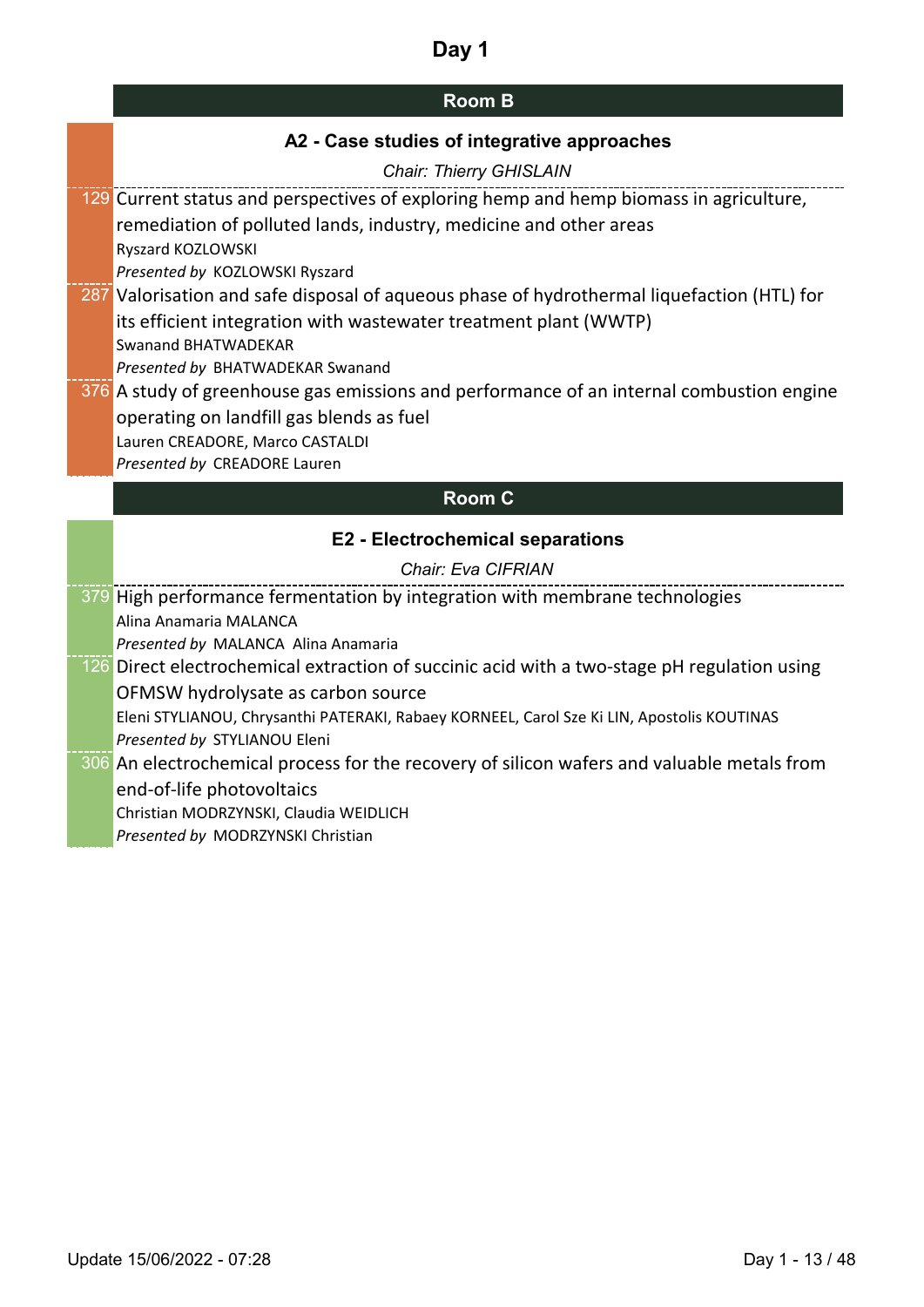# Day 1

## Room B

### A2 - Case studies of integrative approaches

*Chair: Thierry GHISLAIN*

129 Current status and perspectives of exploring hemp and hemp biomass in agriculture, remediation of polluted lands, industry, medicine and other areas
Ryszard KOZLOWSKI
*Presented by* KOZLOWSKI Ryszard

287 Valorisation and safe disposal of aqueous phase of hydrothermal liquefaction (HTL) for its efficient integration with wastewater treatment plant (WWTP)
Swanand BHATWADEKAR
*Presented by* BHATWADEKAR Swanand

376 A study of greenhouse gas emissions and performance of an internal combustion engine operating on landfill gas blends as fuel
Lauren CREADORE, Marco CASTALDI
*Presented by* CREADORE Lauren

## Room C

### E2 - Electrochemical separations

*Chair: Eva CIFRIAN*

379 High performance fermentation by integration with membrane technologies
Alina Anamaria MALANCA
*Presented by* MALANCA Alina Anamaria

126 Direct electrochemical extraction of succinic acid with a two-stage pH regulation using OFMSW hydrolysate as carbon source
Eleni STYLIANOU, Chrysanthi PATERAKI, Rabaey KORNEEL, Carol Sze Ki LIN, Apostolis KOUTINAS
*Presented by* STYLIANOU Eleni

306 An electrochemical process for the recovery of silicon wafers and valuable metals from end-of-life photovoltaics
Christian MODRZYNSKI, Claudia WEIDLICH
*Presented by* MODRZYNSKI Christian

Update 15/06/2022 - 07:28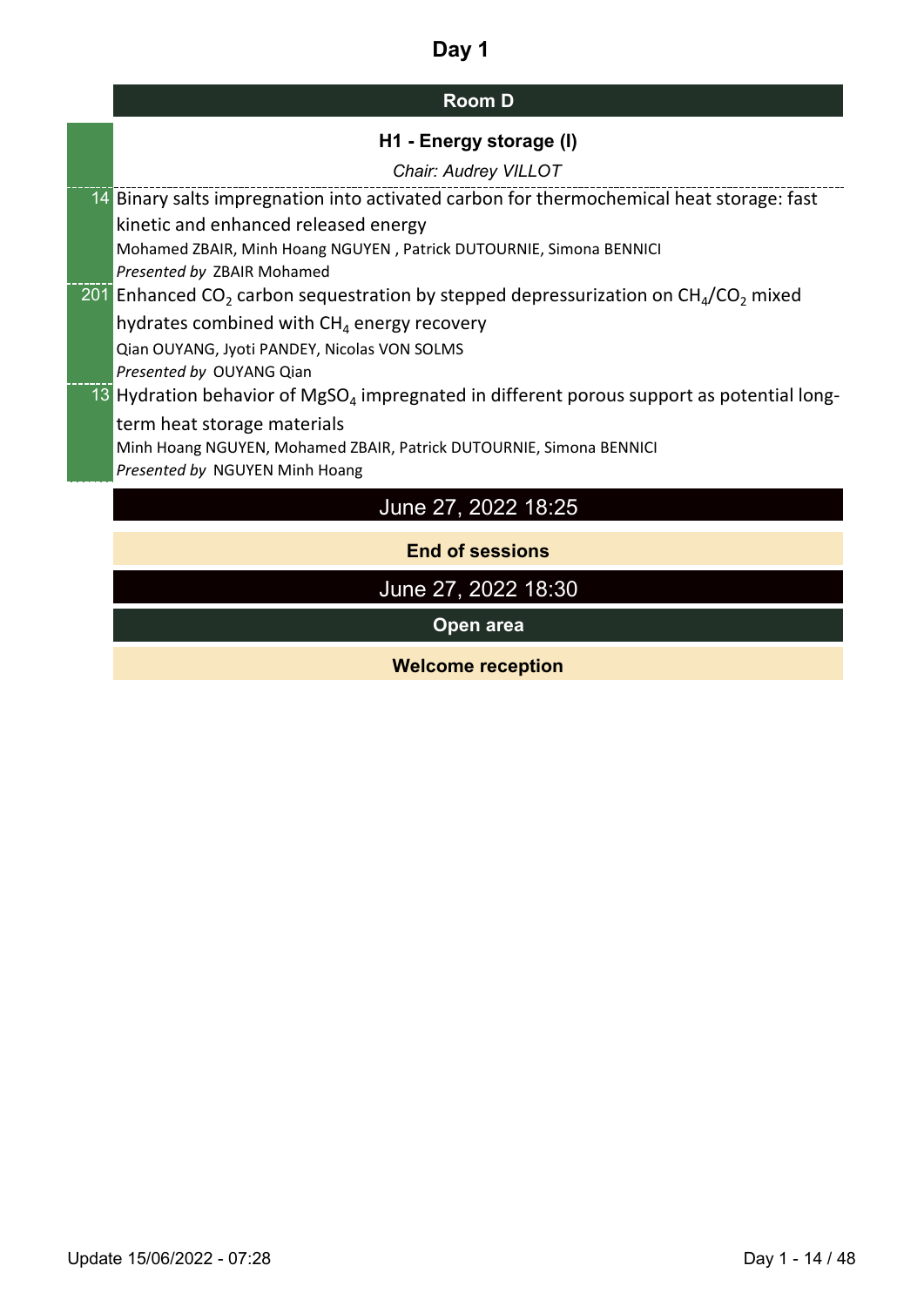# Day 1

## Room D

### H1 - Energy storage (I)

*Chair: Audrey VILLOT*

14 Binary salts impregnation into activated carbon for thermochemical heat storage: fast kinetic and enhanced released energy
Mohamed ZBAIR, Minh Hoang NGUYEN , Patrick DUTOURNIE, Simona BENNICI
*Presented by* ZBAIR Mohamed

201 Enhanced $CO_2$ carbon sequestration by stepped depressurization on $CH_4/CO_2$ mixed hydrates combined with $CH_4$ energy recovery
Qian OUYANG, Jyoti PANDEY, Nicolas VON SOLMS
*Presented by* OUYANG Qian

13 Hydration behavior of $MgSO_4$ impregnated in different porous support as potential long-term heat storage materials
Minh Hoang NGUYEN, Mohamed ZBAIR, Patrick DUTOURNIE, Simona BENNICI
*Presented by* NGUYEN Minh Hoang

June 27, 2022 18:25

**End of sessions**

June 27, 2022 18:30

**Open area**

**Welcome reception**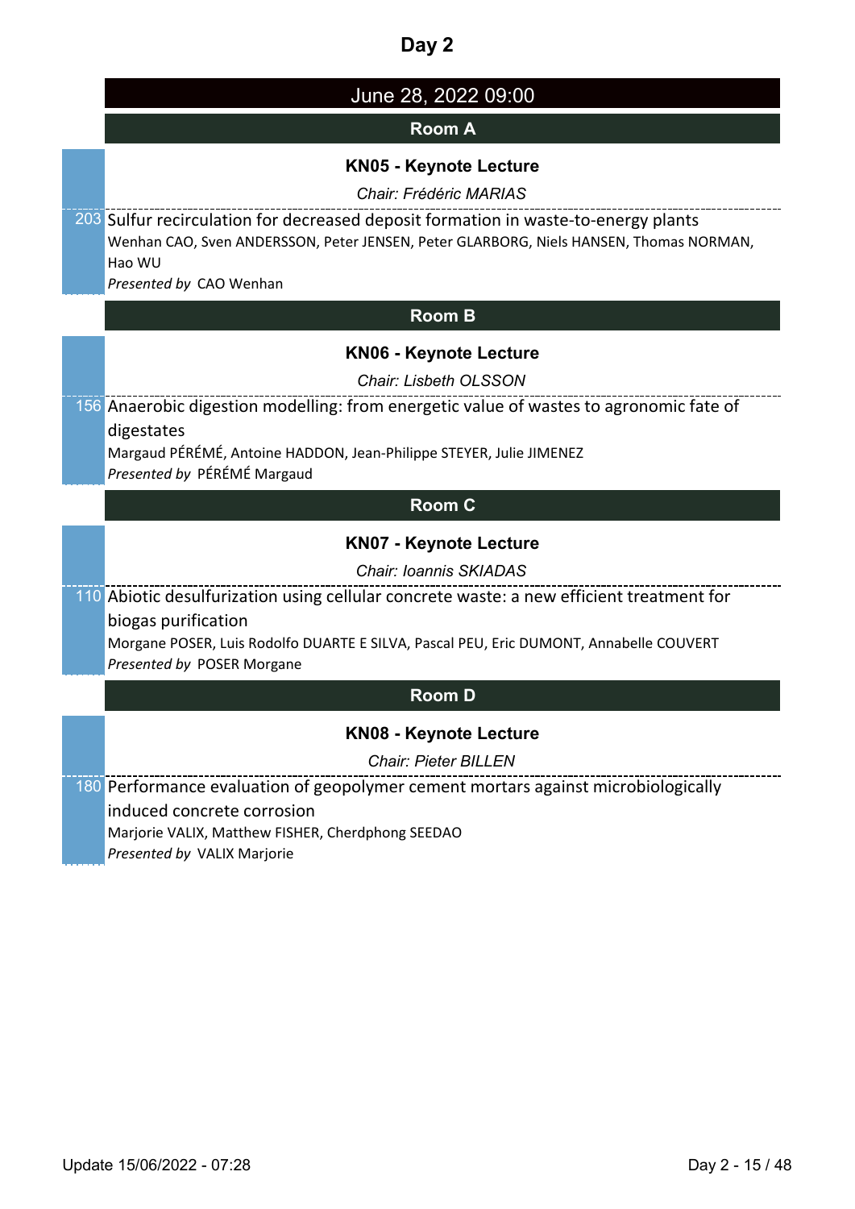# Day 2

## June 28, 2022 09:00

### Room A

**KN05 - Keynote Lecture**

*Chair: Frédéric MARIAS*

203 Sulfur recirculation for decreased deposit formation in waste-to-energy plants
Wenhan CAO, Sven ANDERSSON, Peter JENSEN, Peter GLARBORG, Niels HANSEN, Thomas NORMAN, Hao WU
*Presented by* CAO Wenhan

### Room B

**KN06 - Keynote Lecture**

*Chair: Lisbeth OLSSON*

156 Anaerobic digestion modelling: from energetic value of wastes to agronomic fate of digestates
Margaud PÉRÉMÉ, Antoine HADDON, Jean-Philippe STEYER, Julie JIMENEZ
*Presented by* PÉRÉMÉ Margaud

### Room C

**KN07 - Keynote Lecture**

*Chair: Ioannis SKIADAS*

110 Abiotic desulfurization using cellular concrete waste: a new efficient treatment for biogas purification
Morgane POSER, Luis Rodolfo DUARTE E SILVA, Pascal PEU, Eric DUMONT, Annabelle COUVERT
*Presented by* POSER Morgane

### Room D

**KN08 - Keynote Lecture**

*Chair: Pieter BILLEN*

180 Performance evaluation of geopolymer cement mortars against microbiologically induced concrete corrosion
Marjorie VALIX, Matthew FISHER, Cherdphong SEEDAO
*Presented by* VALIX Marjorie

Update 15/06/2022 - 07:28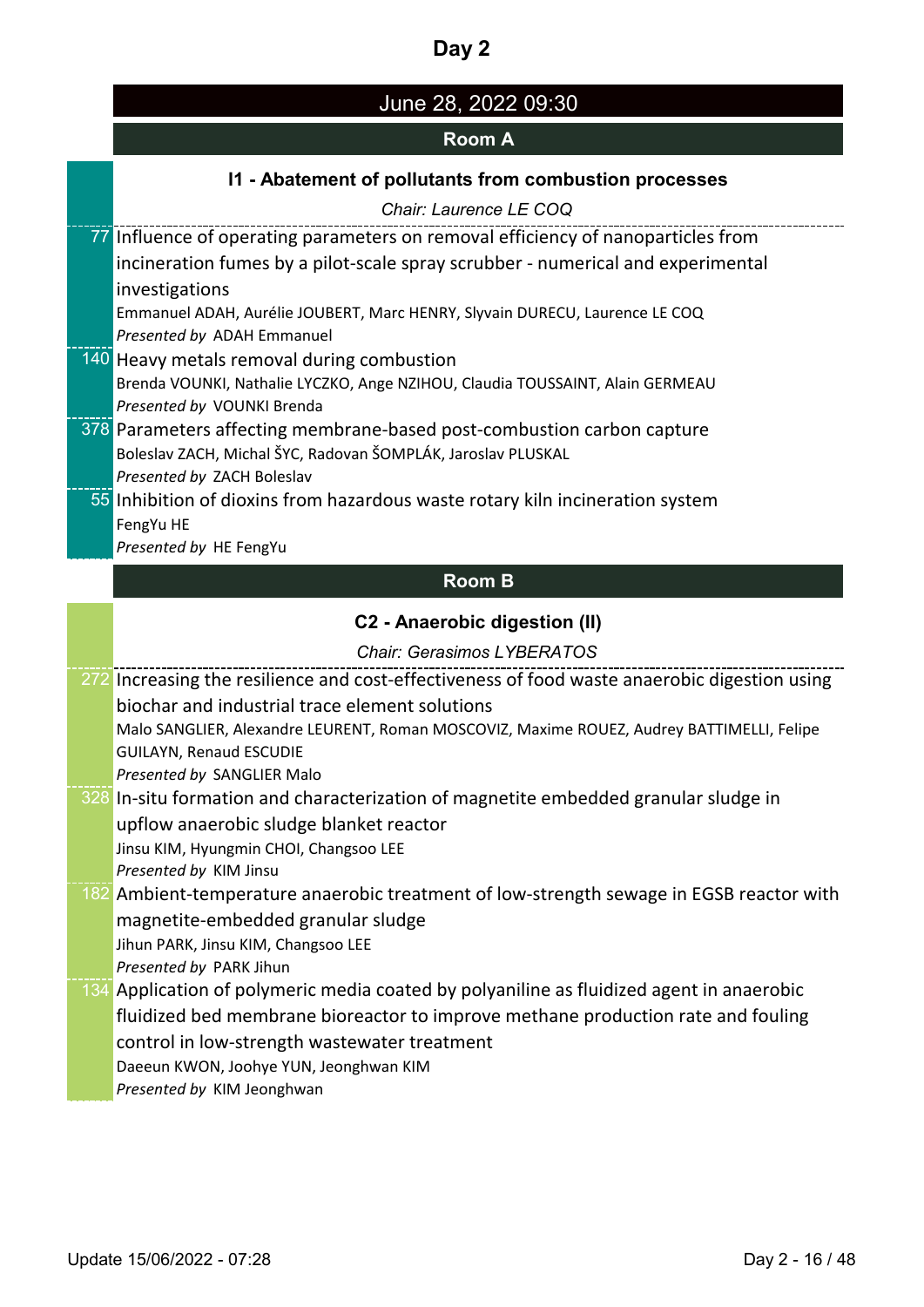# Day 2

## June 28, 2022 09:30

### Room A

#### I1 - Abatement of pollutants from combustion processes

*Chair: Laurence LE COQ*

**77** Influence of operating parameters on removal efficiency of nanoparticles from incineration fumes by a pilot-scale spray scrubber - numerical and experimental investigations
Emmanuel ADAH, Aurélie JOUBERT, Marc HENRY, Slyvain DURECU, Laurence LE COQ
*Presented by* ADAH Emmanuel

**140** Heavy metals removal during combustion
Brenda VOUNKI, Nathalie LYCZKO, Ange NZIHOU, Claudia TOUSSAINT, Alain GERMEAU
*Presented by* VOUNKI Brenda

**378** Parameters affecting membrane-based post-combustion carbon capture
Boleslav ZACH, Michal ŠYC, Radovan ŠOMPLÁK, Jaroslav PLUSKAL
*Presented by* ZACH Boleslav

**55** Inhibition of dioxins from hazardous waste rotary kiln incineration system
FengYu HE
*Presented by* HE FengYu

### Room B

#### C2 - Anaerobic digestion (II)

*Chair: Gerasimos LYBERATOS*

**272** Increasing the resilience and cost-effectiveness of food waste anaerobic digestion using biochar and industrial trace element solutions
Malo SANGLIER, Alexandre LEURENT, Roman MOSCOVIZ, Maxime ROUEZ, Audrey BATTIMELLI, Felipe GUILAYN, Renaud ESCUDIE
*Presented by* SANGLIER Malo

**328** In-situ formation and characterization of magnetite embedded granular sludge in upflow anaerobic sludge blanket reactor
Jinsu KIM, Hyungmin CHOI, Changsoo LEE
*Presented by* KIM Jinsu

**182** Ambient-temperature anaerobic treatment of low-strength sewage in EGSB reactor with magnetite-embedded granular sludge
Jihun PARK, Jinsu KIM, Changsoo LEE
*Presented by* PARK Jihun

**134** Application of polymeric media coated by polyaniline as fluidized agent in anaerobic fluidized bed membrane bioreactor to improve methane production rate and fouling control in low-strength wastewater treatment
Daeeun KWON, Joohye YUN, Jeonghwan KIM
*Presented by* KIM Jeonghwan

Update 15/06/2022 - 07:28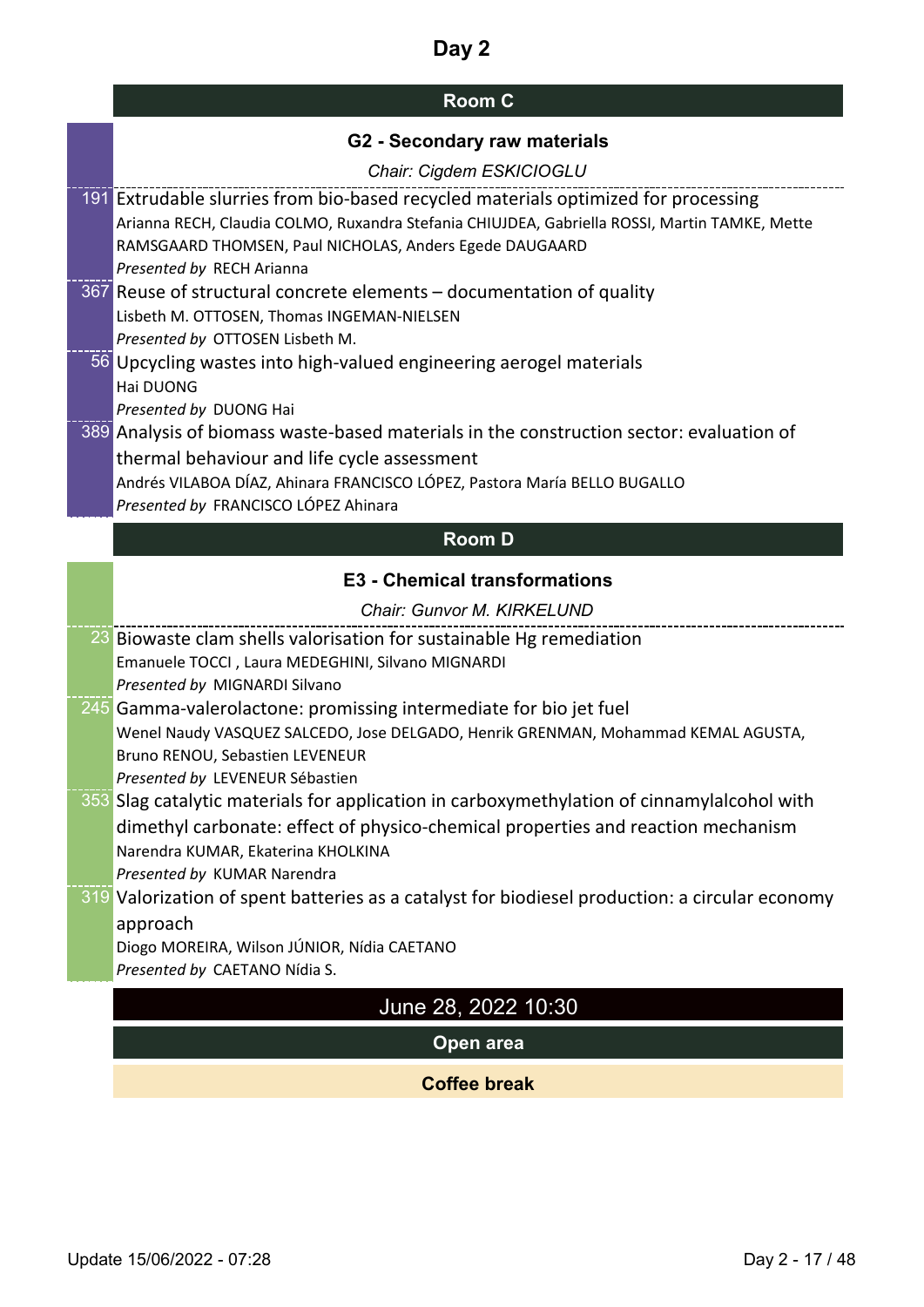# Day 2

## Room C

### G2 - Secondary raw materials

*Chair: Cigdem ESKICIOGLU*

**191** Extrudable slurries from bio-based recycled materials optimized for processing
Arianna RECH, Claudia COLMO, Ruxandra Stefania CHIUJDEA, Gabriella ROSSI, Martin TAMKE, Mette RAMSGAARD THOMSEN, Paul NICHOLAS, Anders Egede DAUGAARD
*Presented by* RECH Arianna

**367** Reuse of structural concrete elements – documentation of quality
Lisbeth M. OTTOSEN, Thomas INGEMAN-NIELSEN
*Presented by* OTTOSEN Lisbeth M.

**56** Upcycling wastes into high-valued engineering aerogel materials
Hai DUONG
*Presented by* DUONG Hai

**389** Analysis of biomass waste-based materials in the construction sector: evaluation of thermal behaviour and life cycle assessment
Andrés VILABOA DÍAZ, Ahinara FRANCISCO LÓPEZ, Pastora María BELLO BUGALLO
*Presented by* FRANCISCO LÓPEZ Ahinara

## Room D

### E3 - Chemical transformations

*Chair: Gunvor M. KIRKELUND*

**23** Biowaste clam shells valorisation for sustainable Hg remediation
Emanuele TOCCI , Laura MEDEGHINI, Silvano MIGNARDI
*Presented by* MIGNARDI Silvano

**245** Gamma-valerolactone: promissing intermediate for bio jet fuel
Wenel Naudy VASQUEZ SALCEDO, Jose DELGADO, Henrik GRENMAN, Mohammad KEMAL AGUSTA, Bruno RENOU, Sebastien LEVENEUR
*Presented by* LEVENEUR Sébastien

**353** Slag catalytic materials for application in carboxymethylation of cinnamylalcohol with dimethyl carbonate: effect of physico-chemical properties and reaction mechanism
Narendra KUMAR, Ekaterina KHOLKINA
*Presented by* KUMAR Narendra

**319** Valorization of spent batteries as a catalyst for biodiesel production: a circular economy approach
Diogo MOREIRA, Wilson JÚNIOR, Nídia CAETANO
*Presented by* CAETANO Nídia S.

## June 28, 2022 10:30

### Open area

**Coffee break**

Update 15/06/2022 - 07:28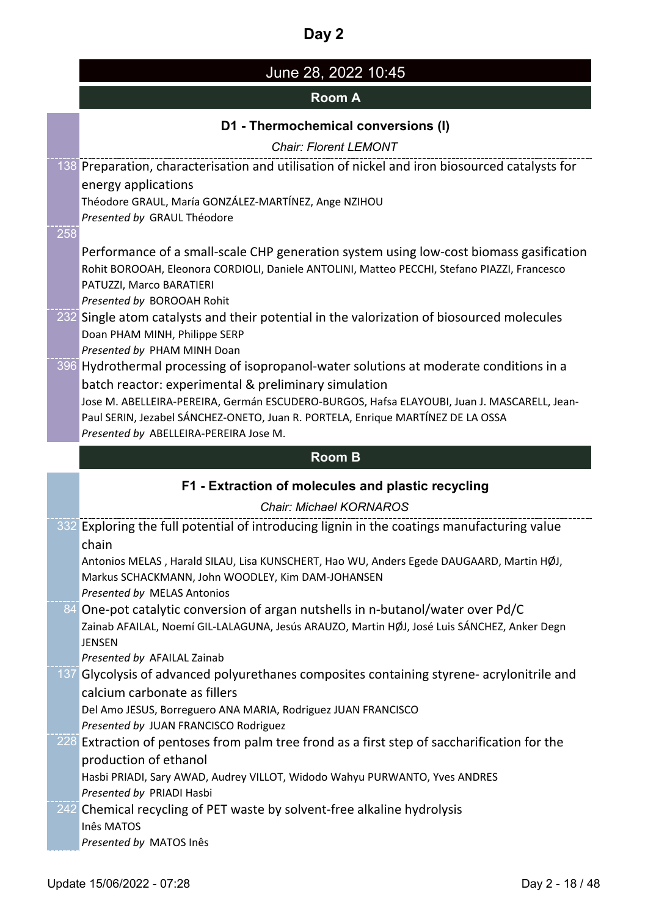# Day 2

## June 28, 2022 10:45

### Room A

#### D1 - Thermochemical conversions (I)

*Chair: Florent LEMONT*

138 Preparation, characterisation and utilisation of nickel and iron biosourced catalysts for energy applications
Théodore GRAUL, María GONZÁLEZ-MARTÍNEZ, Ange NZIHOU
*Presented by* GRAUL Théodore

258 Performance of a small-scale CHP generation system using low-cost biomass gasification
Rohit BOROOAH, Eleonora CORDIOLI, Daniele ANTOLINI, Matteo PECCHI, Stefano PIAZZI, Francesco PATUZZI, Marco BARATIERI
*Presented by* BOROOAH Rohit

232 Single atom catalysts and their potential in the valorization of biosourced molecules
Doan PHAM MINH, Philippe SERP
*Presented by* PHAM MINH Doan

396 Hydrothermal processing of isopropanol-water solutions at moderate conditions in a batch reactor: experimental & preliminary simulation
Jose M. ABELLEIRA-PEREIRA, Germán ESCUDERO-BURGOS, Hafsa ELAYOUBI, Juan J. MASCARELL, Jean-Paul SERIN, Jezabel SÁNCHEZ-ONETO, Juan R. PORTELA, Enrique MARTÍNEZ DE LA OSSA
*Presented by* ABELLEIRA-PEREIRA Jose M.

### Room B

#### F1 - Extraction of molecules and plastic recycling

*Chair: Michael KORNAROS*

332 Exploring the full potential of introducing lignin in the coatings manufacturing value chain
Antonios MELAS , Harald SILAU, Lisa KUNSCHERT, Hao WU, Anders Egede DAUGAARD, Martin HØJ, Markus SCHACKMANN, John WOODLEY, Kim DAM-JOHANSEN
*Presented by* MELAS Antonios

84 One-pot catalytic conversion of argan nutshells in n-butanol/water over Pd/C
Zainab AFAILAL, Noemí GIL-LALAGUNA, Jesús ARAUZO, Martin HØJ, José Luis SÁNCHEZ, Anker Degn JENSEN
*Presented by* AFAILAL Zainab

137 Glycolysis of advanced polyurethanes composites containing styrene- acrylonitrile and calcium carbonate as fillers
Del Amo JESUS, Borreguero ANA MARIA, Rodriguez JUAN FRANCISCO
*Presented by* JUAN FRANCISCO Rodriguez

228 Extraction of pentoses from palm tree frond as a first step of saccharification for the production of ethanol
Hasbi PRIADI, Sary AWAD, Audrey VILLOT, Widodo Wahyu PURWANTO, Yves ANDRES
*Presented by* PRIADI Hasbi

242 Chemical recycling of PET waste by solvent-free alkaline hydrolysis
Inês MATOS
*Presented by* MATOS Inês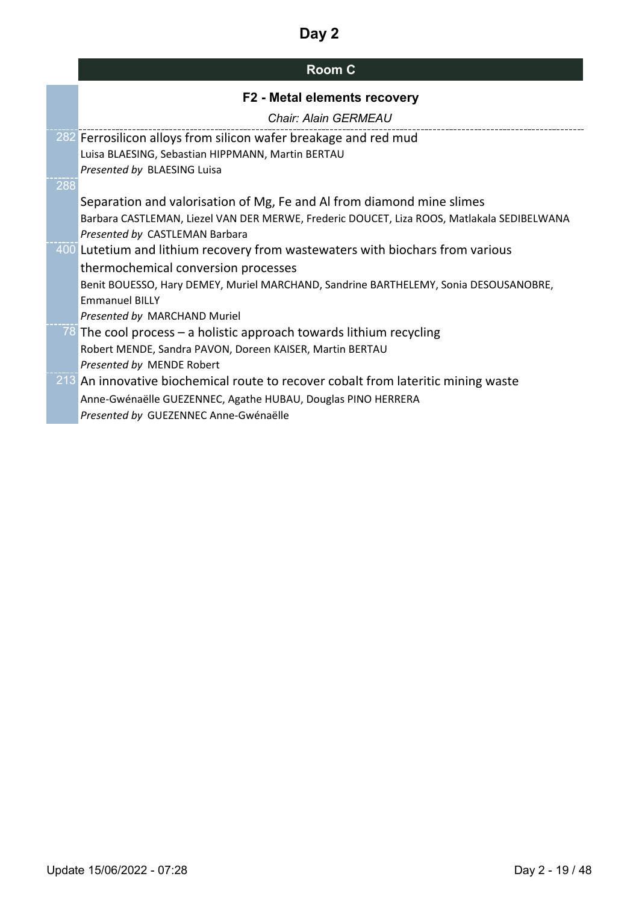# Day 2

## Room C

### F2 - Metal elements recovery

*Chair: Alain GERMEAU*

282 Ferrosilicon alloys from silicon wafer breakage and red mud

Luisa BLAESING, Sebastian HIPPMANN, Martin BERTAU

*Presented by* BLAESING Luisa

288 Separation and valorisation of Mg, Fe and Al from diamond mine slimes

Barbara CASTLEMAN, Liezel VAN DER MERWE, Frederic DOUCET, Liza ROOS, Matlakala SEDIBELWANA

*Presented by* CASTLEMAN Barbara

400 Lutetium and lithium recovery from wastewaters with biochars from various thermochemical conversion processes

Benit BOUESSO, Hary DEMEY, Muriel MARCHAND, Sandrine BARTHELEMY, Sonia DESOUSANOBRE, Emmanuel BILLY

*Presented by* MARCHAND Muriel

78 The cool process – a holistic approach towards lithium recycling

Robert MENDE, Sandra PAVON, Doreen KAISER, Martin BERTAU

*Presented by* MENDE Robert

213 An innovative biochemical route to recover cobalt from lateritic mining waste

Anne-Gwénaëlle GUEZENNEC, Agathe HUBAU, Douglas PINO HERRERA

*Presented by* GUEZENNEC Anne-Gwénaëlle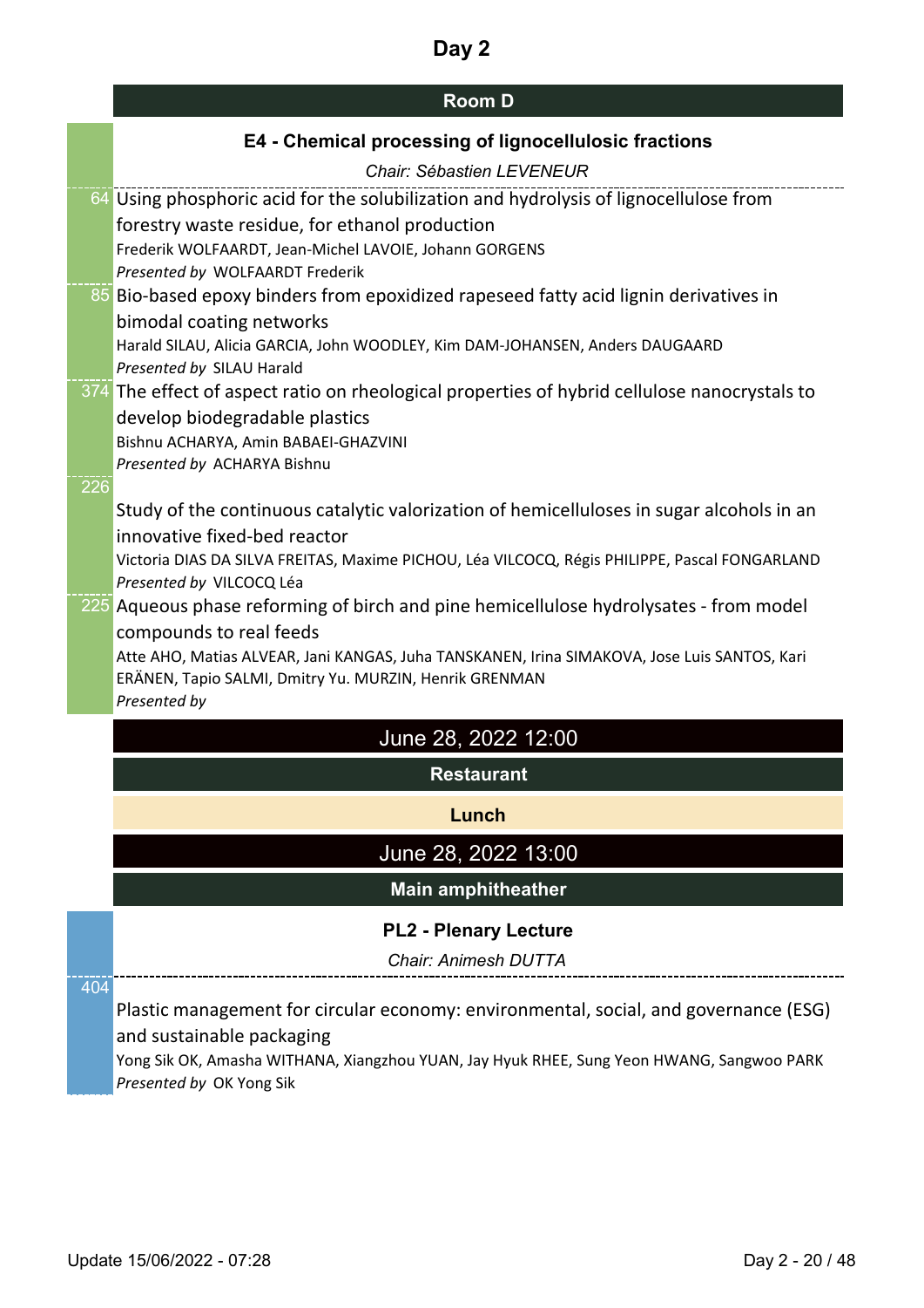# Day 2

## Room D

### E4 - Chemical processing of lignocellulosic fractions

*Chair: Sébastien LEVENEUR*

64 Using phosphoric acid for the solubilization and hydrolysis of lignocellulose from forestry waste residue, for ethanol production
Frederik WOLFAARDT, Jean-Michel LAVOIE, Johann GORGENS
*Presented by* WOLFAARDT Frederik

85 Bio-based epoxy binders from epoxidized rapeseed fatty acid lignin derivatives in bimodal coating networks
Harald SILAU, Alicia GARCIA, John WOODLEY, Kim DAM-JOHANSEN, Anders DAUGAARD
*Presented by* SILAU Harald

374 The effect of aspect ratio on rheological properties of hybrid cellulose nanocrystals to develop biodegradable plastics
Bishnu ACHARYA, Amin BABAEI-GHAZVINI
*Presented by* ACHARYA Bishnu

226 Study of the continuous catalytic valorization of hemicelluloses in sugar alcohols in an innovative fixed-bed reactor
Victoria DIAS DA SILVA FREITAS, Maxime PICHOU, Léa VILCOCQ, Régis PHILIPPE, Pascal FONGARLAND
*Presented by* VILCOCQ Léa

225 Aqueous phase reforming of birch and pine hemicellulose hydrolysates - from model compounds to real feeds
Atte AHO, Matias ALVEAR, Jani KANGAS, Juha TANSKANEN, Irina SIMAKOVA, Jose Luis SANTOS, Kari ERÄNEN, Tapio SALMI, Dmitry Yu. MURZIN, Henrik GRENMAN
*Presented by*

## June 28, 2022 12:00

### Restaurant

**Lunch**

## June 28, 2022 13:00

### Main amphitheather

### PL2 - Plenary Lecture

*Chair: Animesh DUTTA*

404 Plastic management for circular economy: environmental, social, and governance (ESG) and sustainable packaging
Yong Sik OK, Amasha WITHANA, Xiangzhou YUAN, Jay Hyuk RHEE, Sung Yeon HWANG, Sangwoo PARK
*Presented by* OK Yong Sik

Update 15/06/2022 - 07:28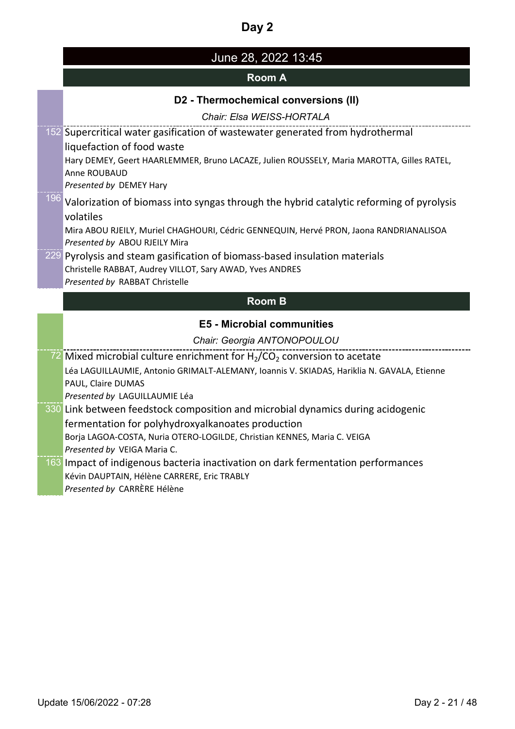# Day 2

## June 28, 2022 13:45

### Room A

#### D2 - Thermochemical conversions (II)

*Chair: Elsa WEISS-HORTALA*

152 Supercritical water gasification of wastewater generated from hydrothermal liquefaction of food waste
Hary DEMEY, Geert HAARLEMMER, Bruno LACAZE, Julien ROUSSELY, Maria MAROTTA, Gilles RATEL, Anne ROUBAUD
*Presented by* DEMEY Hary

196 Valorization of biomass into syngas through the hybrid catalytic reforming of pyrolysis volatiles
Mira ABOU RJEILY, Muriel CHAGHOURI, Cédric GENNEQUIN, Hervé PRON, Jaona RANDRIANALISOA
*Presented by* ABOU RJEILY Mira

229 Pyrolysis and steam gasification of biomass-based insulation materials
Christelle RABBAT, Audrey VILLOT, Sary AWAD, Yves ANDRES
*Presented by* RABBAT Christelle

### Room B

#### E5 - Microbial communities

*Chair: Georgia ANTONOPOULOU*

72 Mixed microbial culture enrichment for $H_2/CO_2$ conversion to acetate
Léa LAGUILLAUMIE, Antonio GRIMALT-ALEMANY, Ioannis V. SKIADAS, Hariklia N. GAVALA, Etienne PAUL, Claire DUMAS
*Presented by* LAGUILLAUMIE Léa

330 Link between feedstock composition and microbial dynamics during acidogenic fermentation for polyhydroxyalkanoates production
Borja LAGOA-COSTA, Nuria OTERO-LOGILDE, Christian KENNES, Maria C. VEIGA
*Presented by* VEIGA Maria C.

163 Impact of indigenous bacteria inactivation on dark fermentation performances
Kévin DAUPTAIN, Hélène CARRERE, Eric TRABLY
*Presented by* CARRÈRE Hélène

Update 15/06/2022 - 07:28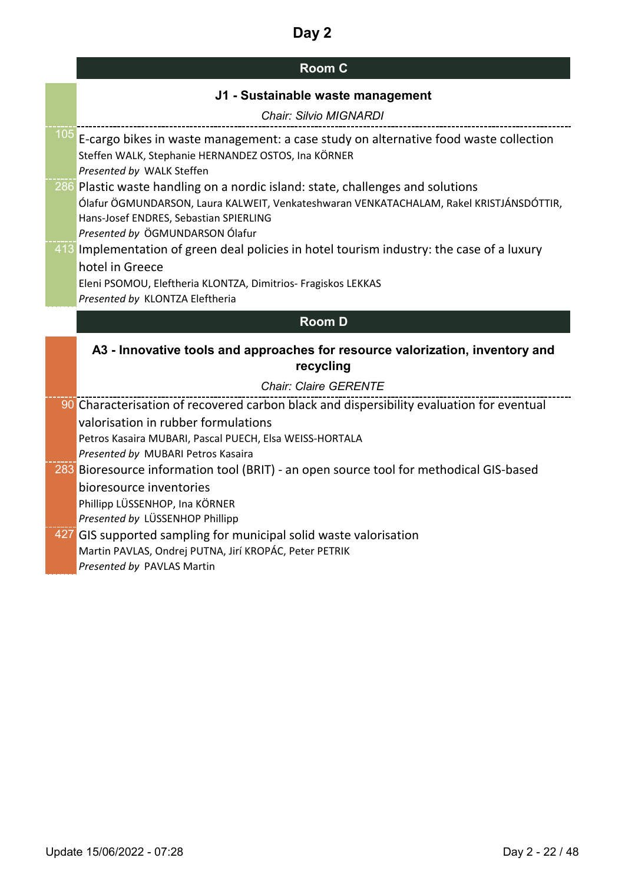# Day 2

## Room C

### J1 - Sustainable waste management

*Chair: Silvio MIGNARDI*

105 E-cargo bikes in waste management: a case study on alternative food waste collection
Steffen WALK, Stephanie HERNANDEZ OSTOS, Ina KÖRNER
*Presented by* WALK Steffen

286 Plastic waste handling on a nordic island: state, challenges and solutions
Ólafur ÖGMUNDARSON, Laura KALWEIT, Venkateshwaran VENKATACHALAM, Rakel KRISTJÁNSDÓTTIR, Hans-Josef ENDRES, Sebastian SPIERLING
*Presented by* ÖGMUNDARSON Ólafur

413 Implementation of green deal policies in hotel tourism industry: the case of a luxury hotel in Greece
Eleni PSOMOU, Eleftheria KLONTZA, Dimitrios- Fragiskos LEKKAS
*Presented by* KLONTZA Eleftheria

## Room D

### A3 - Innovative tools and approaches for resource valorization, inventory and recycling

*Chair: Claire GERENTE*

90 Characterisation of recovered carbon black and dispersibility evaluation for eventual valorisation in rubber formulations
Petros Kasaira MUBARI, Pascal PUECH, Elsa WEISS-HORTALA
*Presented by* MUBARI Petros Kasaira

283 Bioresource information tool (BRIT) - an open source tool for methodical GIS-based bioresource inventories
Phillipp LÜSSENHOP, Ina KÖRNER
*Presented by* LÜSSENHOP Phillipp

427 GIS supported sampling for municipal solid waste valorisation
Martin PAVLAS, Ondrej PUTNA, Jirí KROPÁC, Peter PETRIK
*Presented by* PAVLAS Martin

Update 15/06/2022 - 07:28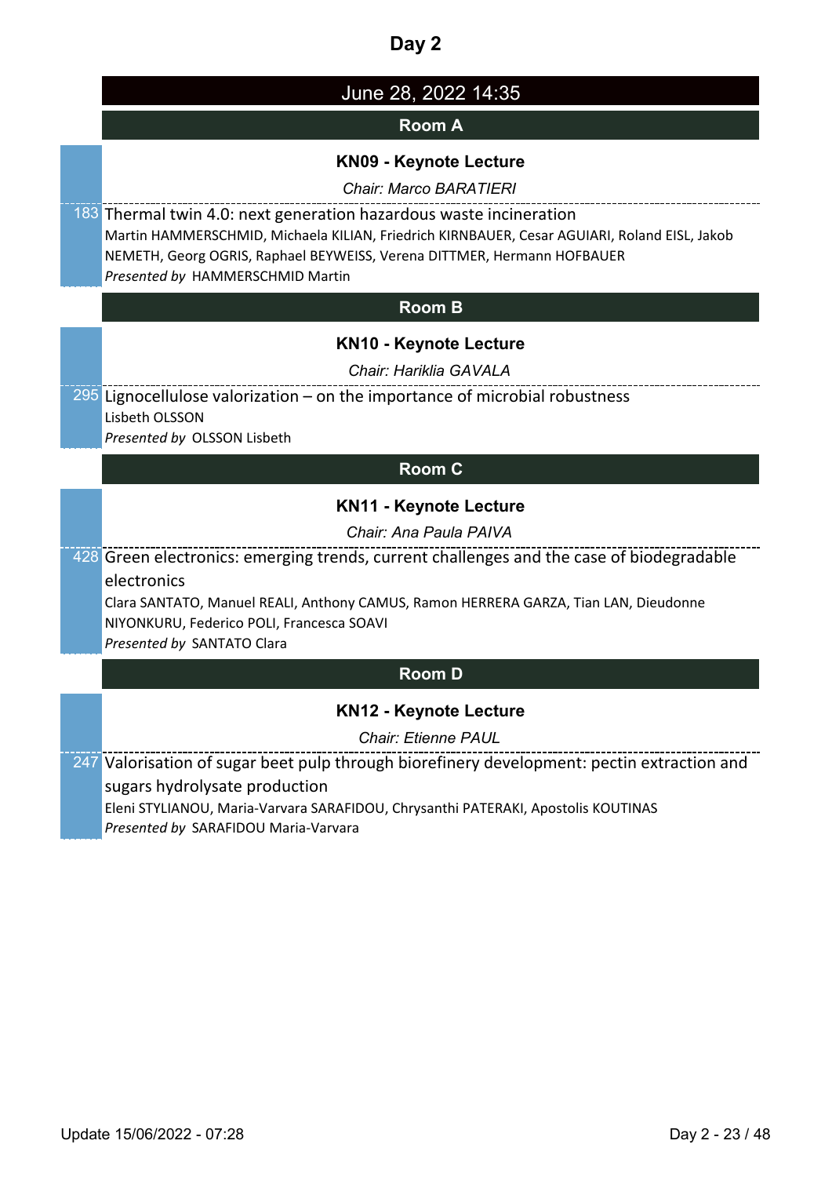# Day 2

## June 28, 2022 14:35

### Room A

**KN09 - Keynote Lecture**

*Chair: Marco BARATIERI*

183 Thermal twin 4.0: next generation hazardous waste incineration
Martin HAMMERSCHMID, Michaela KILIAN, Friedrich KIRNBAUER, Cesar AGUIARI, Roland EISL, Jakob NEMETH, Georg OGRIS, Raphael BEYWEISS, Verena DITTMER, Hermann HOFBAUER
*Presented by* HAMMERSCHMID Martin

### Room B

**KN10 - Keynote Lecture**

*Chair: Hariklia GAVALA*

295 Lignocellulose valorization – on the importance of microbial robustness
Lisbeth OLSSON
*Presented by* OLSSON Lisbeth

### Room C

**KN11 - Keynote Lecture**

*Chair: Ana Paula PAIVA*

428 Green electronics: emerging trends, current challenges and the case of biodegradable electronics
Clara SANTATO, Manuel REALI, Anthony CAMUS, Ramon HERRERA GARZA, Tian LAN, Dieudonne NIYONKURU, Federico POLI, Francesca SOAVI
*Presented by* SANTATO Clara

### Room D

**KN12 - Keynote Lecture**

*Chair: Etienne PAUL*

247 Valorisation of sugar beet pulp through biorefinery development: pectin extraction and sugars hydrolysate production
Eleni STYLIANOU, Maria-Varvara SARAFIDOU, Chrysanthi PATERAKI, Apostolis KOUTINAS
*Presented by* SARAFIDOU Maria-Varvara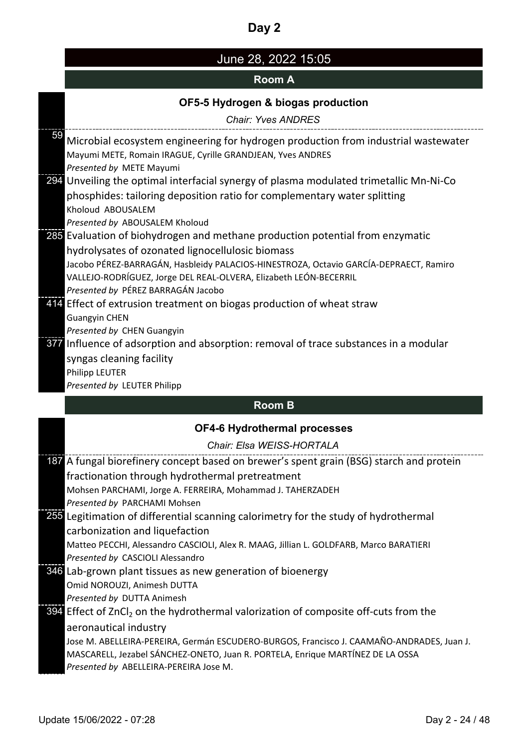# Day 2

## June 28, 2022 15:05

### Room A

#### OF5-5 Hydrogen & biogas production

*Chair: Yves ANDRES*

**59** Microbial ecosystem engineering for hydrogen production from industrial wastewater
Mayumi METE, Romain IRAGUE, Cyrille GRANDJEAN, Yves ANDRES
*Presented by* METE Mayumi

**294** Unveiling the optimal interfacial synergy of plasma modulated trimetallic Mn-Ni-Co phosphides: tailoring deposition ratio for complementary water splitting
Kholoud ABOUSALEM
*Presented by* ABOUSALEM Kholoud

**285** Evaluation of biohydrogen and methane production potential from enzymatic hydrolysates of ozonated lignocellulosic biomass
Jacobo PÉREZ-BARRAGÁN, Hasbleidy PALACIOS-HINESTROZA, Octavio GARCÍA-DEPRAECT, Ramiro VALLEJO-RODRÍGUEZ, Jorge DEL REAL-OLVERA, Elizabeth LEÓN-BECERRIL
*Presented by* PÉREZ BARRAGÁN Jacobo

**414** Effect of extrusion treatment on biogas production of wheat straw
Guangyin CHEN
*Presented by* CHEN Guangyin

**377** Influence of adsorption and absorption: removal of trace substances in a modular syngas cleaning facility
Philipp LEUTER
*Presented by* LEUTER Philipp

### Room B

#### OF4-6 Hydrothermal processes

*Chair: Elsa WEISS-HORTALA*

**187** A fungal biorefinery concept based on brewer's spent grain (BSG) starch and protein fractionation through hydrothermal pretreatment
Mohsen PARCHAMI, Jorge A. FERREIRA, Mohammad J. TAHERZADEH
*Presented by* PARCHAMI Mohsen

**255** Legitimation of differential scanning calorimetry for the study of hydrothermal carbonization and liquefaction
Matteo PECCHI, Alessandro CASCIOLI, Alex R. MAAG, Jillian L. GOLDFARB, Marco BARATIERI
*Presented by* CASCIOLI Alessandro

**346** Lab-grown plant tissues as new generation of bioenergy
Omid NOROUZI, Animesh DUTTA
*Presented by* DUTTA Animesh

**394** Effect of $ZnCl_2$ on the hydrothermal valorization of composite off-cuts from the aeronautical industry
Jose M. ABELLEIRA-PEREIRA, Germán ESCUDERO-BURGOS, Francisco J. CAAMAÑO-ANDRADES, Juan J. MASCARELL, Jezabel SÁNCHEZ-ONETO, Juan R. PORTELA, Enrique MARTÍNEZ DE LA OSSA
*Presented by* ABELLEIRA-PEREIRA Jose M.

Update 15/06/2022 - 07:28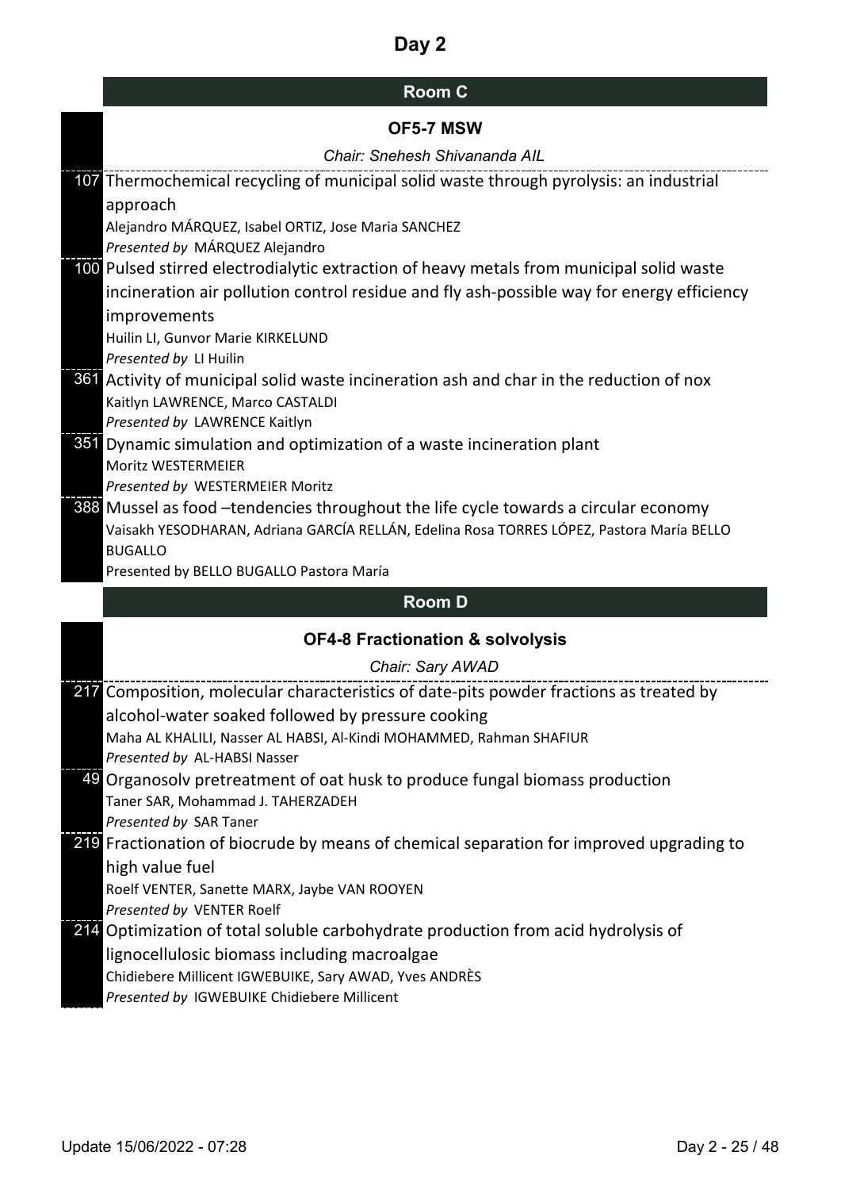# Day 2

## Room C

### OF5-7 MSW

*Chair: Snehesh Shivananda AIL*

**107** Thermochemical recycling of municipal solid waste through pyrolysis: an industrial approach
Alejandro MÁRQUEZ, Isabel ORTIZ, Jose Maria SANCHEZ
*Presented by* MÁRQUEZ Alejandro

**100** Pulsed stirred electrodialytic extraction of heavy metals from municipal solid waste incineration air pollution control residue and fly ash-possible way for energy efficiency improvements
Huilin LI, Gunvor Marie KIRKELUND
*Presented by* LI Huilin

**361** Activity of municipal solid waste incineration ash and char in the reduction of nox
Kaitlyn LAWRENCE, Marco CASTALDI
*Presented by* LAWRENCE Kaitlyn

**351** Dynamic simulation and optimization of a waste incineration plant
Moritz WESTERMEIER
*Presented by* WESTERMEIER Moritz

**388** Mussel as food –tendencies throughout the life cycle towards a circular economy
Vaisakh YESODHARAN, Adriana GARCÍA RELLÁN, Edelina Rosa TORRES LÓPEZ, Pastora María BELLO BUGALLO
Presented by BELLO BUGALLO Pastora María

## Room D

### OF4-8 Fractionation & solvolysis

*Chair: Sary AWAD*

**217** Composition, molecular characteristics of date-pits powder fractions as treated by alcohol-water soaked followed by pressure cooking
Maha AL KHALILI, Nasser AL HABSI, Al-Kindi MOHAMMED, Rahman SHAFIUR
*Presented by* AL-HABSI Nasser

**49** Organosolv pretreatment of oat husk to produce fungal biomass production
Taner SAR, Mohammad J. TAHERZADEH
*Presented by* SAR Taner

**219** Fractionation of biocrude by means of chemical separation for improved upgrading to high value fuel
Roelf VENTER, Sanette MARX, Jaybe VAN ROOYEN
*Presented by* VENTER Roelf

**214** Optimization of total soluble carbohydrate production from acid hydrolysis of lignocellulosic biomass including macroalgae
Chidiebere Millicent IGWEBUIKE, Sary AWAD, Yves ANDRÈS
*Presented by* IGWEBUIKE Chidiebere Millicent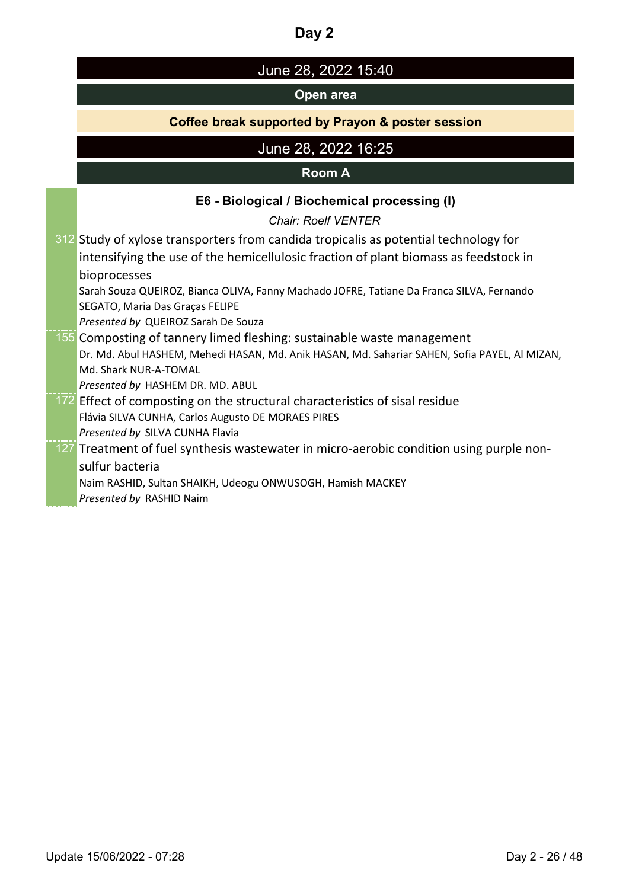# Day 2

## June 28, 2022 15:40

**Open area**

**Coffee break supported by Prayon & poster session**

## June 28, 2022 16:25

**Room A**

### E6 - Biological / Biochemical processing (I)

*Chair: Roelf VENTER*

312 Study of xylose transporters from candida tropicalis as potential technology for intensifying the use of the hemicellulosic fraction of plant biomass as feedstock in bioprocesses

Sarah Souza QUEIROZ, Bianca OLIVA, Fanny Machado JOFRE, Tatiane Da Franca SILVA, Fernando SEGATO, Maria Das Graças FELIPE

*Presented by* QUEIROZ Sarah De Souza

155 Composting of tannery limed fleshing: sustainable waste management

Dr. Md. Abul HASHEM, Mehedi HASAN, Md. Anik HASAN, Md. Sahariar SAHEN, Sofia PAYEL, Al MIZAN, Md. Shark NUR-A-TOMAL

*Presented by* HASHEM DR. MD. ABUL

172 Effect of composting on the structural characteristics of sisal residue

Flávia SILVA CUNHA, Carlos Augusto DE MORAES PIRES

*Presented by* SILVA CUNHA Flavia

127 Treatment of fuel synthesis wastewater in micro-aerobic condition using purple non-sulfur bacteria

Naim RASHID, Sultan SHAIKH, Udeogu ONWUSOGH, Hamish MACKEY

*Presented by* RASHID Naim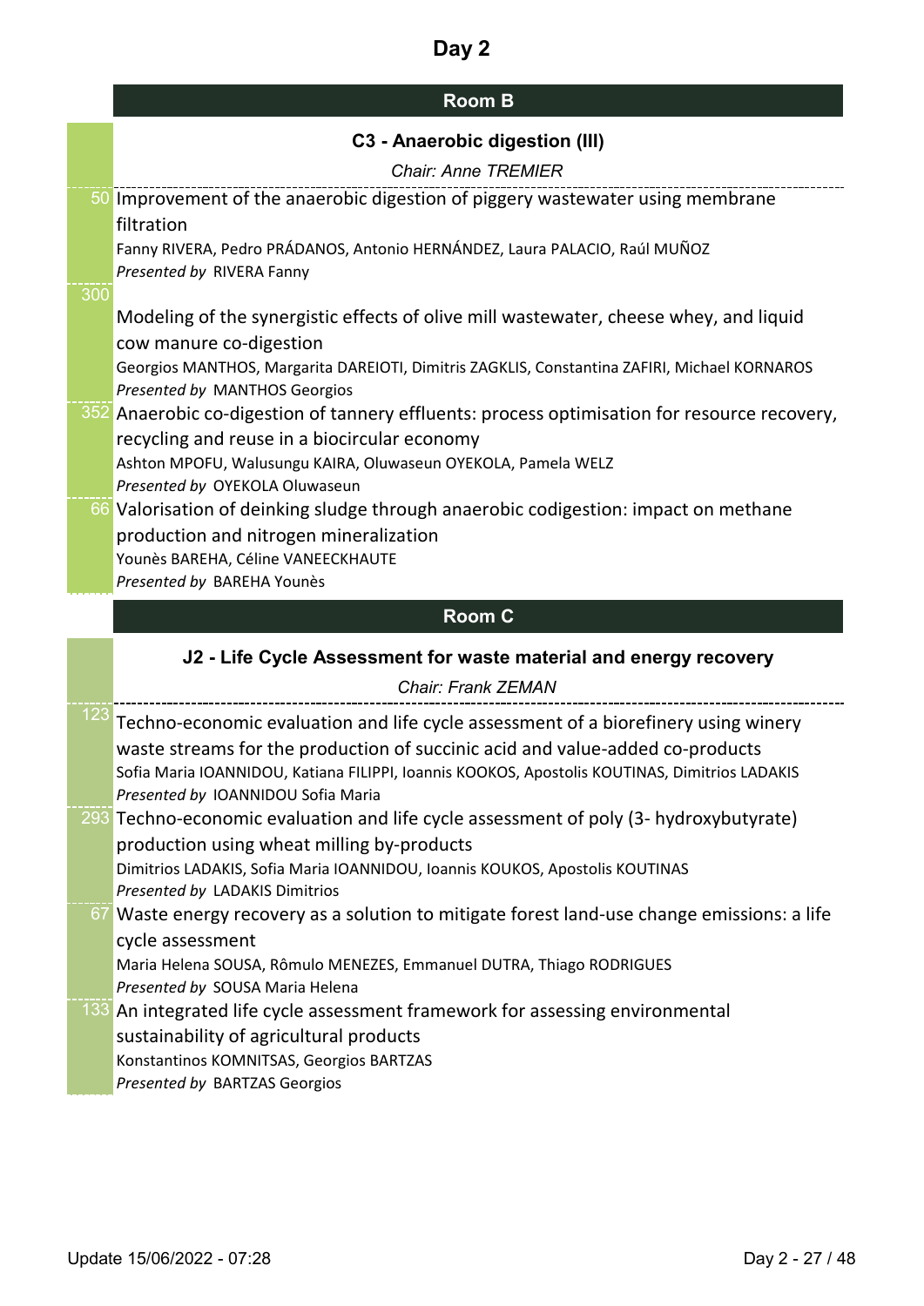# Day 2

## Room B

### C3 - Anaerobic digestion (III)

*Chair: Anne TREMIER*

50 Improvement of the anaerobic digestion of piggery wastewater using membrane filtration
Fanny RIVERA, Pedro PRÁDANOS, Antonio HERNÁNDEZ, Laura PALACIO, Raúl MUÑOZ
*Presented by* RIVERA Fanny

300 Modeling of the synergistic effects of olive mill wastewater, cheese whey, and liquid cow manure co-digestion
Georgios MANTHOS, Margarita DAREIOTI, Dimitris ZAGKLIS, Constantina ZAFIRI, Michael KORNAROS
*Presented by* MANTHOS Georgios

352 Anaerobic co-digestion of tannery effluents: process optimisation for resource recovery, recycling and reuse in a biocircular economy
Ashton MPOFU, Walusungu KAIRA, Oluwaseun OYEKOLA, Pamela WELZ
*Presented by* OYEKOLA Oluwaseun

66 Valorisation of deinking sludge through anaerobic codigestion: impact on methane production and nitrogen mineralization
Younès BAREHA, Céline VANEECKHAUTE
*Presented by* BAREHA Younès

## Room C

### J2 - Life Cycle Assessment for waste material and energy recovery

*Chair: Frank ZEMAN*

123 Techno-economic evaluation and life cycle assessment of a biorefinery using winery waste streams for the production of succinic acid and value-added co-products
Sofia Maria IOANNIDOU, Katiana FILIPPI, Ioannis KOOKOS, Apostolis KOUTINAS, Dimitrios LADAKIS
*Presented by* IOANNIDOU Sofia Maria

293 Techno-economic evaluation and life cycle assessment of poly (3- hydroxybutyrate) production using wheat milling by-products
Dimitrios LADAKIS, Sofia Maria IOANNIDOU, Ioannis KOUKOS, Apostolis KOUTINAS
*Presented by* LADAKIS Dimitrios

67 Waste energy recovery as a solution to mitigate forest land-use change emissions: a life cycle assessment
Maria Helena SOUSA, Rômulo MENEZES, Emmanuel DUTRA, Thiago RODRIGUES
*Presented by* SOUSA Maria Helena

133 An integrated life cycle assessment framework for assessing environmental sustainability of agricultural products
Konstantinos KOMNITSAS, Georgios BARTZAS
*Presented by* BARTZAS Georgios

Update 15/06/2022 - 07:28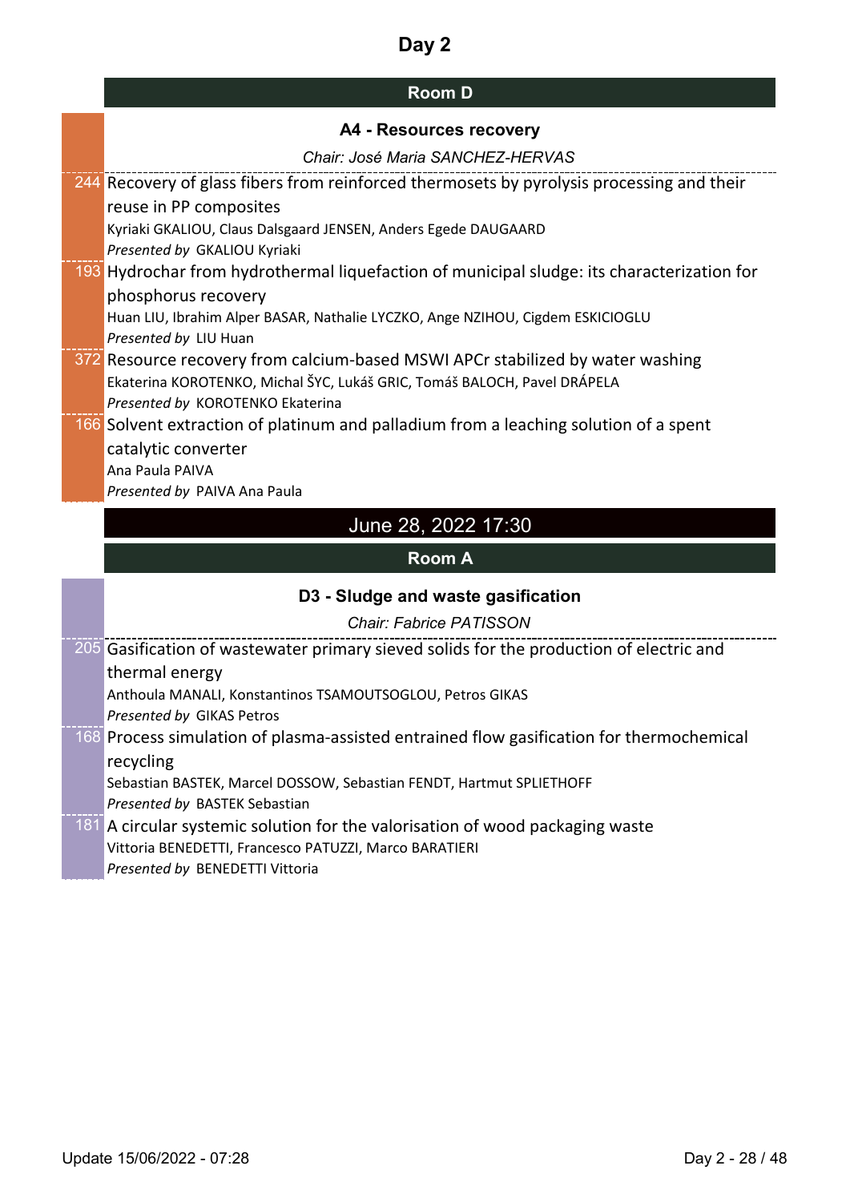# Day 2

## Room D

### A4 - Resources recovery

*Chair: José Maria SANCHEZ-HERVAS*

244 Recovery of glass fibers from reinforced thermosets by pyrolysis processing and their reuse in PP composites
Kyriaki GKALIOU, Claus Dalsgaard JENSEN, Anders Egede DAUGAARD
*Presented by* GKALIOU Kyriaki

193 Hydrochar from hydrothermal liquefaction of municipal sludge: its characterization for phosphorus recovery
Huan LIU, Ibrahim Alper BASAR, Nathalie LYCZKO, Ange NZIHOU, Cigdem ESKICIOGLU
*Presented by* LIU Huan

372 Resource recovery from calcium-based MSWI APCr stabilized by water washing
Ekaterina KOROTENKO, Michal ŠYC, Lukáš GRIC, Tomáš BALOCH, Pavel DRÁPELA
*Presented by* KOROTENKO Ekaterina

166 Solvent extraction of platinum and palladium from a leaching solution of a spent catalytic converter
Ana Paula PAIVA
*Presented by* PAIVA Ana Paula

## June 28, 2022 17:30

## Room A

### D3 - Sludge and waste gasification

*Chair: Fabrice PATISSON*

205 Gasification of wastewater primary sieved solids for the production of electric and thermal energy
Anthoula MANALI, Konstantinos TSAMOUTSOGLOU, Petros GIKAS
*Presented by* GIKAS Petros

168 Process simulation of plasma-assisted entrained flow gasification for thermochemical recycling
Sebastian BASTEK, Marcel DOSSOW, Sebastian FENDT, Hartmut SPLIETHOFF
*Presented by* BASTEK Sebastian

181 A circular systemic solution for the valorisation of wood packaging waste
Vittoria BENEDETTI, Francesco PATUZZI, Marco BARATIERI
*Presented by* BENEDETTI Vittoria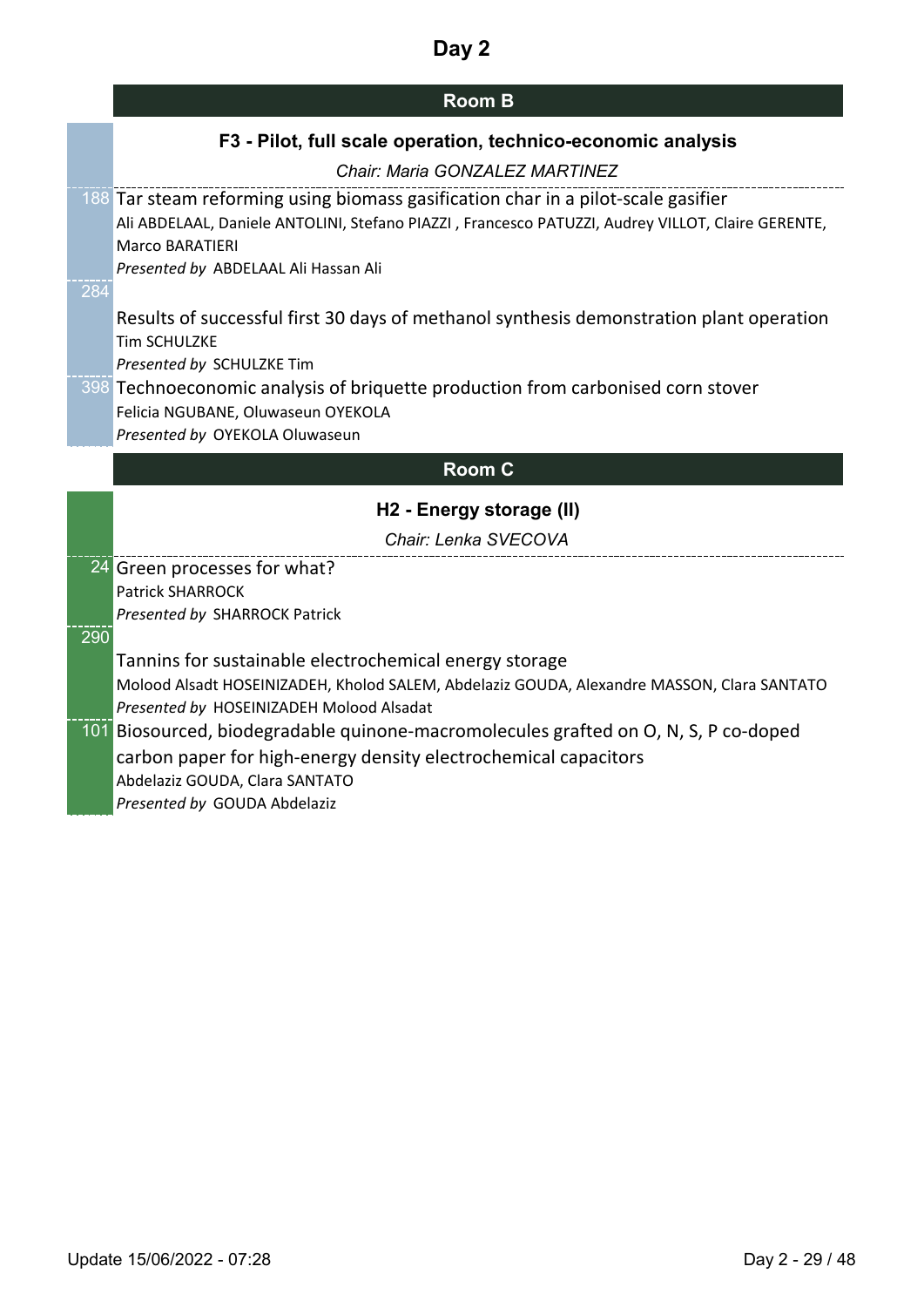# Day 2

## Room B

### F3 - Pilot, full scale operation, technico-economic analysis

*Chair: Maria GONZALEZ MARTINEZ*

188 Tar steam reforming using biomass gasification char in a pilot-scale gasifier
Ali ABDELAAL, Daniele ANTOLINI, Stefano PIAZZI , Francesco PATUZZI, Audrey VILLOT, Claire GERENTE, Marco BARATIERI
*Presented by* ABDELAAL Ali Hassan Ali

284 Results of successful first 30 days of methanol synthesis demonstration plant operation
Tim SCHULZKE
*Presented by* SCHULZKE Tim

398 Technoeconomic analysis of briquette production from carbonised corn stover
Felicia NGUBANE, Oluwaseun OYEKOLA
*Presented by* OYEKOLA Oluwaseun

## Room C

### H2 - Energy storage (II)

*Chair: Lenka SVECOVA*

24 Green processes for what?
Patrick SHARROCK
*Presented by* SHARROCK Patrick

290 Tannins for sustainable electrochemical energy storage
Molood Alsadt HOSEINIZADEH, Kholod SALEM, Abdelaziz GOUDA, Alexandre MASSON, Clara SANTATO
*Presented by* HOSEINIZADEH Molood Alsadat

101 Biosourced, biodegradable quinone-macromolecules grafted on O, N, S, P co-doped carbon paper for high-energy density electrochemical capacitors
Abdelaziz GOUDA, Clara SANTATO
*Presented by* GOUDA Abdelaziz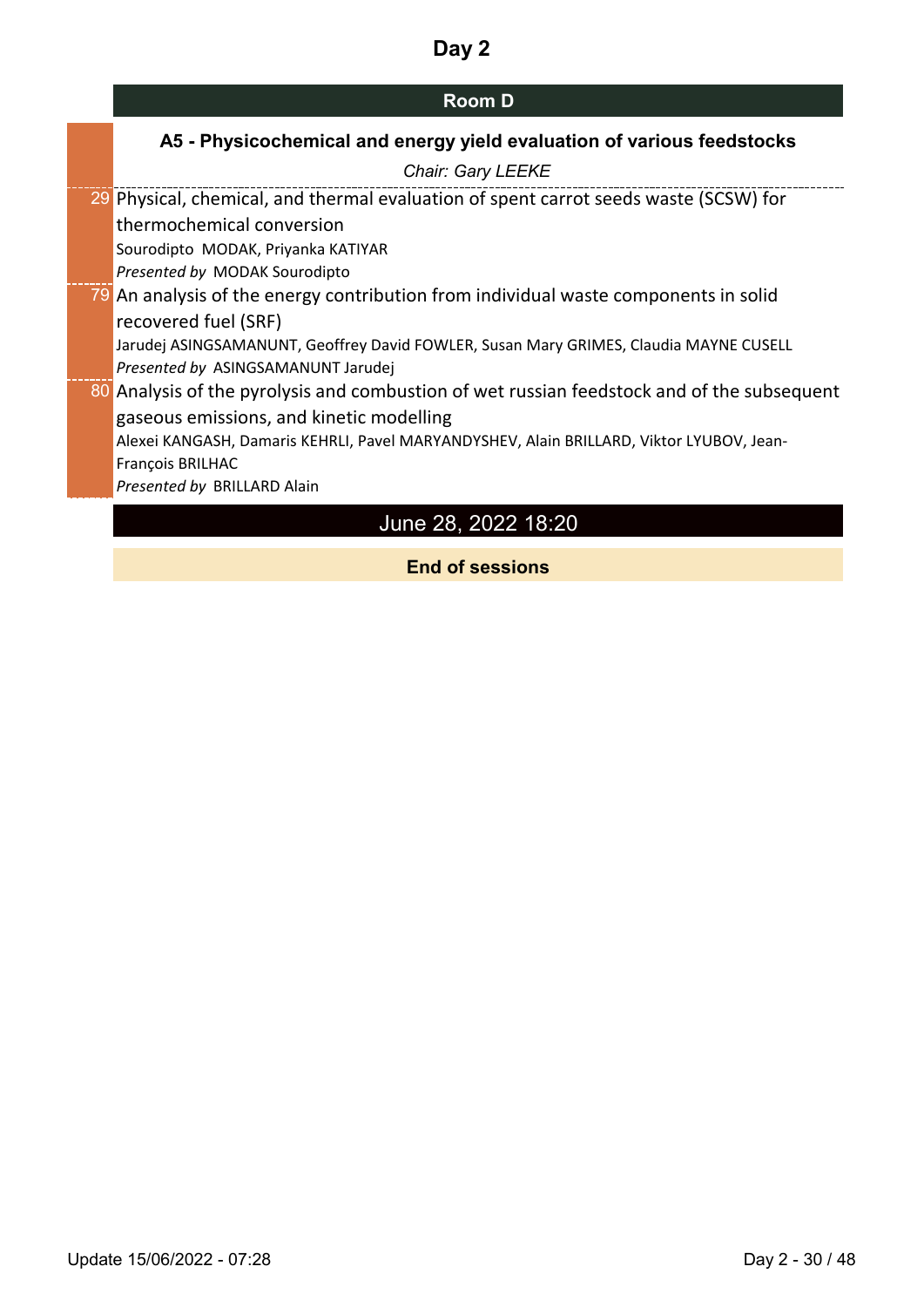# Day 2

## Room D

### A5 - Physicochemical and energy yield evaluation of various feedstocks

*Chair: Gary LEEKE*

29 Physical, chemical, and thermal evaluation of spent carrot seeds waste (SCSW) for thermochemical conversion

Sourodipto MODAK, Priyanka KATIYAR

*Presented by* MODAK Sourodipto

79 An analysis of the energy contribution from individual waste components in solid recovered fuel (SRF)

Jarudej ASINGSAMANUNT, Geoffrey David FOWLER, Susan Mary GRIMES, Claudia MAYNE CUSELL

*Presented by* ASINGSAMANUNT Jarudej

80 Analysis of the pyrolysis and combustion of wet russian feedstock and of the subsequent gaseous emissions, and kinetic modelling

Alexei KANGASH, Damaris KEHRLI, Pavel MARYANDYSHEV, Alain BRILLARD, Viktor LYUBOV, Jean-François BRILHAC

*Presented by* BRILLARD Alain

## June 28, 2022 18:20

**End of sessions**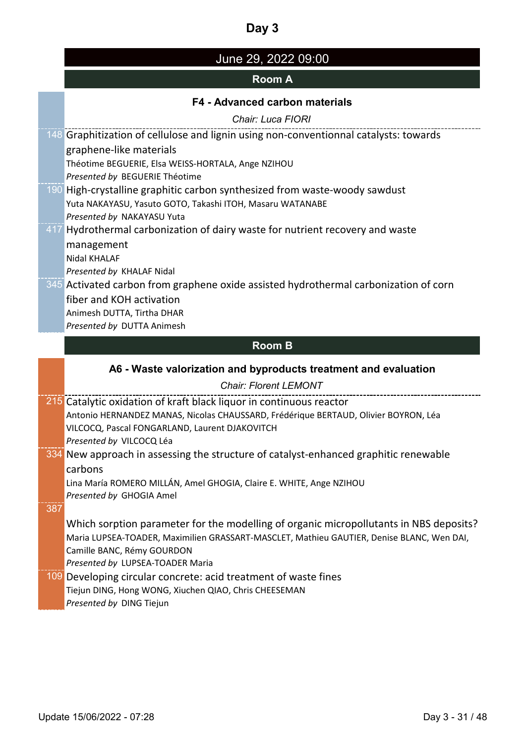# Day 3

## June 29, 2022 09:00

### Room A

#### F4 - Advanced carbon materials

*Chair: Luca FIORI*

**148** Graphitization of cellulose and lignin using non-conventionnal catalysts: towards graphene-like materials
Théotime BEGUERIE, Elsa WEISS-HORTALA, Ange NZIHOU
*Presented by* BEGUERIE Théotime

**190** High-crystalline graphitic carbon synthesized from waste-woody sawdust
Yuta NAKAYASU, Yasuto GOTO, Takashi ITOH, Masaru WATANABE
*Presented by* NAKAYASU Yuta

**417** Hydrothermal carbonization of dairy waste for nutrient recovery and waste management
Nidal KHALAF
*Presented by* KHALAF Nidal

**345** Activated carbon from graphene oxide assisted hydrothermal carbonization of corn fiber and KOH activation
Animesh DUTTA, Tirtha DHAR
*Presented by* DUTTA Animesh

### Room B

#### A6 - Waste valorization and byproducts treatment and evaluation

*Chair: Florent LEMONT*

**215** Catalytic oxidation of kraft black liquor in continuous reactor
Antonio HERNANDEZ MANAS, Nicolas CHAUSSARD, Frédérique BERTAUD, Olivier BOYRON, Léa VILCOCQ, Pascal FONGARLAND, Laurent DJAKOVITCH
*Presented by* VILCOCQ Léa

**334** New approach in assessing the structure of catalyst-enhanced graphitic renewable carbons
Lina María ROMERO MILLÁN, Amel GHOGIA, Claire E. WHITE, Ange NZIHOU
*Presented by* GHOGIA Amel

**387** Which sorption parameter for the modelling of organic micropollutants in NBS deposits?
Maria LUPSEA-TOADER, Maximilien GRASSART-MASCLET, Mathieu GAUTIER, Denise BLANC, Wen DAI, Camille BANC, Rémy GOURDON
*Presented by* LUPSEA-TOADER Maria

**109** Developing circular concrete: acid treatment of waste fines
Tiejun DING, Hong WONG, Xiuchen QIAO, Chris CHEESEMAN
*Presented by* DING Tiejun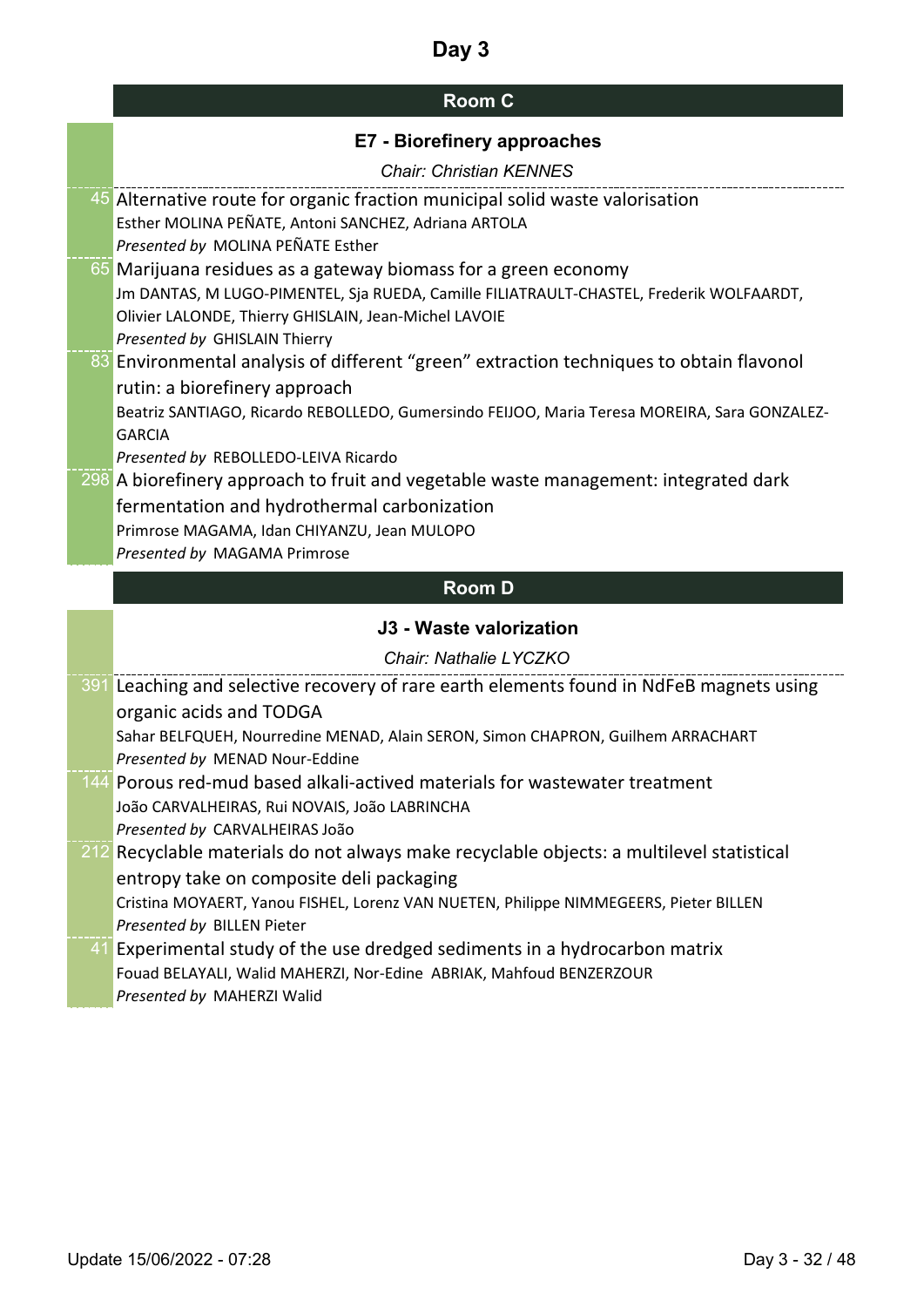# Day 3

## Room C

### E7 - Biorefinery approaches

*Chair: Christian KENNES*

45 Alternative route for organic fraction municipal solid waste valorisation
Esther MOLINA PEÑATE, Antoni SANCHEZ, Adriana ARTOLA
*Presented by* MOLINA PEÑATE Esther

65 Marijuana residues as a gateway biomass for a green economy
Jm DANTAS, M LUGO-PIMENTEL, Sja RUEDA, Camille FILIATRAULT-CHASTEL, Frederik WOLFAARDT, Olivier LALONDE, Thierry GHISLAIN, Jean-Michel LAVOIE
*Presented by* GHISLAIN Thierry

83 Environmental analysis of different “green” extraction techniques to obtain flavonol rutin: a biorefinery approach
Beatriz SANTIAGO, Ricardo REBOLLEDO, Gumersindo FEIJOO, Maria Teresa MOREIRA, Sara GONZALEZ-GARCIA
*Presented by* REBOLLEDO-LEIVA Ricardo

298 A biorefinery approach to fruit and vegetable waste management: integrated dark fermentation and hydrothermal carbonization
Primrose MAGAMA, Idan CHIYANZU, Jean MULOPO
*Presented by* MAGAMA Primrose

## Room D

### J3 - Waste valorization

*Chair: Nathalie LYCZKO*

391 Leaching and selective recovery of rare earth elements found in NdFeB magnets using organic acids and TODGA
Sahar BELFQUEH, Nourredine MENAD, Alain SERON, Simon CHAPRON, Guilhem ARRACHART
*Presented by* MENAD Nour-Eddine

144 Porous red-mud based alkali-actived materials for wastewater treatment
João CARVALHEIRAS, Rui NOVAIS, João LABRINCHA
*Presented by* CARVALHEIRAS João

212 Recyclable materials do not always make recyclable objects: a multilevel statistical entropy take on composite deli packaging
Cristina MOYAERT, Yanou FISHEL, Lorenz VAN NUETEN, Philippe NIMMEGEERS, Pieter BILLEN
*Presented by* BILLEN Pieter

41 Experimental study of the use dredged sediments in a hydrocarbon matrix
Fouad BELAYALI, Walid MAHERZI, Nor-Edine ABRIAK, Mahfoud BENZERZOUR
*Presented by* MAHERZI Walid

Update 15/06/2022 - 07:28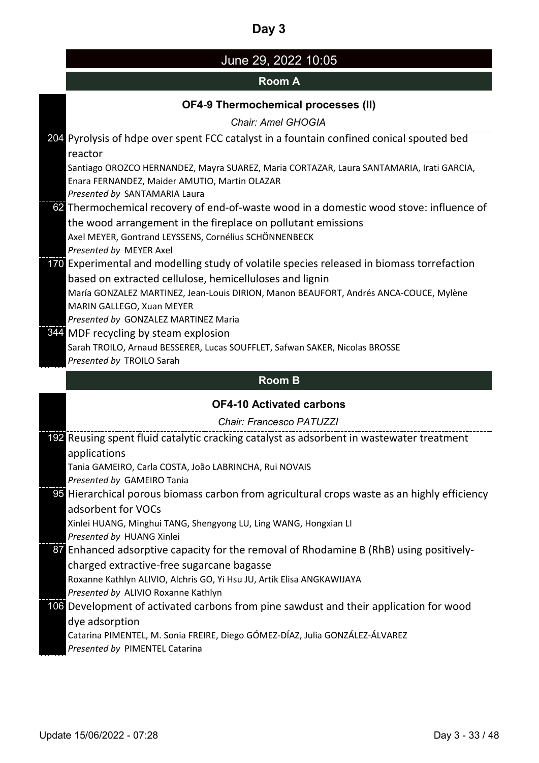# Day 3

## June 29, 2022 10:05

### Room A

#### OF4-9 Thermochemical processes (II)

*Chair: Amel GHOGIA*

**204** Pyrolysis of hdpe over spent FCC catalyst in a fountain confined conical spouted bed reactor
Santiago OROZCO HERNANDEZ, Mayra SUAREZ, Maria CORTAZAR, Laura SANTAMARIA, Irati GARCIA, Enara FERNANDEZ, Maider AMUTIO, Martin OLAZAR
*Presented by* SANTAMARIA Laura

**62** Thermochemical recovery of end-of-waste wood in a domestic wood stove: influence of the wood arrangement in the fireplace on pollutant emissions
Axel MEYER, Gontrand LEYSSENS, Cornélius SCHÖNNENBECK
*Presented by* MEYER Axel

**170** Experimental and modelling study of volatile species released in biomass torrefaction based on extracted cellulose, hemicelluloses and lignin
María GONZALEZ MARTINEZ, Jean-Louis DIRION, Manon BEAUFORT, Andrés ANCA-COUCE, Mylène MARIN GALLEGO, Xuan MEYER
*Presented by* GONZALEZ MARTINEZ Maria

**344** MDF recycling by steam explosion
Sarah TROILO, Arnaud BESSERER, Lucas SOUFFLET, Safwan SAKER, Nicolas BROSSE
*Presented by* TROILO Sarah

### Room B

#### OF4-10 Activated carbons

*Chair: Francesco PATUZZI*

**192** Reusing spent fluid catalytic cracking catalyst as adsorbent in wastewater treatment applications
Tania GAMEIRO, Carla COSTA, João LABRINCHA, Rui NOVAIS
*Presented by* GAMEIRO Tania

**95** Hierarchical porous biomass carbon from agricultural crops waste as an highly efficiency adsorbent for VOCs
Xinlei HUANG, Minghui TANG, Shengyong LU, Ling WANG, Hongxian LI
*Presented by* HUANG Xinlei

**87** Enhanced adsorptive capacity for the removal of Rhodamine B (RhB) using positively-charged extractive-free sugarcane bagasse
Roxanne Kathlyn ALIVIO, Alchris GO, Yi Hsu JU, Artik Elisa ANGKAWIJAYA
*Presented by* ALIVIO Roxanne Kathlyn

**106** Development of activated carbons from pine sawdust and their application for wood dye adsorption
Catarina PIMENTEL, M. Sonia FREIRE, Diego GÓMEZ-DÍAZ, Julia GONZÁLEZ-ÁLVAREZ
*Presented by* PIMENTEL Catarina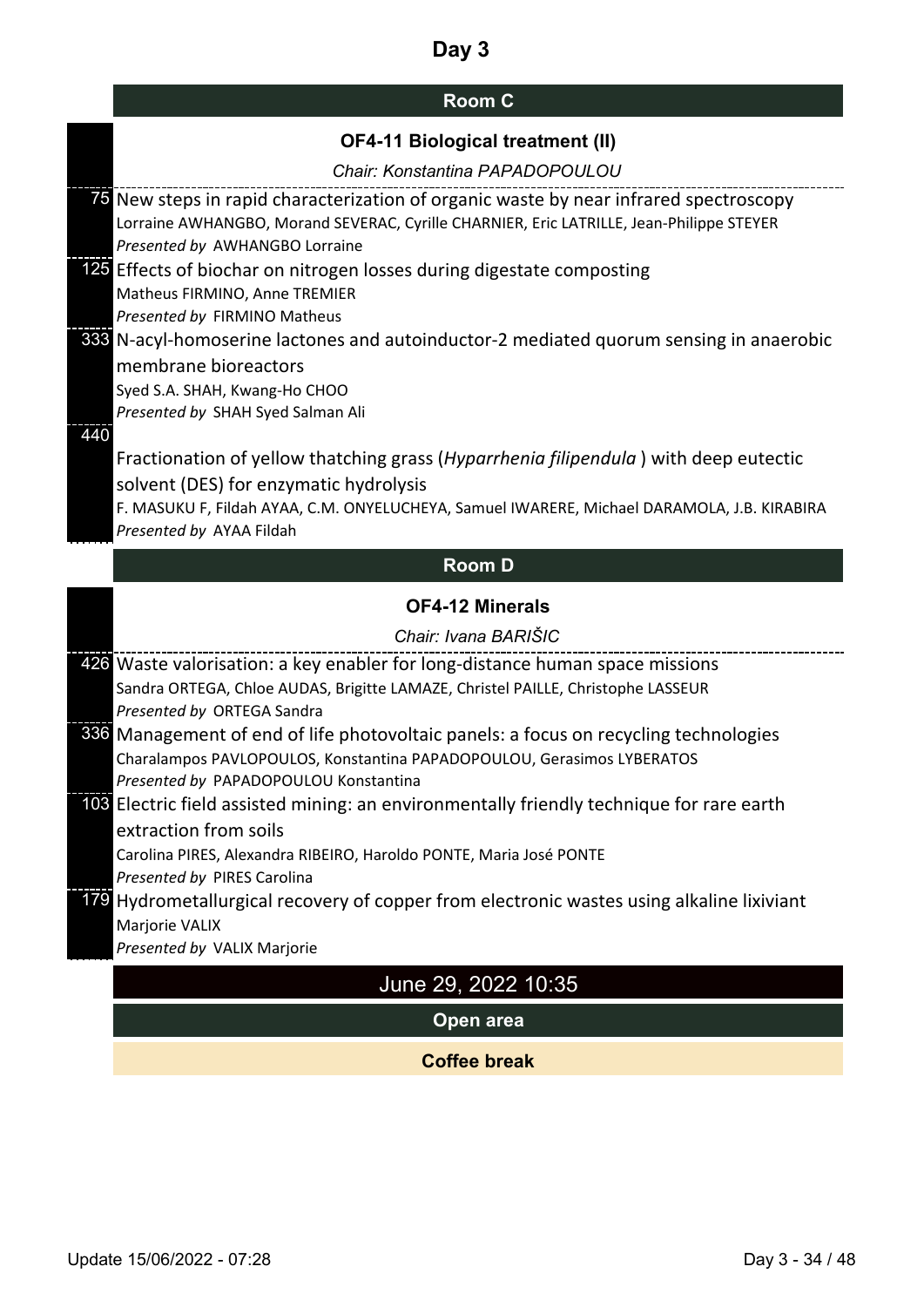# Day 3

## Room C

### OF4-11 Biological treatment (II)

*Chair: Konstantina PAPADOPOULOU*

75 New steps in rapid characterization of organic waste by near infrared spectroscopy
Lorraine AWHANGBO, Morand SEVERAC, Cyrille CHARNIER, Eric LATRILLE, Jean-Philippe STEYER
*Presented by* AWHANGBO Lorraine

125 Effects of biochar on nitrogen losses during digestate composting
Matheus FIRMINO, Anne TREMIER
*Presented by* FIRMINO Matheus

333 N-acyl-homoserine lactones and autoinductor-2 mediated quorum sensing in anaerobic membrane bioreactors
Syed S.A. SHAH, Kwang-Ho CHOO
*Presented by* SHAH Syed Salman Ali

440 Fractionation of yellow thatching grass (*Hyparrhenia filipendula* ) with deep eutectic solvent (DES) for enzymatic hydrolysis
F. MASUKU F, Fildah AYAA, C.M. ONYELUCHEYA, Samuel IWARERE, Michael DARAMOLA, J.B. KIRABIRA
*Presented by* AYAA Fildah

## Room D

### OF4-12 Minerals

*Chair: Ivana BARIŠIC*

426 Waste valorisation: a key enabler for long-distance human space missions
Sandra ORTEGA, Chloe AUDAS, Brigitte LAMAZE, Christel PAILLE, Christophe LASSEUR
*Presented by* ORTEGA Sandra

336 Management of end of life photovoltaic panels: a focus on recycling technologies
Charalampos PAVLOPOULOS, Konstantina PAPADOPOULOU, Gerasimos LYBERATOS
*Presented by* PAPADOPOULOU Konstantina

103 Electric field assisted mining: an environmentally friendly technique for rare earth extraction from soils
Carolina PIRES, Alexandra RIBEIRO, Haroldo PONTE, Maria José PONTE
*Presented by* PIRES Carolina

179 Hydrometallurgical recovery of copper from electronic wastes using alkaline lixiviant
Marjorie VALIX
*Presented by* VALIX Marjorie

## June 29, 2022 10:35

## Open area

**Coffee break**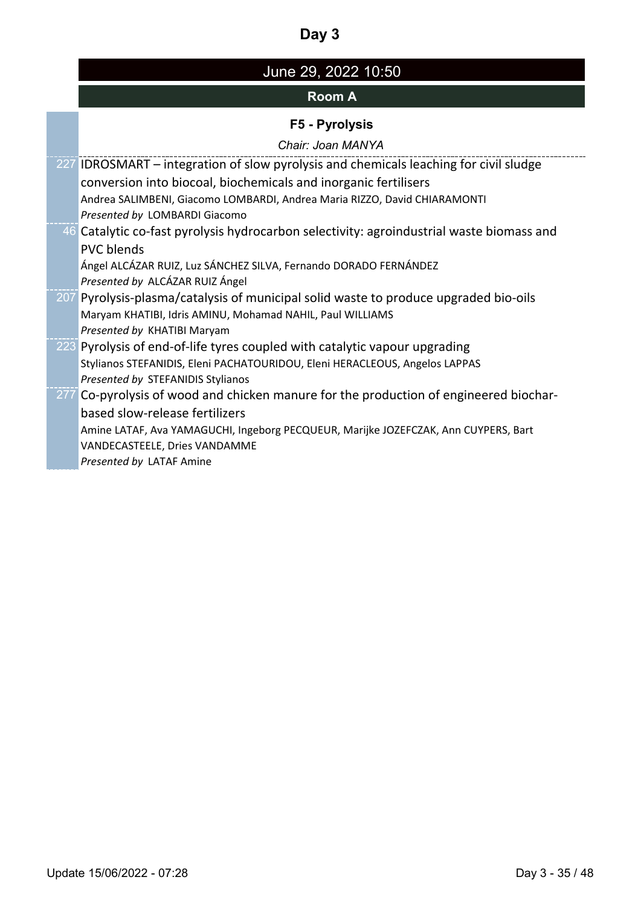# Day 3

## June 29, 2022 10:50

### Room A

#### F5 - Pyrolysis

*Chair: Joan MANYA*

227 IDROSMART – integration of slow pyrolysis and chemicals leaching for civil sludge conversion into biocoal, biochemicals and inorganic fertilisers
Andrea SALIMBENI, Giacomo LOMBARDI, Andrea Maria RIZZO, David CHIARAMONTI
*Presented by* LOMBARDI Giacomo

46 Catalytic co-fast pyrolysis hydrocarbon selectivity: agroindustrial waste biomass and PVC blends
Ángel ALCÁZAR RUIZ, Luz SÁNCHEZ SILVA, Fernando DORADO FERNÁNDEZ
*Presented by* ALCÁZAR RUIZ Ángel

207 Pyrolysis-plasma/catalysis of municipal solid waste to produce upgraded bio-oils
Maryam KHATIBI, Idris AMINU, Mohamad NAHIL, Paul WILLIAMS
*Presented by* KHATIBI Maryam

223 Pyrolysis of end-of-life tyres coupled with catalytic vapour upgrading
Stylianos STEFANIDIS, Eleni PACHATOURIDOU, Eleni HERACLEOUS, Angelos LAPPAS
*Presented by* STEFANIDIS Stylianos

277 Co-pyrolysis of wood and chicken manure for the production of engineered biochar-based slow-release fertilizers
Amine LATAF, Ava YAMAGUCHI, Ingeborg PECQUEUR, Marijke JOZEFCZAK, Ann CUYPERS, Bart VANDECASTEELE, Dries VANDAMME
*Presented by* LATAF Amine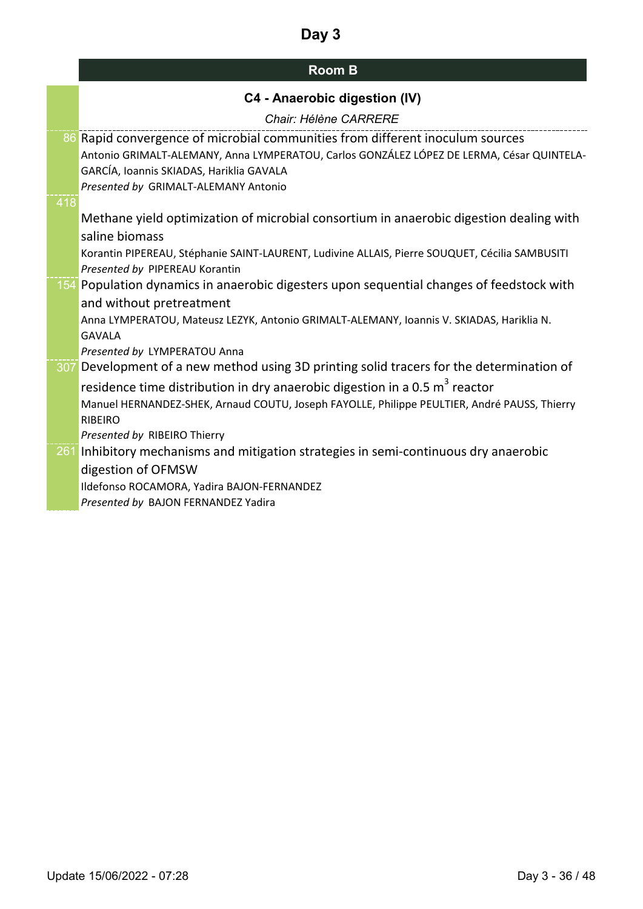# Day 3

## Room B

### C4 - Anaerobic digestion (IV)

*Chair: Hélène CARRERE*

**86** Rapid convergence of microbial communities from different inoculum sources

Antonio GRIMALT-ALEMANY, Anna LYMPERATOU, Carlos GONZÁLEZ LÓPEZ DE LERMA, César QUINTELA-GARCÍA, Ioannis SKIADAS, Hariklia GAVALA

*Presented by* GRIMALT-ALEMANY Antonio

**418** Methane yield optimization of microbial consortium in anaerobic digestion dealing with saline biomass

Korantin PIPEREAU, Stéphanie SAINT-LAURENT, Ludivine ALLAIS, Pierre SOUQUET, Cécilia SAMBUSITI

*Presented by* PIPEREAU Korantin

**154** Population dynamics in anaerobic digesters upon sequential changes of feedstock with and without pretreatment

Anna LYMPERATOU, Mateusz LEZYK, Antonio GRIMALT-ALEMANY, Ioannis V. SKIADAS, Hariklia N. GAVALA

*Presented by* LYMPERATOU Anna

**307** Development of a new method using 3D printing solid tracers for the determination of residence time distribution in dry anaerobic digestion in a 0.5 $m^3$ reactor

Manuel HERNANDEZ-SHEK, Arnaud COUTU, Joseph FAYOLLE, Philippe PEULTIER, André PAUSS, Thierry RIBEIRO

*Presented by* RIBEIRO Thierry

**261** Inhibitory mechanisms and mitigation strategies in semi-continuous dry anaerobic digestion of OFMSW

Ildefonso ROCAMORA, Yadira BAJON-FERNANDEZ

*Presented by* BAJON FERNANDEZ Yadira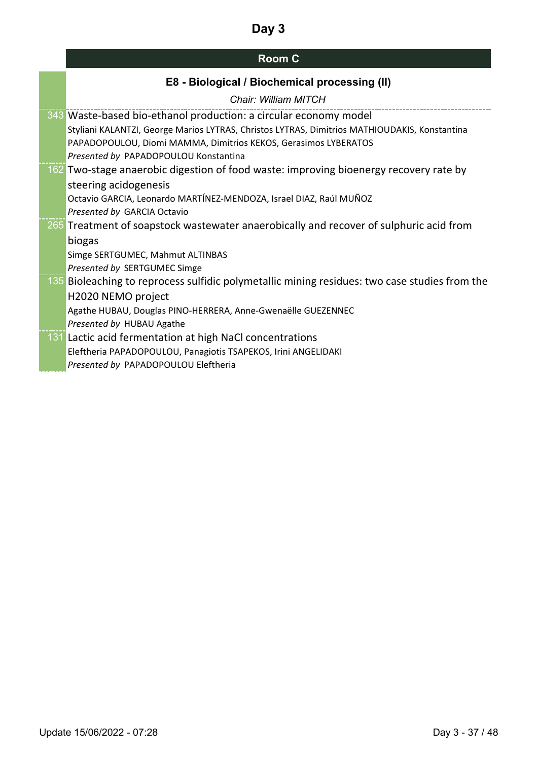# Day 3

## Room C

### E8 - Biological / Biochemical processing (II)

*Chair: William MITCH*

**343** Waste-based bio-ethanol production: a circular economy model
Styliani KALANTZI, George Marios LYTRAS, Christos LYTRAS, Dimitrios MATHIOUDAKIS, Konstantina PAPADOPOULOU, Diomi MAMMA, Dimitrios KEKOS, Gerasimos LYBERATOS
*Presented by* PAPADOPOULOU Konstantina

**162** Two-stage anaerobic digestion of food waste: improving bioenergy recovery rate by steering acidogenesis
Octavio GARCIA, Leonardo MARTÍNEZ-MENDOZA, Israel DIAZ, Raúl MUÑOZ
*Presented by* GARCIA Octavio

**265** Treatment of soapstock wastewater anaerobically and recover of sulphuric acid from biogas
Simge SERTGUMEC, Mahmut ALTINBAS
*Presented by* SERTGUMEC Simge

**135** Bioleaching to reprocess sulfidic polymetallic mining residues: two case studies from the H2020 NEMO project
Agathe HUBAU, Douglas PINO-HERRERA, Anne-Gwenaëlle GUEZENNEC
*Presented by* HUBAU Agathe

**131** Lactic acid fermentation at high NaCl concentrations
Eleftheria PAPADOPOULOU, Panagiotis TSAPEKOS, Irini ANGELIDAKI
*Presented by* PAPADOPOULOU Eleftheria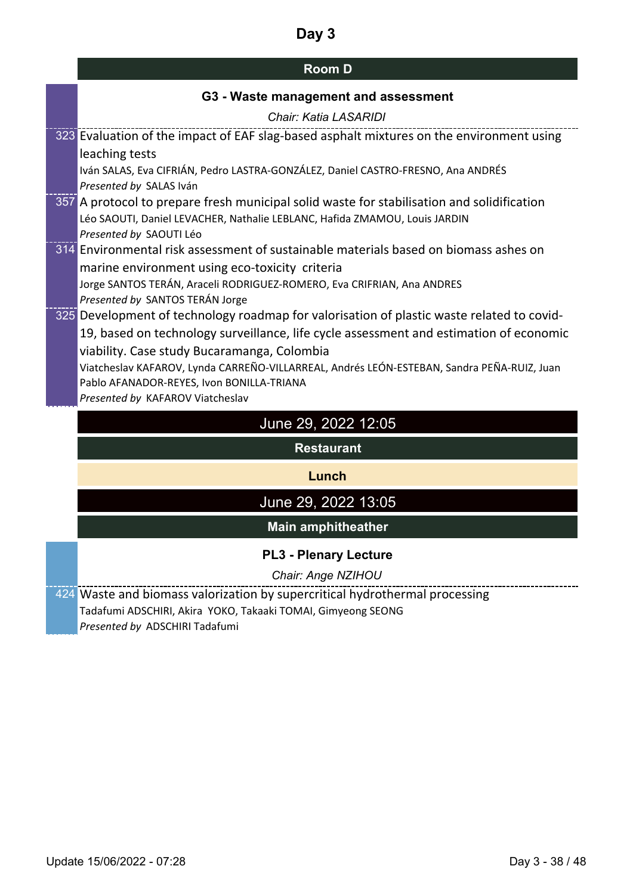# Day 3

## Room D

### G3 - Waste management and assessment

*Chair: Katia LASARIDI*

323 Evaluation of the impact of EAF slag-based asphalt mixtures on the environment using leaching tests
Iván SALAS, Eva CIFRIÁN, Pedro LASTRA-GONZÁLEZ, Daniel CASTRO-FRESNO, Ana ANDRÉS
*Presented by* SALAS Iván

357 A protocol to prepare fresh municipal solid waste for stabilisation and solidification
Léo SAOUTI, Daniel LEVACHER, Nathalie LEBLANC, Hafida ZMAMOU, Louis JARDIN
*Presented by* SAOUTI Léo

314 Environmental risk assessment of sustainable materials based on biomass ashes on marine environment using eco-toxicity criteria
Jorge SANTOS TERÁN, Araceli RODRIGUEZ-ROMERO, Eva CRIFRIAN, Ana ANDRES
*Presented by* SANTOS TERÁN Jorge

325 Development of technology roadmap for valorisation of plastic waste related to covid-19, based on technology surveillance, life cycle assessment and estimation of economic viability. Case study Bucaramanga, Colombia
Viatcheslav KAFAROV, Lynda CARREÑO-VILLARREAL, Andrés LEÓN-ESTEBAN, Sandra PEÑA-RUIZ, Juan Pablo AFANADOR-REYES, Ivon BONILLA-TRIANA
*Presented by* KAFAROV Viatcheslav

## June 29, 2022 12:05

### Restaurant

**Lunch**

## June 29, 2022 13:05

### Main amphitheather

### PL3 - Plenary Lecture

*Chair: Ange NZIHOU*

424 Waste and biomass valorization by supercritical hydrothermal processing
Tadafumi ADSCHIRI, Akira YOKO, Takaaki TOMAI, Gimyeong SEONG
*Presented by* ADSCHIRI Tadafumi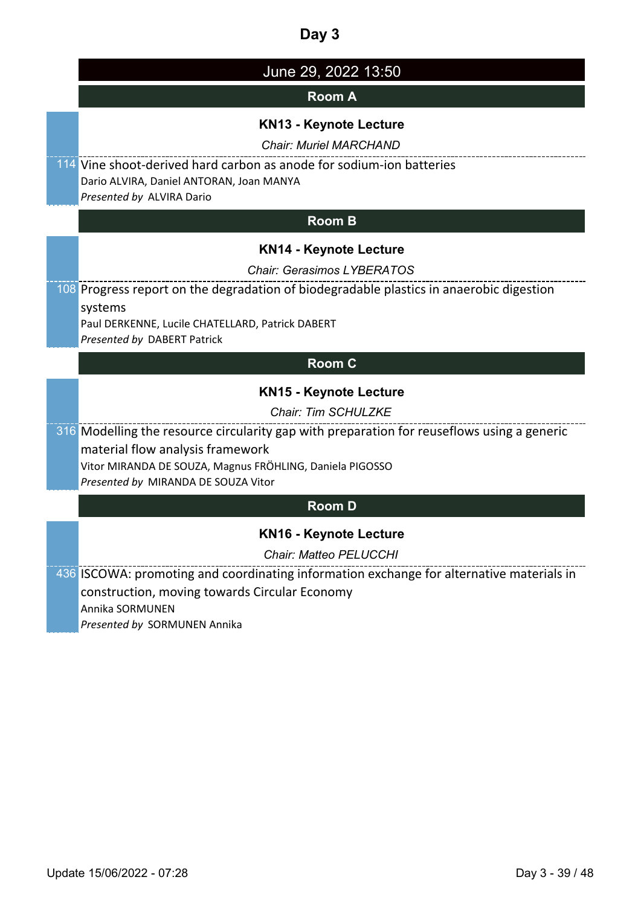# Day 3

## June 29, 2022 13:50

### Room A

**KN13 - Keynote Lecture**

*Chair: Muriel MARCHAND*

114 Vine shoot-derived hard carbon as anode for sodium-ion batteries
Dario ALVIRA, Daniel ANTORAN, Joan MANYA
*Presented by* ALVIRA Dario

### Room B

**KN14 - Keynote Lecture**

*Chair: Gerasimos LYBERATOS*

108 Progress report on the degradation of biodegradable plastics in anaerobic digestion systems
Paul DERKENNE, Lucile CHATELLARD, Patrick DABERT
*Presented by* DABERT Patrick

### Room C

**KN15 - Keynote Lecture**

*Chair: Tim SCHULZKE*

316 Modelling the resource circularity gap with preparation for reuseflows using a generic material flow analysis framework
Vitor MIRANDA DE SOUZA, Magnus FRÖHLING, Daniela PIGOSSO
*Presented by* MIRANDA DE SOUZA Vitor

### Room D

**KN16 - Keynote Lecture**

*Chair: Matteo PELUCCHI*

436 ISCOWA: promoting and coordinating information exchange for alternative materials in construction, moving towards Circular Economy
Annika SORMUNEN
*Presented by* SORMUNEN Annika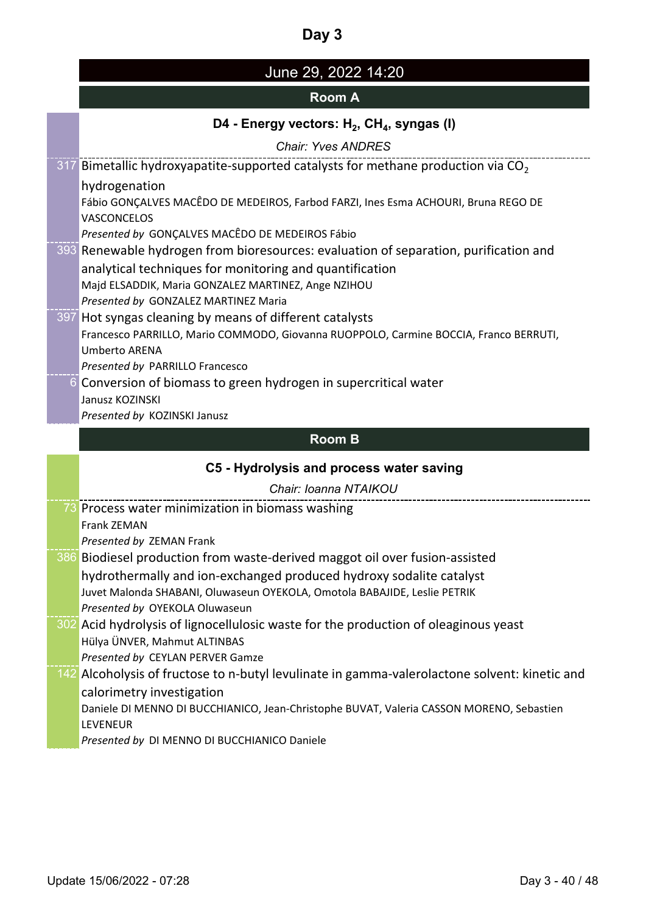# Day 3

## June 29, 2022 14:20

### Room A

#### D4 - Energy vectors: $H_2$, $CH_4$, syngas (I)

*Chair: Yves ANDRES*

317 Bimetallic hydroxyapatite-supported catalysts for methane production via $CO_2$ hydrogenation
Fábio GONÇALVES MACÊDO DE MEDEIROS, Farbod FARZI, Ines Esma ACHOURI, Bruna REGO DE VASCONCELOS
*Presented by* GONÇALVES MACÊDO DE MEDEIROS Fábio

393 Renewable hydrogen from bioresources: evaluation of separation, purification and analytical techniques for monitoring and quantification
Majd ELSADDIK, Maria GONZALEZ MARTINEZ, Ange NZIHOU
*Presented by* GONZALEZ MARTINEZ Maria

397 Hot syngas cleaning by means of different catalysts
Francesco PARRILLO, Mario COMMODO, Giovanna RUOPPOLO, Carmine BOCCIA, Franco BERRUTI, Umberto ARENA
*Presented by* PARRILLO Francesco

6 Conversion of biomass to green hydrogen in supercritical water
Janusz KOZINSKI
*Presented by* KOZINSKI Janusz

### Room B

#### C5 - Hydrolysis and process water saving

*Chair: Ioanna NTAIKOU*

73 Process water minimization in biomass washing
Frank ZEMAN
*Presented by* ZEMAN Frank

386 Biodiesel production from waste-derived maggot oil over fusion-assisted hydrothermally and ion-exchanged produced hydroxy sodalite catalyst
Juvet Malonda SHABANI, Oluwaseun OYEKOLA, Omotola BABAJIDE, Leslie PETRIK
*Presented by* OYEKOLA Oluwaseun

302 Acid hydrolysis of lignocellulosic waste for the production of oleaginous yeast
Hülya ÜNVER, Mahmut ALTINBAS
*Presented by* CEYLAN PERVER Gamze

142 Alcoholysis of fructose to n-butyl levulinate in gamma-valerolactone solvent: kinetic and calorimetry investigation
Daniele DI MENNO DI BUCCHIANICO, Jean-Christophe BUVAT, Valeria CASSON MORENO, Sebastien LEVENEUR
*Presented by* DI MENNO DI BUCCHIANICO Daniele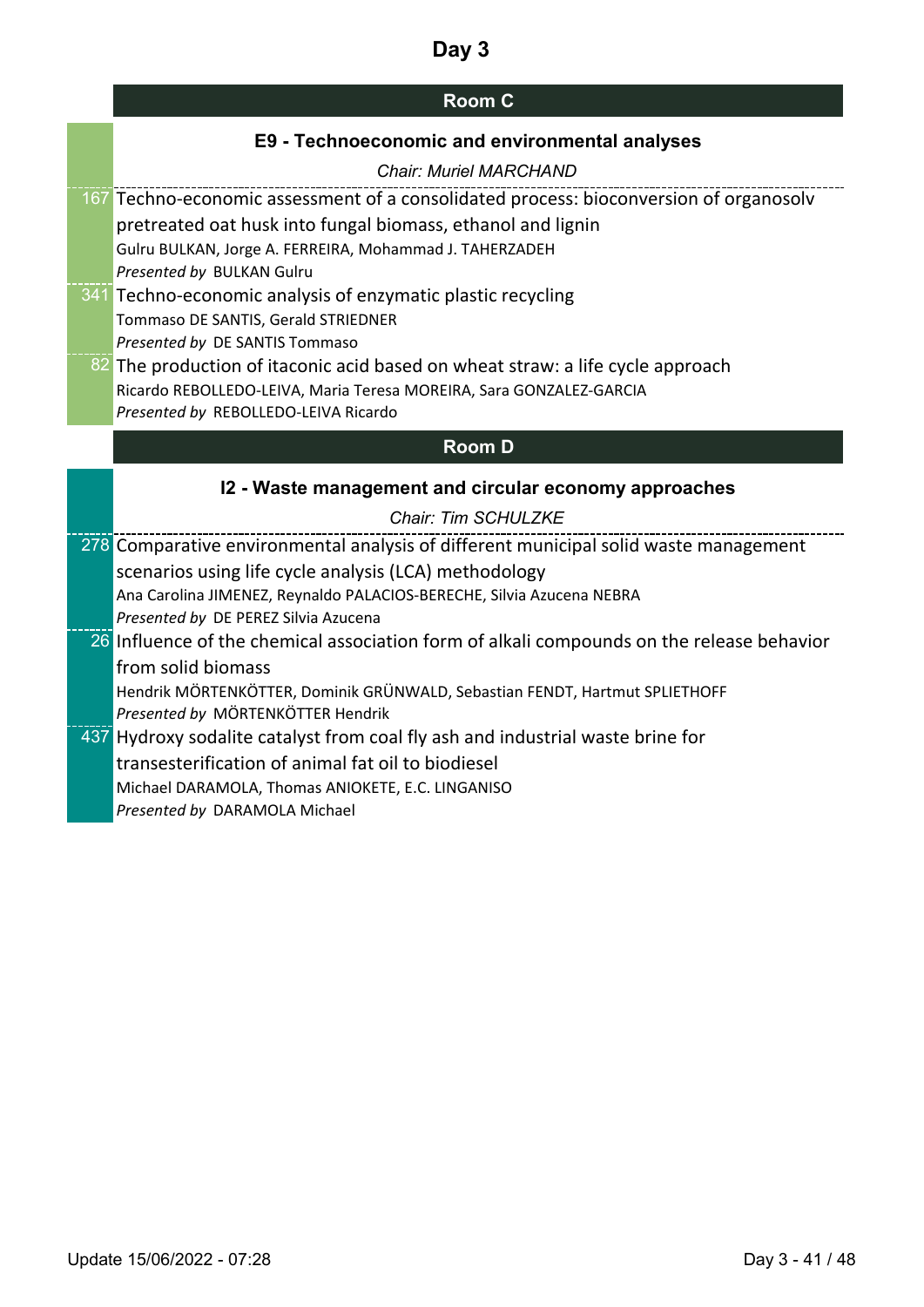# Day 3

## Room C

### E9 - Technoeconomic and environmental analyses

*Chair: Muriel MARCHAND*

167 Techno-economic assessment of a consolidated process: bioconversion of organosolv pretreated oat husk into fungal biomass, ethanol and lignin
Gulru BULKAN, Jorge A. FERREIRA, Mohammad J. TAHERZADEH
*Presented by* BULKAN Gulru

341 Techno-economic analysis of enzymatic plastic recycling
Tommaso DE SANTIS, Gerald STRIEDNER
*Presented by* DE SANTIS Tommaso

82 The production of itaconic acid based on wheat straw: a life cycle approach
Ricardo REBOLLEDO-LEIVA, Maria Teresa MOREIRA, Sara GONZALEZ-GARCIA
*Presented by* REBOLLEDO-LEIVA Ricardo

## Room D

### I2 - Waste management and circular economy approaches

*Chair: Tim SCHULZKE*

278 Comparative environmental analysis of different municipal solid waste management scenarios using life cycle analysis (LCA) methodology
Ana Carolina JIMENEZ, Reynaldo PALACIOS-BERECHE, Silvia Azucena NEBRA
*Presented by* DE PEREZ Silvia Azucena

26 Influence of the chemical association form of alkali compounds on the release behavior from solid biomass
Hendrik MÖRTENKÖTTER, Dominik GRÜNWALD, Sebastian FENDT, Hartmut SPLIETHOFF
*Presented by* MÖRTENKÖTTER Hendrik

437 Hydroxy sodalite catalyst from coal fly ash and industrial waste brine for transesterification of animal fat oil to biodiesel
Michael DARAMOLA, Thomas ANIOKETE, E.C. LINGANISO
*Presented by* DARAMOLA Michael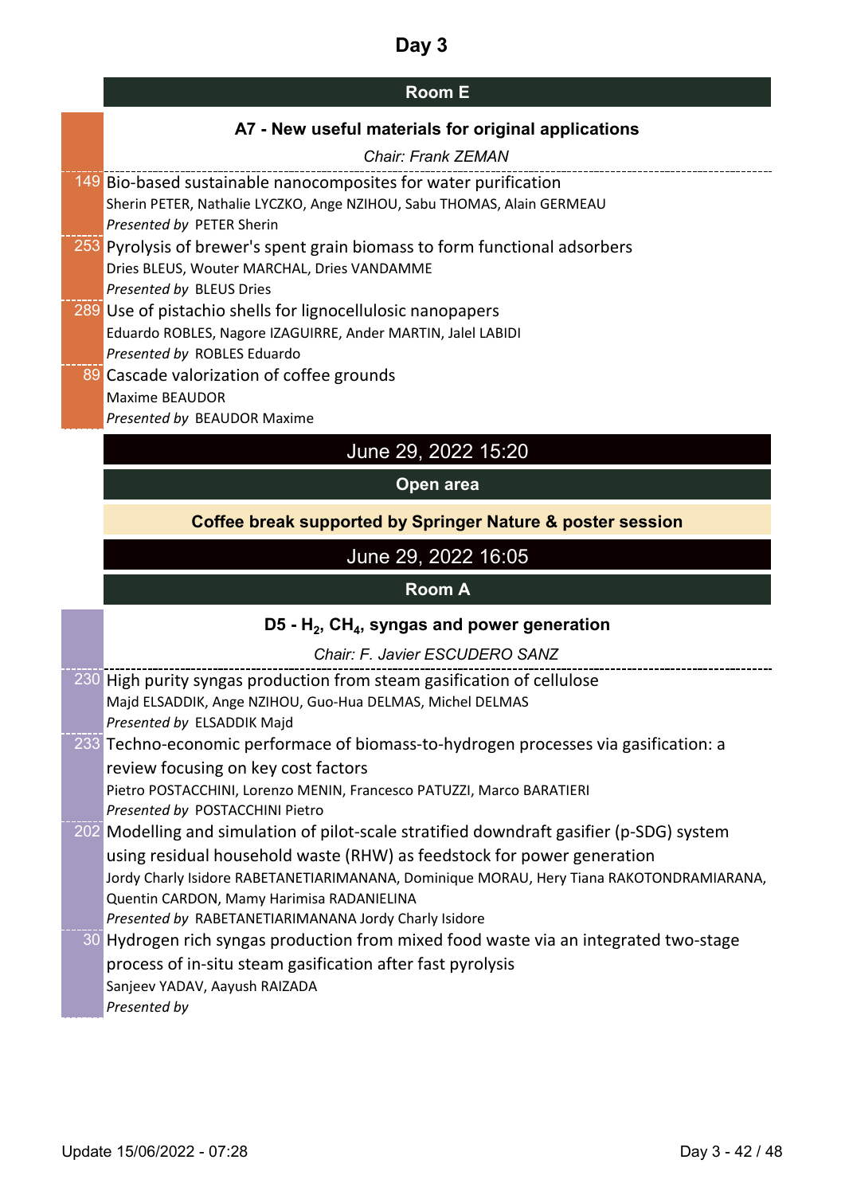# Day 3

## Room E

### A7 - New useful materials for original applications

*Chair: Frank ZEMAN*

149 Bio-based sustainable nanocomposites for water purification
Sherin PETER, Nathalie LYCZKO, Ange NZIHOU, Sabu THOMAS, Alain GERMEAU
*Presented by* PETER Sherin

253 Pyrolysis of brewer's spent grain biomass to form functional adsorbers
Dries BLEUS, Wouter MARCHAL, Dries VANDAMME
*Presented by* BLEUS Dries

289 Use of pistachio shells for lignocellulosic nanopapers
Eduardo ROBLES, Nagore IZAGUIRRE, Ander MARTIN, Jalel LABIDI
*Presented by* ROBLES Eduardo

89 Cascade valorization of coffee grounds
Maxime BEAUDOR
*Presented by* BEAUDOR Maxime

## June 29, 2022 15:20

## Open area

**Coffee break supported by Springer Nature & poster session**

## June 29, 2022 16:05

## Room A

### D5 - $H_2$, $CH_4$, syngas and power generation

*Chair: F. Javier ESCUDERO SANZ*

230 High purity syngas production from steam gasification of cellulose
Majd ELSADDIK, Ange NZIHOU, Guo-Hua DELMAS, Michel DELMAS
*Presented by* ELSADDIK Majd

233 Techno-economic performace of biomass-to-hydrogen processes via gasification: a review focusing on key cost factors
Pietro POSTACCHINI, Lorenzo MENIN, Francesco PATUZZI, Marco BARATIERI
*Presented by* POSTACCHINI Pietro

202 Modelling and simulation of pilot-scale stratified downdraft gasifier (p-SDG) system using residual household waste (RHW) as feedstock for power generation
Jordy Charly Isidore RABETANETIARIMANANA, Dominique MORAU, Hery Tiana RAKOTONDRAMIARANA, Quentin CARDON, Mamy Harimisa RADANIELINA
*Presented by* RABETANETIARIMANANA Jordy Charly Isidore

30 Hydrogen rich syngas production from mixed food waste via an integrated two-stage process of in-situ steam gasification after fast pyrolysis
Sanjeev YADAV, Aayush RAIZADA
*Presented by*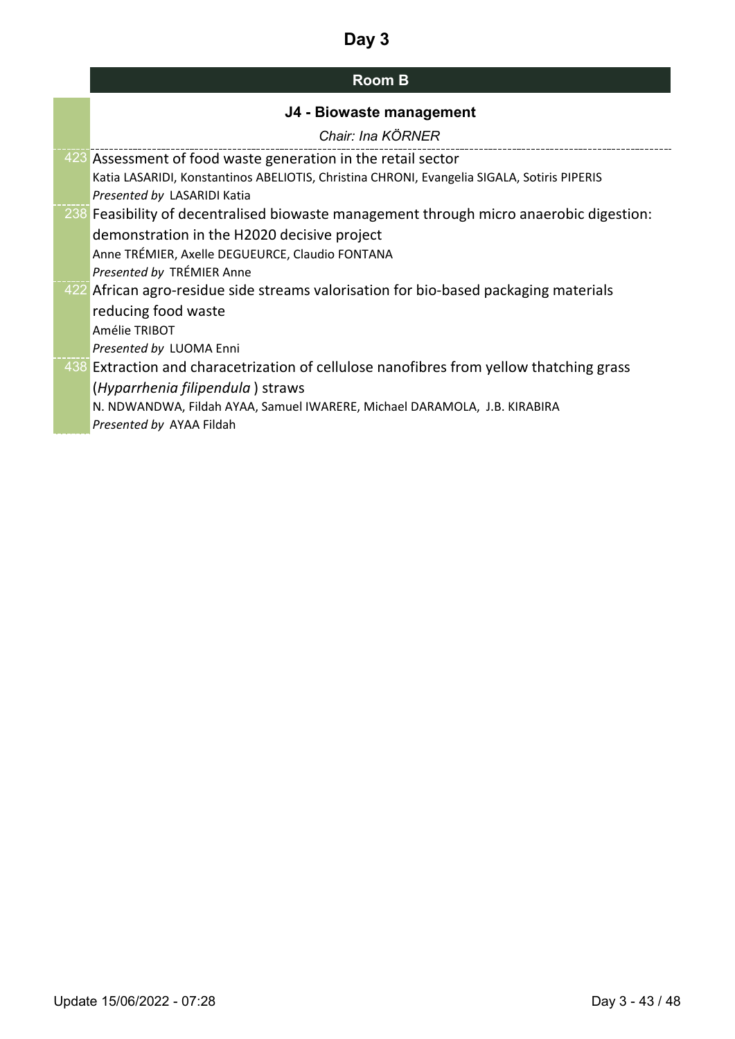# Day 3

## Room B

### J4 - Biowaste management

*Chair: Ina KÖRNER*

423 Assessment of food waste generation in the retail sector
Katia LASARIDI, Konstantinos ABELIOTIS, Christina CHRONI, Evangelia SIGALA, Sotiris PIPERIS
*Presented by* LASARIDI Katia

238 Feasibility of decentralised biowaste management through micro anaerobic digestion: demonstration in the H2020 decisive project
Anne TRÉMIER, Axelle DEGUEURCE, Claudio FONTANA
*Presented by* TRÉMIER Anne

422 African agro-residue side streams valorisation for bio-based packaging materials reducing food waste
Amélie TRIBOT
*Presented by* LUOMA Enni

438 Extraction and characetrization of cellulose nanofibres from yellow thatching grass (*Hyparrhenia filipendula* ) straws
N. NDWANDWA, Fildah AYAA, Samuel IWARERE, Michael DARAMOLA, J.B. KIRABIRA
*Presented by* AYAA Fildah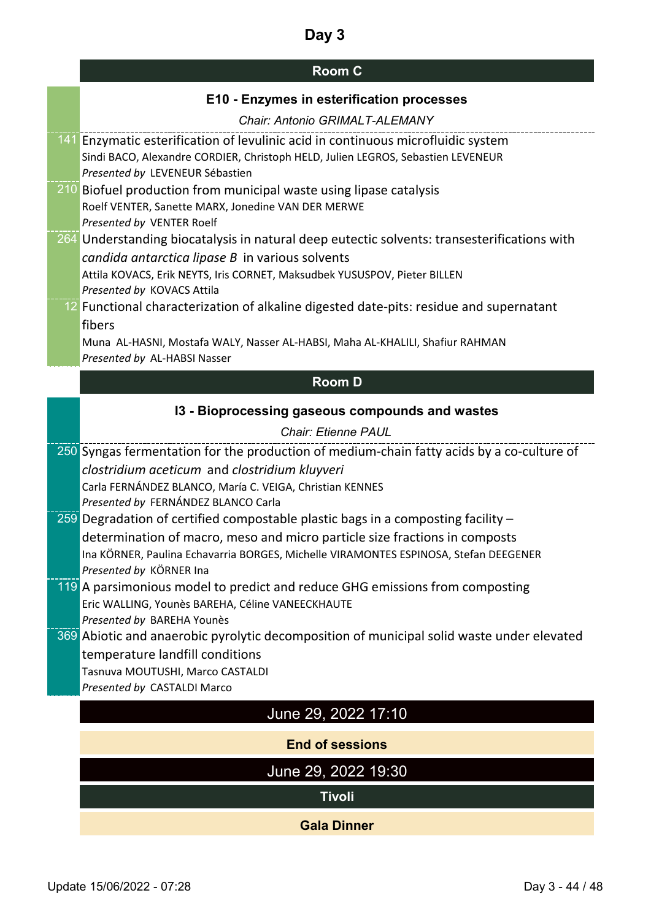# Day 3

## Room C

### E10 - Enzymes in esterification processes

*Chair: Antonio GRIMALT-ALEMANY*

141 Enzymatic esterification of levulinic acid in continuous microfluidic system
Sindi BACO, Alexandre CORDIER, Christoph HELD, Julien LEGROS, Sebastien LEVENEUR
*Presented by* LEVENEUR Sébastien

210 Biofuel production from municipal waste using lipase catalysis
Roelf VENTER, Sanette MARX, Jonedine VAN DER MERWE
*Presented by* VENTER Roelf

264 Understanding biocatalysis in natural deep eutectic solvents: transesterifications with *candida antarctica lipase B* in various solvents
Attila KOVACS, Erik NEYTS, Iris CORNET, Maksudbek YUSUSPOV, Pieter BILLEN
*Presented by* KOVACS Attila

12 Functional characterization of alkaline digested date-pits: residue and supernatant fibers
Muna AL-HASNI, Mostafa WALY, Nasser AL-HABSI, Maha AL-KHALILI, Shafiur RAHMAN
*Presented by* AL-HABSI Nasser

## Room D

### I3 - Bioprocessing gaseous compounds and wastes

*Chair: Etienne PAUL*

250 Syngas fermentation for the production of medium-chain fatty acids by a co-culture of *clostridium aceticum* and *clostridium kluyveri*
Carla FERNÁNDEZ BLANCO, María C. VEIGA, Christian KENNES
*Presented by* FERNÁNDEZ BLANCO Carla

259 Degradation of certified compostable plastic bags in a composting facility – determination of macro, meso and micro particle size fractions in composts
Ina KÖRNER, Paulina Echavarria BORGES, Michelle VIRAMONTES ESPINOSA, Stefan DEEGENER
*Presented by* KÖRNER Ina

119 A parsimonious model to predict and reduce GHG emissions from composting
Eric WALLING, Younès BAREHA, Céline VANEECKHAUTE
*Presented by* BAREHA Younès

369 Abiotic and anaerobic pyrolytic decomposition of municipal solid waste under elevated temperature landfill conditions
Tasnuva MOUTUSHI, Marco CASTALDI
*Presented by* CASTALDI Marco

## June 29, 2022 17:10

**End of sessions**

## June 29, 2022 19:30

**Tivoli**

**Gala Dinner**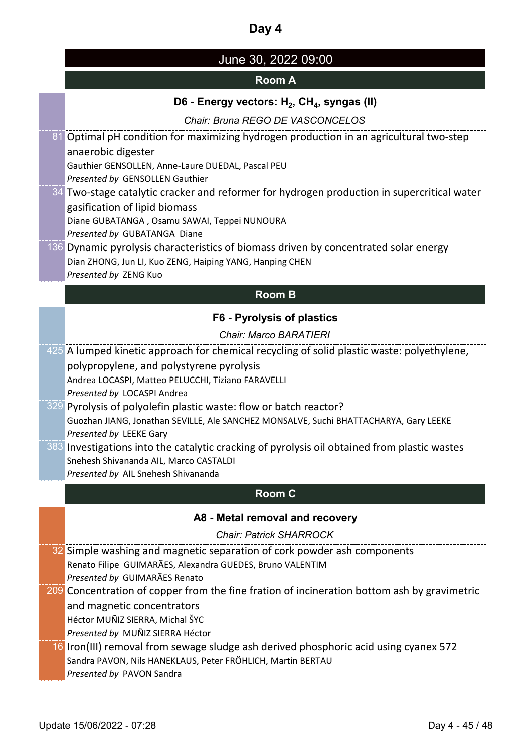# Day 4

## June 30, 2022 09:00

### Room A

#### D6 - Energy vectors: $H_2$, $CH_4$, syngas (II)

*Chair: Bruna REGO DE VASCONCELOS*

81 Optimal pH condition for maximizing hydrogen production in an agricultural two-step anaerobic digester
Gauthier GENSOLLEN, Anne-Laure DUEDAL, Pascal PEU
*Presented by* GENSOLLEN Gauthier

34 Two-stage catalytic cracker and reformer for hydrogen production in supercritical water gasification of lipid biomass
Diane GUBATANGA , Osamu SAWAI, Teppei NUNOURA
*Presented by* GUBATANGA Diane

136 Dynamic pyrolysis characteristics of biomass driven by concentrated solar energy
Dian ZHONG, Jun LI, Kuo ZENG, Haiping YANG, Hanping CHEN
*Presented by* ZENG Kuo

### Room B

#### F6 - Pyrolysis of plastics

*Chair: Marco BARATIERI*

425 A lumped kinetic approach for chemical recycling of solid plastic waste: polyethylene, polypropylene, and polystyrene pyrolysis
Andrea LOCASPI, Matteo PELUCCHI, Tiziano FARAVELLI
*Presented by* LOCASPI Andrea

329 Pyrolysis of polyolefin plastic waste: flow or batch reactor?
Guozhan JIANG, Jonathan SEVILLE, Ale SANCHEZ MONSALVE, Suchi BHATTACHARYA, Gary LEEKE
*Presented by* LEEKE Gary

383 Investigations into the catalytic cracking of pyrolysis oil obtained from plastic wastes
Snehesh Shivananda AIL, Marco CASTALDI
*Presented by* AIL Snehesh Shivananda

### Room C

#### A8 - Metal removal and recovery

*Chair: Patrick SHARROCK*

32 Simple washing and magnetic separation of cork powder ash components
Renato Filipe GUIMARÃES, Alexandra GUEDES, Bruno VALENTIM
*Presented by* GUIMARÃES Renato

209 Concentration of copper from the fine fration of incineration bottom ash by gravimetric and magnetic concentrators
Héctor MUÑIZ SIERRA, Michal ŠYC
*Presented by* MUÑIZ SIERRA Héctor

16 Iron(III) removal from sewage sludge ash derived phosphoric acid using cyanex 572
Sandra PAVON, Nils HANEKLAUS, Peter FRÖHLICH, Martin BERTAU
*Presented by* PAVON Sandra

Update 15/06/2022 - 07:28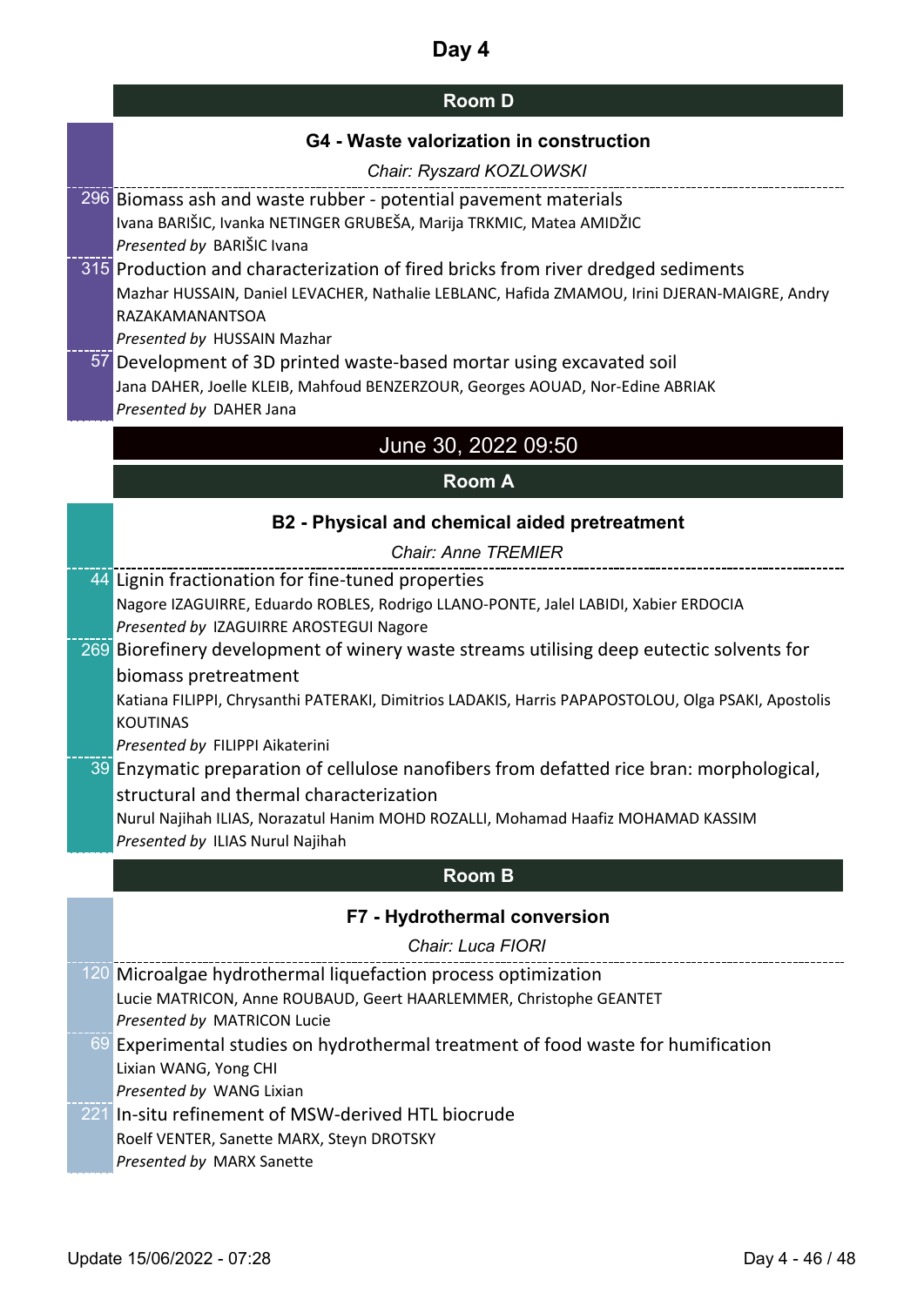# Day 4

## Room D

### G4 - Waste valorization in construction

*Chair: Ryszard KOZLOWSKI*

296 Biomass ash and waste rubber - potential pavement materials
Ivana BARIŠIC, Ivanka NETINGER GRUBEŠA, Marija TRKMIC, Matea AMIDŽIC
*Presented by* BARIŠIC Ivana

315 Production and characterization of fired bricks from river dredged sediments
Mazhar HUSSAIN, Daniel LEVACHER, Nathalie LEBLANC, Hafida ZMAMOU, Irini DJERAN-MAIGRE, Andry RAZAKAMANANTSOA
*Presented by* HUSSAIN Mazhar

57 Development of 3D printed waste-based mortar using excavated soil
Jana DAHER, Joelle KLEIB, Mahfoud BENZERZOUR, Georges AOUAD, Nor-Edine ABRIAK
*Presented by* DAHER Jana

## June 30, 2022 09:50

## Room A

### B2 - Physical and chemical aided pretreatment

*Chair: Anne TREMIER*

44 Lignin fractionation for fine-tuned properties
Nagore IZAGUIRRE, Eduardo ROBLES, Rodrigo LLANO-PONTE, Jalel LABIDI, Xabier ERDOCIA
*Presented by* IZAGUIRRE AROSTEGUI Nagore

269 Biorefinery development of winery waste streams utilising deep eutectic solvents for biomass pretreatment
Katiana FILIPPI, Chrysanthi PATERAKI, Dimitrios LADAKIS, Harris PAPAPOSTOLOU, Olga PSAKI, Apostolis KOUTINAS
*Presented by* FILIPPI Aikaterini

39 Enzymatic preparation of cellulose nanofibers from defatted rice bran: morphological, structural and thermal characterization
Nurul Najihah ILIAS, Norazatul Hanim MOHD ROZALLI, Mohamad Haafiz MOHAMAD KASSIM
*Presented by* ILIAS Nurul Najihah

## Room B

### F7 - Hydrothermal conversion

*Chair: Luca FIORI*

120 Microalgae hydrothermal liquefaction process optimization
Lucie MATRICON, Anne ROUBAUD, Geert HAARLEMMER, Christophe GEANTET
*Presented by* MATRICON Lucie

69 Experimental studies on hydrothermal treatment of food waste for humification
Lixian WANG, Yong CHI
*Presented by* WANG Lixian

221 In-situ refinement of MSW-derived HTL biocrude
Roelf VENTER, Sanette MARX, Steyn DROTSKY
*Presented by* MARX Sanette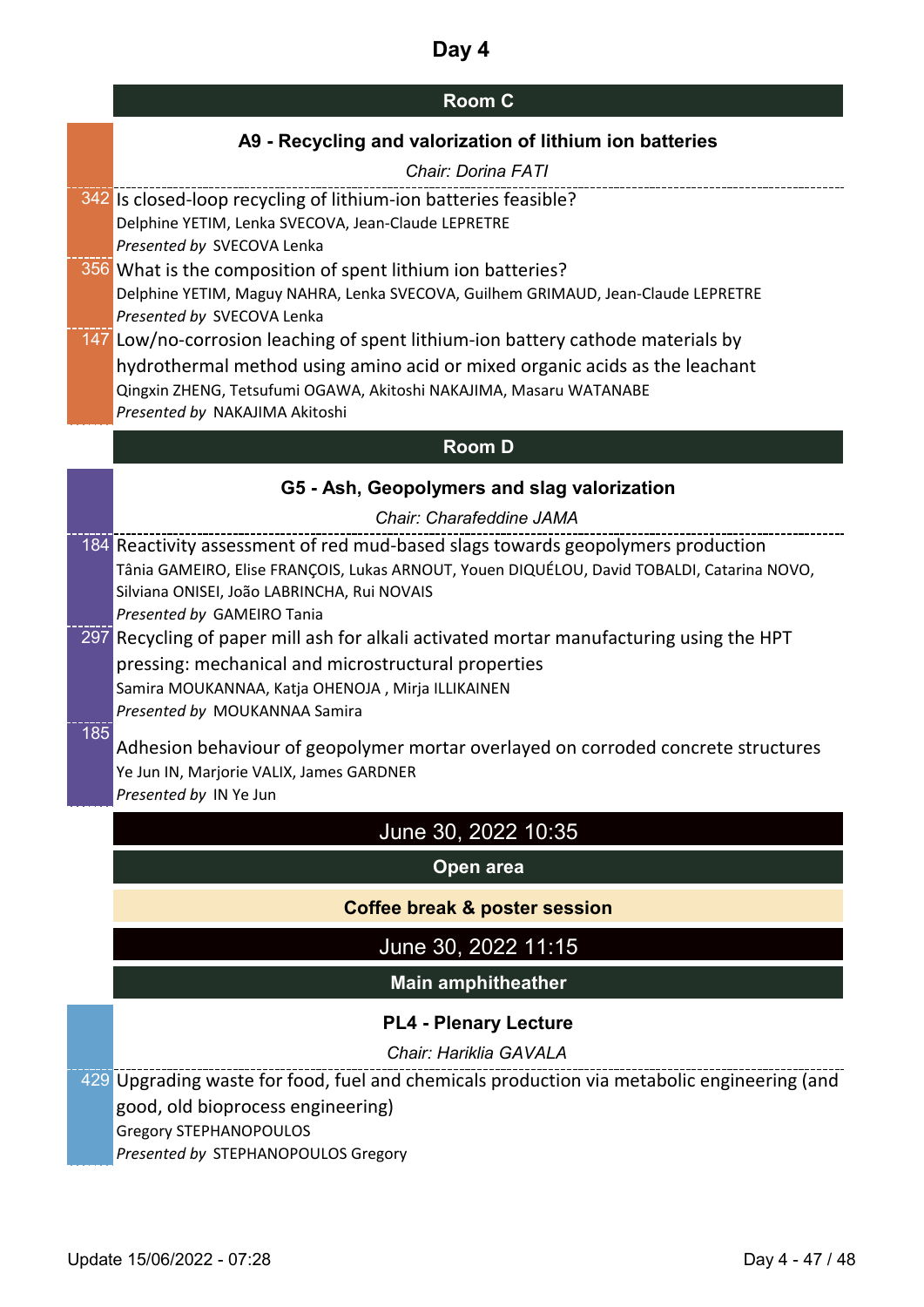# Day 4

## Room C

### A9 - Recycling and valorization of lithium ion batteries

*Chair: Dorina FATI*

342 Is closed-loop recycling of lithium-ion batteries feasible?
Delphine YETIM, Lenka SVECOVA, Jean-Claude LEPRETRE
*Presented by* SVECOVA Lenka

356 What is the composition of spent lithium ion batteries?
Delphine YETIM, Maguy NAHRA, Lenka SVECOVA, Guilhem GRIMAUD, Jean-Claude LEPRETRE
*Presented by* SVECOVA Lenka

147 Low/no-corrosion leaching of spent lithium-ion battery cathode materials by hydrothermal method using amino acid or mixed organic acids as the leachant
Qingxin ZHENG, Tetsufumi OGAWA, Akitoshi NAKAJIMA, Masaru WATANABE
*Presented by* NAKAJIMA Akitoshi

## Room D

### G5 - Ash, Geopolymers and slag valorization

*Chair: Charafeddine JAMA*

184 Reactivity assessment of red mud-based slags towards geopolymers production
Tânia GAMEIRO, Elise FRANÇOIS, Lukas ARNOUT, Youen DIQUÉLOU, David TOBALDI, Catarina NOVO, Silviana ONISEI, João LABRINCHA, Rui NOVAIS
*Presented by* GAMEIRO Tania

297 Recycling of paper mill ash for alkali activated mortar manufacturing using the HPT pressing: mechanical and microstructural properties
Samira MOUKANNAA, Katja OHENOJA , Mirja ILLIKAINEN
*Presented by* MOUKANNAA Samira

185 Adhesion behaviour of geopolymer mortar overlayed on corroded concrete structures
Ye Jun IN, Marjorie VALIX, James GARDNER
*Presented by* IN Ye Jun

## June 30, 2022 10:35

## Open area

**Coffee break & poster session**

## June 30, 2022 11:15

## Main amphitheather

### PL4 - Plenary Lecture

*Chair: Hariklia GAVALA*

429 Upgrading waste for food, fuel and chemicals production via metabolic engineering (and good, old bioprocess engineering)
Gregory STEPHANOPOULOS
*Presented by* STEPHANOPOULOS Gregory

Update 15/06/2022 - 07:28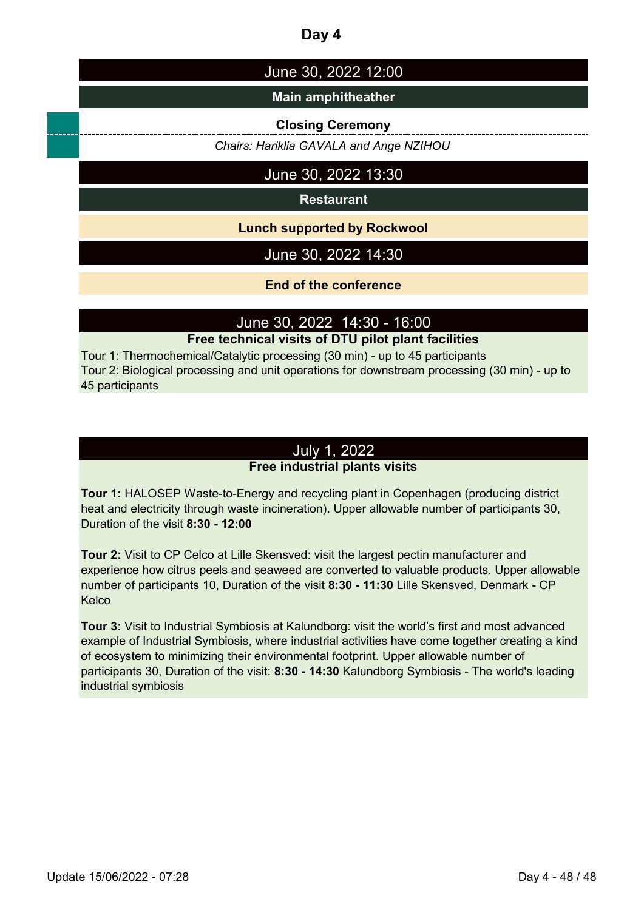# Day 4

## June 30, 2022 12:00

**Main amphitheather**

**Closing Ceremony**

*Chairs: Hariklia GAVALA and Ange NZIHOU*

## June 30, 2022 13:30

**Restaurant**

**Lunch supported by Rockwool**

## June 30, 2022 14:30

**End of the conference**

## June 30, 2022 14:30 - 16:00

**Free technical visits of DTU pilot plant facilities**

Tour 1: Thermochemical/Catalytic processing (30 min) - up to 45 participants
Tour 2: Biological processing and unit operations for downstream processing (30 min) - up to 45 participants

## July 1, 2022

**Free industrial plants visits**

**Tour 1:** HALOSEP Waste-to-Energy and recycling plant in Copenhagen (producing district heat and electricity through waste incineration). Upper allowable number of participants 30, Duration of the visit **8:30 - 12:00**

**Tour 2:** Visit to CP Celco at Lille Skensved: visit the largest pectin manufacturer and experience how citrus peels and seaweed are converted to valuable products. Upper allowable number of participants 10, Duration of the visit **8:30 - 11:30** Lille Skensved, Denmark - CP Kelco

**Tour 3:** Visit to Industrial Symbiosis at Kalundborg: visit the world's first and most advanced example of Industrial Symbiosis, where industrial activities have come together creating a kind of ecosystem to minimizing their environmental footprint. Upper allowable number of participants 30, Duration of the visit: **8:30 - 14:30** Kalundborg Symbiosis - The world's leading industrial symbiosis